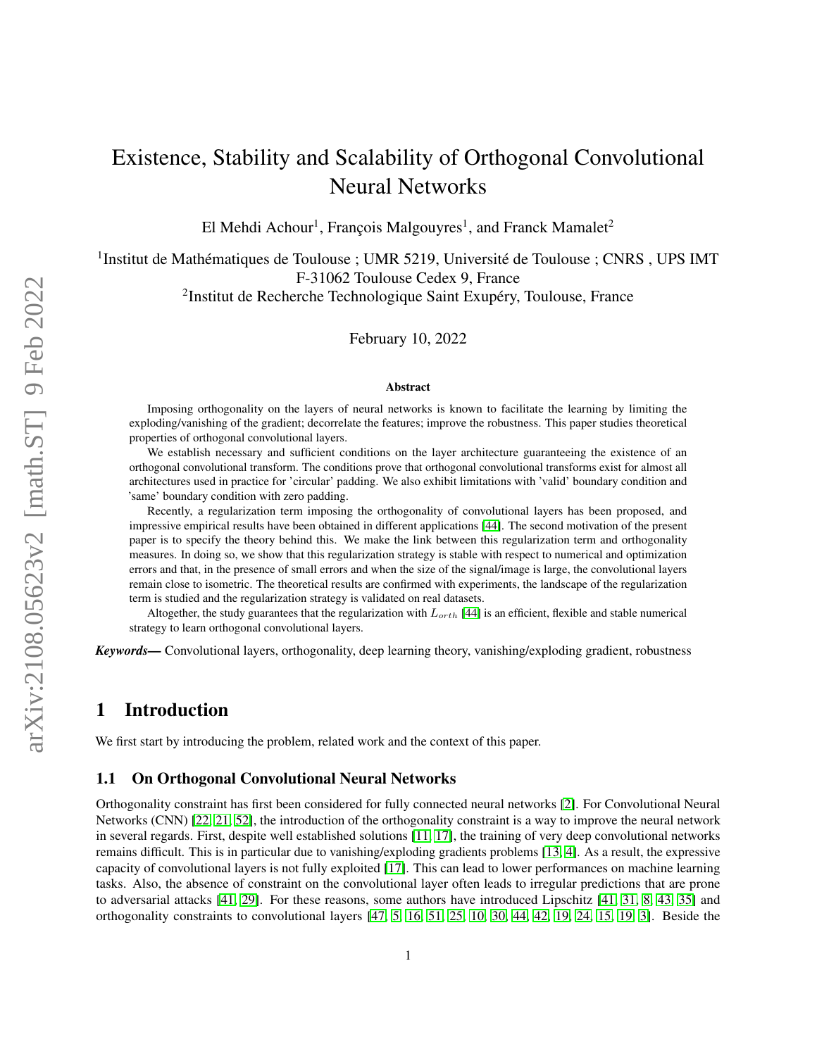# Existence, Stability and Scalability of Orthogonal Convolutional Neural Networks

El Mehdi Achour[1], François Malgouyres[1], and Franck Mamalet[2]

[1]Institut de Mathématiques de Toulouse ; UMR 5219, Université de Toulouse ; CNRS , UPS IMT F-31062 Toulouse Cedex 9, France

[2]Institut de Recherche Technologique Saint Exupéry, Toulouse, France

February 10, 2022

### Abstract

Imposing orthogonality on the layers of neural networks is known to facilitate the learning by limiting the exploding/vanishing of the gradient; decorrelate the features; improve the robustness. This paper studies theoretical properties of orthogonal convolutional layers.

We establish necessary and sufficient conditions on the layer architecture guaranteeing the existence of an orthogonal convolutional transform. The conditions prove that orthogonal convolutional transforms exist for almost all architectures used in practice for 'circular' padding. We also exhibit limitations with 'valid' boundary condition and 'same' boundary condition with zero padding.

Recently, a regularization term imposing the orthogonality of convolutional layers has been proposed, and impressive empirical results have been obtained in different applications [44]. The second motivation of the present paper is to specify the theory behind this. We make the link between this regularization term and orthogonality measures. In doing so, we show that this regularization strategy is stable with respect to numerical and optimization errors and that, in the presence of small errors and when the size of the signal/image is large, the convolutional layers remain close to isometric. The theoretical results are confirmed with experiments, the landscape of the regularization term is studied and the regularization strategy is validated on real datasets.

Altogether, the study guarantees that the regularization with $L_{orth}$ [44] is an efficient, flexible and stable numerical strategy to learn orthogonal convolutional layers.

***Keywords—*** Convolutional layers, orthogonality, deep learning theory, vanishing/exploding gradient, robustness

## 1 Introduction

We first start by introducing the problem, related work and the context of this paper.

### 1.1 On Orthogonal Convolutional Neural Networks

Orthogonality constraint has first been considered for fully connected neural networks [2]. For Convolutional Neural Networks (CNN) [22, 21, 52], the introduction of the orthogonality constraint is a way to improve the neural network in several regards. First, despite well established solutions [11, 17], the training of very deep convolutional networks remains difficult. This is in particular due to vanishing/exploding gradients problems [13, 4]. As a result, the expressive capacity of convolutional layers is not fully exploited [17]. This can lead to lower performances on machine learning tasks. Also, the absence of constraint on the convolutional layer often leads to irregular predictions that are prone to adversarial attacks [41, 29]. For these reasons, some authors have introduced Lipschitz [41, 31, 8, 43, 35] and orthogonality constraints to convolutional layers [47, 5, 16, 51, 25, 10, 30, 44, 42, 19, 24, 15, 19, 3]. Beside the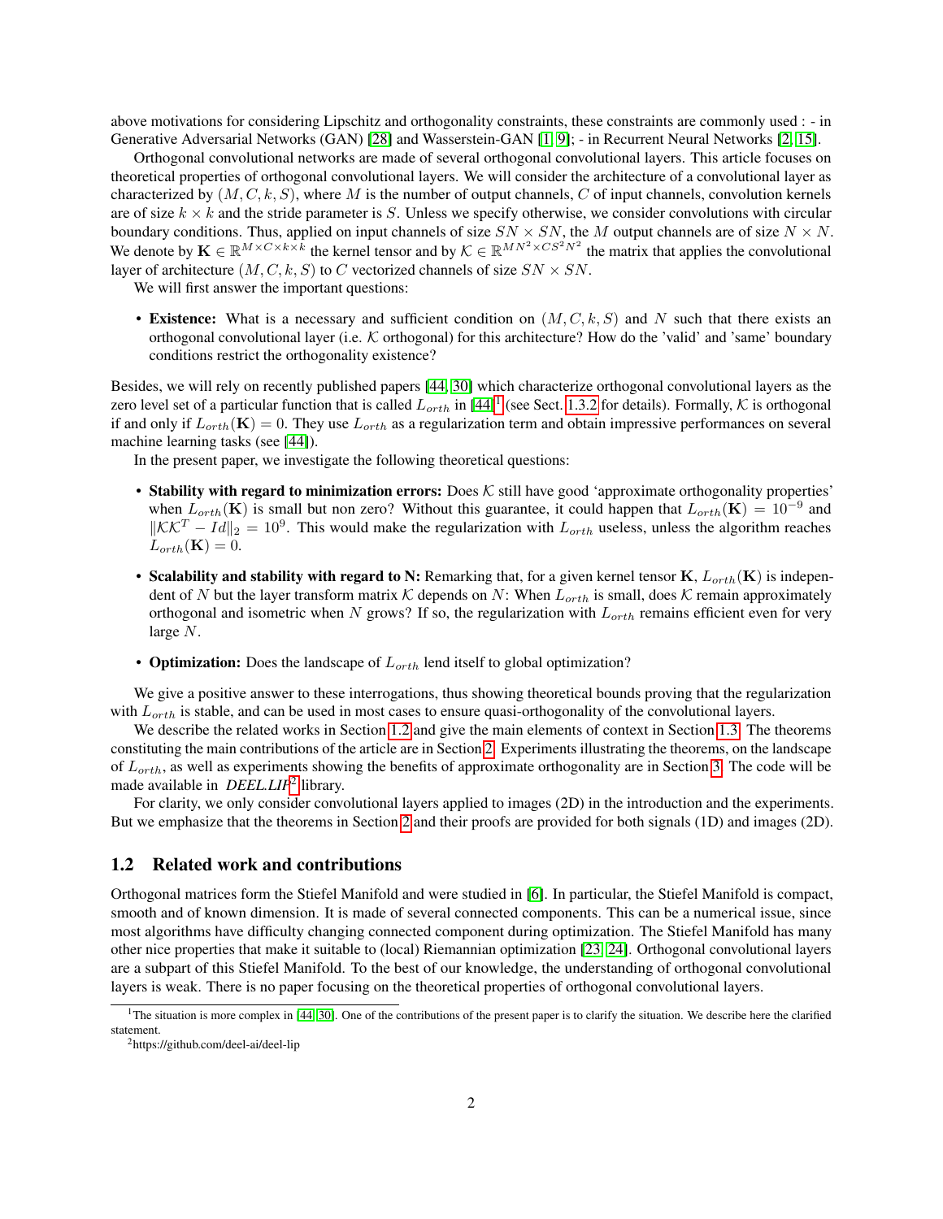above motivations for considering Lipschitz and orthogonality constraints, these constraints are commonly used : - in Generative Adversarial Networks (GAN) [28] and Wasserstein-GAN [1, 9]; - in Recurrent Neural Networks [2, 15].

Orthogonal convolutional networks are made of several orthogonal convolutional layers. This article focuses on theoretical properties of orthogonal convolutional layers. We will consider the architecture of a convolutional layer as characterized by $(M, C, k, S)$, where $M$ is the number of output channels, $C$ of input channels, convolution kernels are of size $k \times k$ and the stride parameter is $S$. Unless we specify otherwise, we consider convolutions with circular boundary conditions. Thus, applied on input channels of size $SN \times SN$, the $M$ output channels are of size $N \times N$. We denote by $\mathbf{K} \in \mathbb{R}^{M \times C \times k \times k}$ the kernel tensor and by $\mathcal{K} \in \mathbb{R}^{MN^2 \times CS^2N^2}$ the matrix that applies the convolutional layer of architecture $(M, C, k, S)$ to $C$ vectorized channels of size $SN \times SN$.

We will first answer the important questions:

- **Existence:** What is a necessary and sufficient condition on $(M, C, k, S)$ and $N$ such that there exists an orthogonal convolutional layer (i.e. $\mathcal{K}$ orthogonal) for this architecture? How do the 'valid' and 'same' boundary conditions restrict the orthogonality existence?

Besides, we will rely on recently published papers [44, 30] which characterize orthogonal convolutional layers as the zero level set of a particular function that is called $L_{orth}$ in [44][1] (see Sect. 1.3.2 for details). Formally, $\mathcal{K}$ is orthogonal if and only if $L_{orth}(\mathbf{K}) = 0$. They use $L_{orth}$ as a regularization term and obtain impressive performances on several machine learning tasks (see [44]).

In the present paper, we investigate the following theoretical questions:

- **Stability with regard to minimization errors:** Does $\mathcal{K}$ still have good 'approximate orthogonality properties' when $L_{orth}(\mathbf{K})$ is small but non zero? Without this guarantee, it could happen that $L_{orth}(\mathbf{K}) = 10^{-9}$ and $\|\mathcal{K}\mathcal{K}^T - Id\|_2 = 10^9$. This would make the regularization with $L_{orth}$ useless, unless the algorithm reaches $L_{orth}(\mathbf{K}) = 0$.
- **Scalability and stability with regard to N:** Remarking that, for a given kernel tensor $\mathbf{K}$, $L_{orth}(\mathbf{K})$ is independent of $N$ but the layer transform matrix $\mathcal{K}$ depends on $N$: When $L_{orth}$ is small, does $\mathcal{K}$ remain approximately orthogonal and isometric when $N$ grows? If so, the regularization with $L_{orth}$ remains efficient even for very large $N$.
- **Optimization:** Does the landscape of $L_{orth}$ lend itself to global optimization?

We give a positive answer to these interrogations, thus showing theoretical bounds proving that the regularization with $L_{orth}$ is stable, and can be used in most cases to ensure quasi-orthogonality of the convolutional layers.

We describe the related works in Section 1.2 and give the main elements of context in Section 1.3. The theorems constituting the main contributions of the article are in Section 2. Experiments illustrating the theorems, on the landscape of $L_{orth}$, as well as experiments showing the benefits of approximate orthogonality are in Section 3. The code will be made available in *DEEL.LIP*[2] library.

For clarity, we only consider convolutional layers applied to images (2D) in the introduction and the experiments. But we emphasize that the theorems in Section 2 and their proofs are provided for both signals (1D) and images (2D).

## 1.2 Related work and contributions

Orthogonal matrices form the Stiefel Manifold and were studied in [6]. In particular, the Stiefel Manifold is compact, smooth and of known dimension. It is made of several connected components. This can be a numerical issue, since most algorithms have difficulty changing connected component during optimization. The Stiefel Manifold has many other nice properties that make it suitable to (local) Riemannian optimization [23, 24]. Orthogonal convolutional layers are a subpart of this Stiefel Manifold. To the best of our knowledge, the understanding of orthogonal convolutional layers is weak. There is no paper focusing on the theoretical properties of orthogonal convolutional layers.

[1] The situation is more complex in [44, 30]. One of the contributions of the present paper is to clarify the situation. We describe here the clarified statement.

[2] https://github.com/deel-ai/deel-lip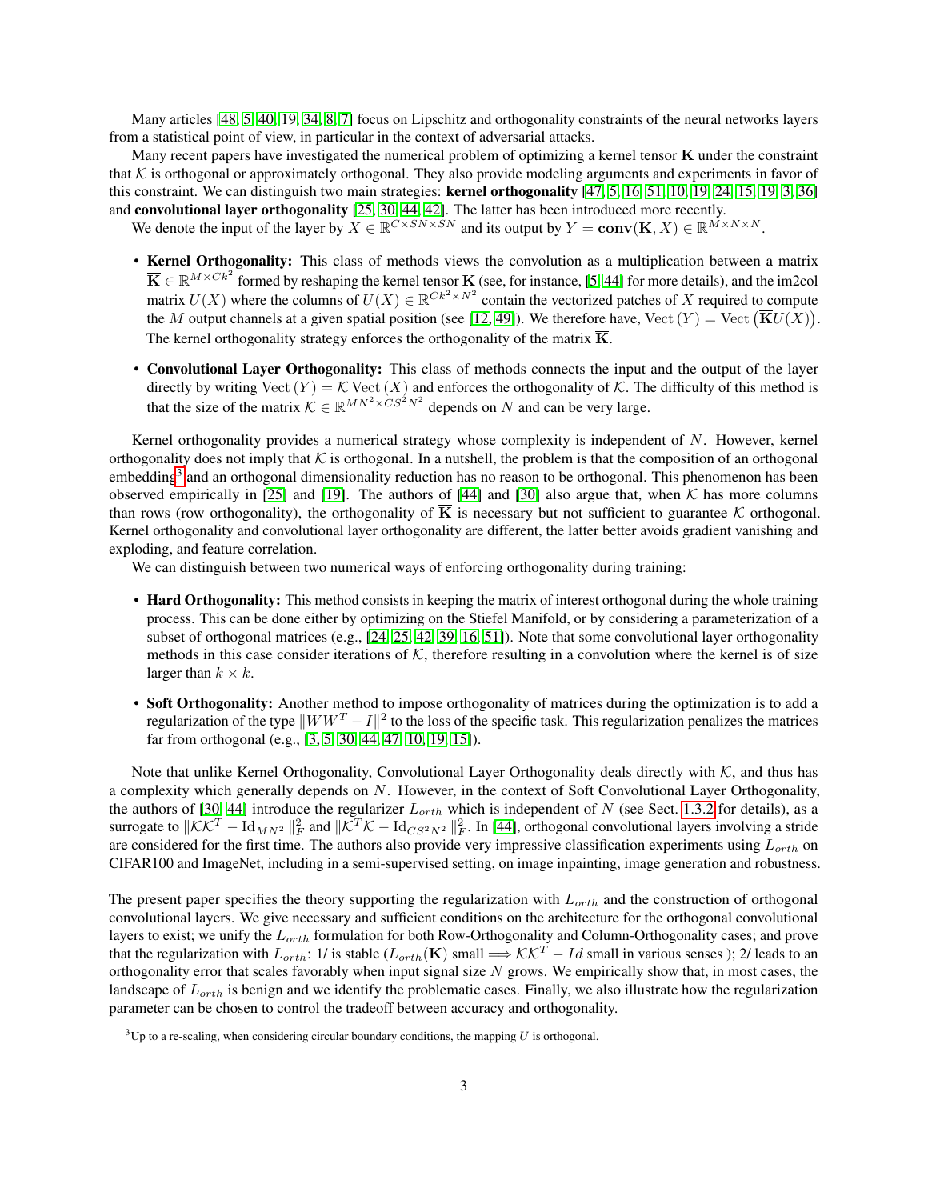Many articles [48, 5, 40, 19, 34, 8, 7] focus on Lipschitz and orthogonality constraints of the neural networks layers from a statistical point of view, in particular in the context of adversarial attacks.

Many recent papers have investigated the numerical problem of optimizing a kernel tensor $\mathbf{K}$ under the constraint that $\mathcal{K}$ is orthogonal or approximately orthogonal. They also provide modeling arguments and experiments in favor of this constraint. We can distinguish two main strategies: **kernel orthogonality** [47, 5, 16, 51, 10, 19, 24, 15, 19, 3, 36] and **convolutional layer orthogonality** [25, 30, 44, 42]. The latter has been introduced more recently.

We denote the input of the layer by $X \in \mathbb{R}^{C\times SN\times SN}$ and its output by $Y = \mathbf{conv}(\mathbf{K}, X) \in \mathbb{R}^{M\times N\times N}$.

- **Kernel Orthogonality:** This class of methods views the convolution as a multiplication between a matrix $\overline{\mathbf{K}} \in \mathbb{R}^{M\times Ck^2}$ formed by reshaping the kernel tensor $\mathbf{K}$ (see, for instance, [5, 44] for more details), and the im2col matrix $U(X)$ where the columns of $U(X) \in \mathbb{R}^{Ck^2\times N^2}$ contain the vectorized patches of $X$ required to compute the $M$ output channels at a given spatial position (see [12, 49]). We therefore have, $\mathrm{Vect}\,(Y) = \mathrm{Vect}\,\big(\overline{\mathbf{K}}U(X)\big)$. The kernel orthogonality strategy enforces the orthogonality of the matrix $\overline{\mathbf{K}}$.
- **Convolutional Layer Orthogonality:** This class of methods connects the input and the output of the layer directly by writing $\mathrm{Vect}\,(Y) = \mathcal{K}\,\mathrm{Vect}\,(X)$ and enforces the orthogonality of $\mathcal{K}$. The difficulty of this method is that the size of the matrix $\mathcal{K} \in \mathbb{R}^{MN^2\times CS^2N^2}$ depends on $N$ and can be very large.

Kernel orthogonality provides a numerical strategy whose complexity is independent of $N$. However, kernel orthogonality does not imply that $\mathcal{K}$ is orthogonal. In a nutshell, the problem is that the composition of an orthogonal embedding[3] and an orthogonal dimensionality reduction has no reason to be orthogonal. This phenomenon has been observed empirically in [25] and [19]. The authors of [44] and [30] also argue that, when $\mathcal{K}$ has more columns than rows (row orthogonality), the orthogonality of $\overline{\mathbf{K}}$ is necessary but not sufficient to guarantee $\mathcal{K}$ orthogonal. Kernel orthogonality and convolutional layer orthogonality are different, the latter better avoids gradient vanishing and exploding, and feature correlation.

We can distinguish between two numerical ways of enforcing orthogonality during training:

- **Hard Orthogonality:** This method consists in keeping the matrix of interest orthogonal during the whole training process. This can be done either by optimizing on the Stiefel Manifold, or by considering a parameterization of a subset of orthogonal matrices (e.g., [24, 25, 42, 39, 16, 51]). Note that some convolutional layer orthogonality methods in this case consider iterations of $\mathcal{K}$, therefore resulting in a convolution where the kernel is of size larger than $k\times k$.
- **Soft Orthogonality:** Another method to impose orthogonality of matrices during the optimization is to add a regularization of the type $\|WW^T - I\|^2$ to the loss of the specific task. This regularization penalizes the matrices far from orthogonal (e.g., [3, 5, 30, 44, 47, 10, 19, 15]).

Note that unlike Kernel Orthogonality, Convolutional Layer Orthogonality deals directly with $\mathcal{K}$, and thus has a complexity which generally depends on $N$. However, in the context of Soft Convolutional Layer Orthogonality, the authors of [30, 44] introduce the regularizer $L_{orth}$ which is independent of $N$ (see Sect. 1.3.2 for details), as a surrogate to $\|\mathcal{K}\mathcal{K}^T - \mathrm{Id}_{MN^2}\|_F^2$ and $\|\mathcal{K}^T\mathcal{K} - \mathrm{Id}_{CS^2N^2}\|_F^2$. In [44], orthogonal convolutional layers involving a stride are considered for the first time. The authors also provide very impressive classification experiments using $L_{orth}$ on CIFAR100 and ImageNet, including in a semi-supervised setting, on image inpainting, image generation and robustness.

The present paper specifies the theory supporting the regularization with $L_{orth}$ and the construction of orthogonal convolutional layers. We give necessary and sufficient conditions on the architecture for the orthogonal convolutional layers to exist; we unify the $L_{orth}$ formulation for both Row-Orthogonality and Column-Orthogonality cases; and prove that the regularization with $L_{orth}$: 1/ is stable ($L_{orth}(\mathbf{K})$ small $\Longrightarrow \mathcal{K}\mathcal{K}^T - Id$ small in various senses ); 2/ leads to an orthogonality error that scales favorably when input signal size $N$ grows. We empirically show that, in most cases, the landscape of $L_{orth}$ is benign and we identify the problematic cases. Finally, we also illustrate how the regularization parameter can be chosen to control the tradeoff between accuracy and orthogonality.

[3] Up to a re-scaling, when considering circular boundary conditions, the mapping $U$ is orthogonal.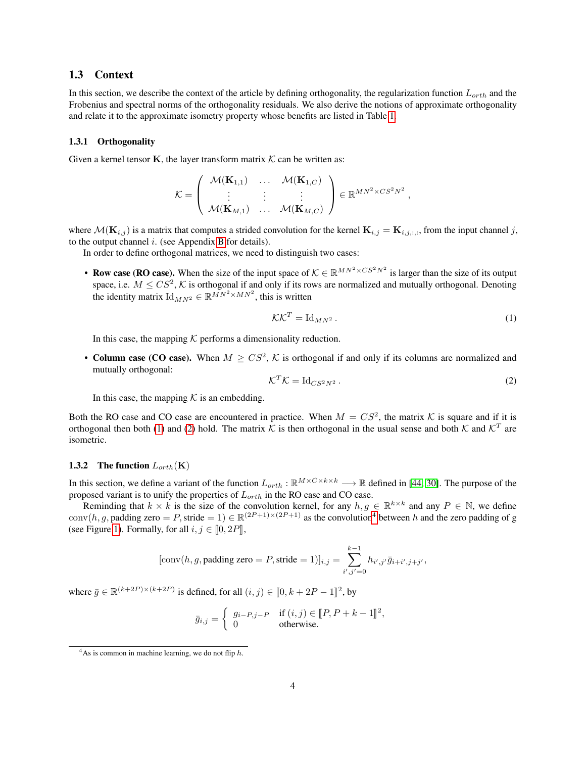## 1.3 Context

In this section, we describe the context of the article by defining orthogonality, the regularization function $L_{orth}$ and the Frobenius and spectral norms of the orthogonality residuals. We also derive the notions of approximate orthogonality and relate it to the approximate isometry property whose benefits are listed in Table 1.

### 1.3.1 Orthogonality

Given a kernel tensor $\mathbf{K}$, the layer transform matrix $\mathcal{K}$ can be written as:

$$\mathcal{K} = \begin{pmatrix} \mathcal{M}(\mathbf{K}_{1,1}) & \dots & \mathcal{M}(\mathbf{K}_{1,C}) \\ \vdots & \vdots & \vdots \\ \mathcal{M}(\mathbf{K}_{M,1}) & \dots & \mathcal{M}(\mathbf{K}_{M,C}) \end{pmatrix} \in \mathbb{R}^{MN^2 \times CS^2N^2} ,$$

where $\mathcal{M}(\mathbf{K}_{i,j})$ is a matrix that computes a strided convolution for the kernel $\mathbf{K}_{i,j} = \mathbf{K}_{i,j,:,:}$, from the input channel $j$, to the output channel $i$. (see Appendix B for details).

In order to define orthogonal matrices, we need to distinguish two cases:

- **Row case (RO case).** When the size of the input space of $\mathcal{K} \in \mathbb{R}^{MN^2 \times CS^2N^2}$ is larger than the size of its output space, i.e. $M \leq CS^2$, $\mathcal{K}$ is orthogonal if and only if its rows are normalized and mutually orthogonal. Denoting the identity matrix $\mathrm{Id}_{MN^2} \in \mathbb{R}^{MN^2 \times MN^2}$, this is written

$$\mathcal{K}\mathcal{K}^T = \mathrm{Id}_{MN^2} . \tag{1}$$

  In this case, the mapping $\mathcal{K}$ performs a dimensionality reduction.

- **Column case (CO case).** When $M \geq CS^2$, $\mathcal{K}$ is orthogonal if and only if its columns are normalized and mutually orthogonal:

$$\mathcal{K}^T\mathcal{K} = \mathrm{Id}_{CS^2N^2} . \tag{2}$$

  In this case, the mapping $\mathcal{K}$ is an embedding.

Both the RO case and CO case are encountered in practice. When $M = CS^2$, the matrix $\mathcal{K}$ is square and if it is orthogonal then both (1) and (2) hold. The matrix $\mathcal{K}$ is then orthogonal in the usual sense and both $\mathcal{K}$ and $\mathcal{K}^T$ are isometric.

### 1.3.2 The function $L_{orth}(\mathbf{K})$

In this section, we define a variant of the function $L_{orth} : \mathbb{R}^{M \times C \times k \times k} \longrightarrow \mathbb{R}$ defined in [44, 30]. The purpose of the proposed variant is to unify the properties of $L_{orth}$ in the RO case and CO case.

Reminding that $k \times k$ is the size of the convolution kernel, for any $h, g \in \mathbb{R}^{k \times k}$ and any $P \in \mathbb{N}$, we define $\mathrm{conv}(h, g, \text{padding zero} = P, \text{stride} = 1) \in \mathbb{R}^{(2P+1)\times(2P+1)}$ as the convolution[4] between $h$ and the zero padding of g (see Figure 1). Formally, for all $i, j \in [\![0, 2P]\!]$,

$$[\mathrm{conv}(h, g, \text{padding zero} = P, \text{stride} = 1)]_{i,j} = \sum_{i',j'=0}^{k-1} h_{i',j'}\bar{g}_{i+i',j+j'},$$

where $\bar{g} \in \mathbb{R}^{(k+2P)\times(k+2P)}$ is defined, for all $(i, j) \in [\![0, k + 2P - 1]\!]^2$, by

$$\bar{g}_{i,j} = \begin{cases} g_{i-P,j-P} & \text{if } (i,j) \in [\![P, P+k-1]\!]^2, \\ 0 & \text{otherwise.} \end{cases}$$

[4] As is common in machine learning, we do not flip $h$.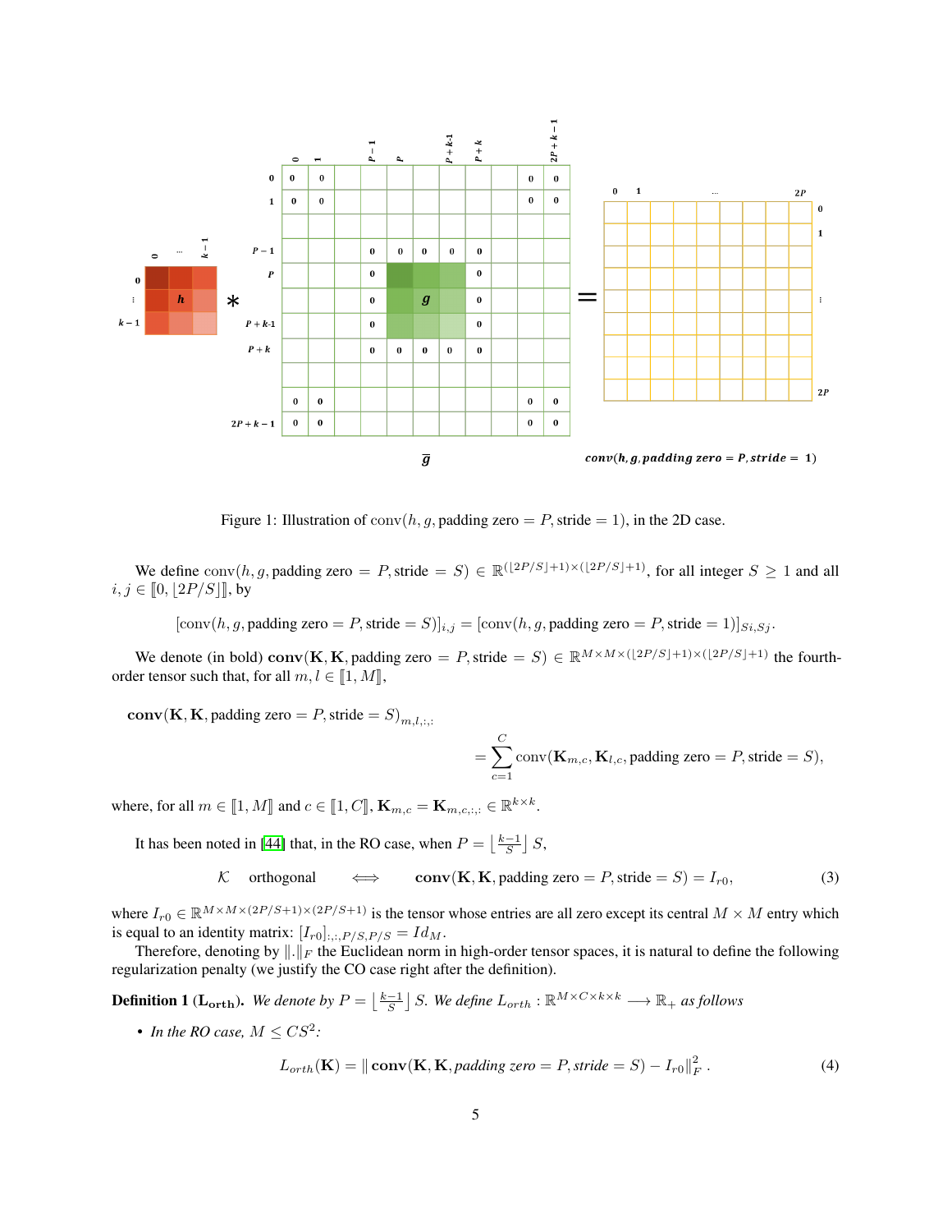Figure 1: Illustration of $\text{conv}(h, g, \text{padding zero} = P, \text{stride} = 1)$, in the 2D case.

We define $\text{conv}(h, g, \text{padding zero} = P, \text{stride} = S) \in \mathbb{R}^{(\lfloor 2P/S \rfloor+1)\times(\lfloor 2P/S \rfloor+1)}$, for all integer $S \geq 1$ and all $i, j \in [\![0, \lfloor 2P/S \rfloor]\!]$, by

$$[\text{conv}(h, g, \text{padding zero} = P, \text{stride} = S)]_{i,j} = [\text{conv}(h, g, \text{padding zero} = P, \text{stride} = 1)]_{Si,Sj}.$$

We denote (in bold) $\mathbf{conv}(\mathbf{K}, \mathbf{K}, \text{padding zero} = P, \text{stride} = S) \in \mathbb{R}^{M\times M\times(\lfloor 2P/S \rfloor+1)\times(\lfloor 2P/S \rfloor+1)}$ the fourth-order tensor such that, for all $m, l \in [\![1, M]\!]$,

$$\mathbf{conv}(\mathbf{K}, \mathbf{K}, \text{padding zero} = P, \text{stride} = S)_{m,l,:,:} = \sum_{c=1}^{C} \text{conv}(\mathbf{K}_{m,c}, \mathbf{K}_{l,c}, \text{padding zero} = P, \text{stride} = S),$$

where, for all $m \in [\![1, M]\!]$ and $c \in [\![1, C]\!]$, $\mathbf{K}_{m,c} = \mathbf{K}_{m,c,:,:} \in \mathbb{R}^{k\times k}$.

It has been noted in [44] that, in the RO case, when $P = \left\lfloor \frac{k-1}{S} \right\rfloor S$,

$$\mathcal{K} \quad \text{orthogonal} \quad \iff \quad \mathbf{conv}(\mathbf{K}, \mathbf{K}, \text{padding zero} = P, \text{stride} = S) = I_{r0}, \tag{3}$$

where $I_{r0} \in \mathbb{R}^{M\times M\times(2P/S+1)\times(2P/S+1)}$ is the tensor whose entries are all zero except its central $M \times M$ entry which is equal to an identity matrix: $[I_{r0}]_{:,:,P/S,P/S} = Id_M$.

Therefore, denoting by $\|.\|_F$ the Euclidean norm in high-order tensor spaces, it is natural to define the following regularization penalty (we justify the CO case right after the definition).

**Definition 1 ($\mathbf{L_{orth}}$).** *We denote by $P = \left\lfloor \frac{k-1}{S} \right\rfloor S$. We define $L_{orth} : \mathbb{R}^{M\times C\times k\times k} \longrightarrow \mathbb{R}_+$ as follows*

- *In the RO case, $M \leq CS^2$:*

$$L_{orth}(\mathbf{K}) = \|\, \mathbf{conv}(\mathbf{K}, \mathbf{K}, \textit{padding zero} = P, \textit{stride} = S) - I_{r0}\|_F^2 \,. \tag{4}$$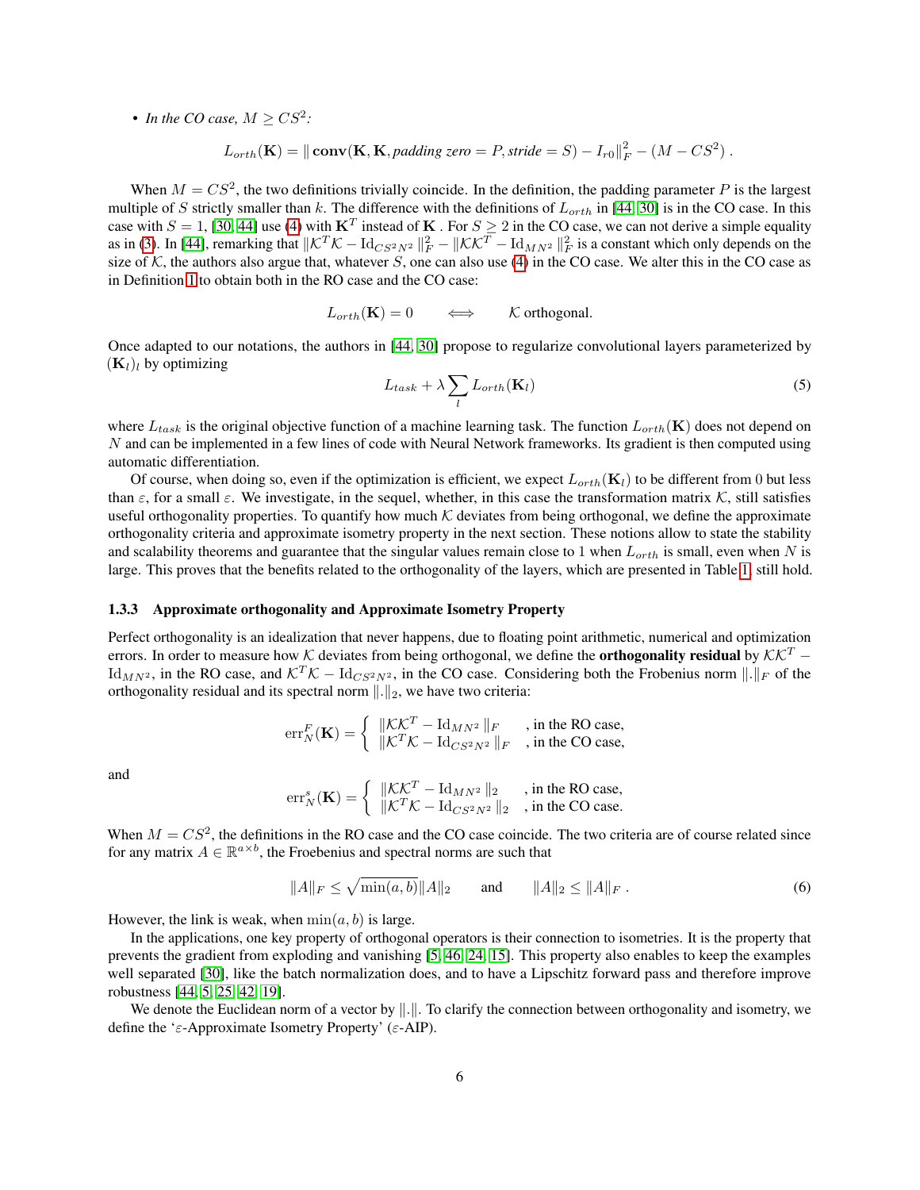- *In the CO case, $M \geq CS^2$:*

$$L_{orth}(\mathbf{K}) = \| \mathbf{conv}(\mathbf{K}, \mathbf{K}, \textit{padding zero} = P, \textit{stride} = S) - I_{r0} \|_F^2 - (M - CS^2) \ .$$

When $M = CS^2$, the two definitions trivially coincide. In the definition, the padding parameter $P$ is the largest multiple of $S$ strictly smaller than $k$. The difference with the definitions of $L_{orth}$ in [44, 30] is in the CO case. In this case with $S = 1$, [30, 44] use (4) with $\mathbf{K}^T$ instead of $\mathbf{K}$ . For $S \geq 2$ in the CO case, we can not derive a simple equality as in (3). In [44], remarking that $\|\mathcal{K}^T\mathcal{K} - \mathrm{Id}_{CS^2N^2}\|_F^2 - \|\mathcal{K}\mathcal{K}^T - \mathrm{Id}_{MN^2}\|_F^2$ is a constant which only depends on the size of $\mathcal{K}$, the authors also argue that, whatever $S$, one can also use (4) in the CO case. We alter this in the CO case as in Definition 1 to obtain both in the RO case and the CO case:

$$L_{orth}(\mathbf{K}) = 0 \qquad \Longleftrightarrow \qquad \mathcal{K} \text{ orthogonal.}$$

Once adapted to our notations, the authors in [44, 30] propose to regularize convolutional layers parameterized by $(\mathbf{K}_l)_l$ by optimizing

$$L_{task} + \lambda \sum_l L_{orth}(\mathbf{K}_l) \tag{5}$$

where $L_{task}$ is the original objective function of a machine learning task. The function $L_{orth}(\mathbf{K})$ does not depend on $N$ and can be implemented in a few lines of code with Neural Network frameworks. Its gradient is then computed using automatic differentiation.

Of course, when doing so, even if the optimization is efficient, we expect $L_{orth}(\mathbf{K}_l)$ to be different from 0 but less than $\varepsilon$, for a small $\varepsilon$. We investigate, in the sequel, whether, in this case the transformation matrix $\mathcal{K}$, still satisfies useful orthogonality properties. To quantify how much $\mathcal{K}$ deviates from being orthogonal, we define the approximate orthogonality criteria and approximate isometry property in the next section. These notions allow to state the stability and scalability theorems and guarantee that the singular values remain close to 1 when $L_{orth}$ is small, even when $N$ is large. This proves that the benefits related to the orthogonality of the layers, which are presented in Table 1, still hold.

### 1.3.3 Approximate orthogonality and Approximate Isometry Property

Perfect orthogonality is an idealization that never happens, due to floating point arithmetic, numerical and optimization errors. In order to measure how $\mathcal{K}$ deviates from being orthogonal, we define the **orthogonality residual** by $\mathcal{K}\mathcal{K}^T - \mathrm{Id}_{MN^2}$, in the RO case, and $\mathcal{K}^T\mathcal{K} - \mathrm{Id}_{CS^2N^2}$, in the CO case. Considering both the Frobenius norm $\|.\|_F$ of the orthogonality residual and its spectral norm $\|.\|_2$, we have two criteria:

$$\mathrm{err}_N^F(\mathbf{K}) = \begin{cases} \|\mathcal{K}\mathcal{K}^T - \mathrm{Id}_{MN^2}\|_F & \text{, in the RO case,} \\ \|\mathcal{K}^T\mathcal{K} - \mathrm{Id}_{CS^2N^2}\|_F & \text{, in the CO case,} \end{cases}$$

and

$$\mathrm{err}_N^s(\mathbf{K}) = \begin{cases} \|\mathcal{K}\mathcal{K}^T - \mathrm{Id}_{MN^2}\|_2 & \text{, in the RO case,} \\ \|\mathcal{K}^T\mathcal{K} - \mathrm{Id}_{CS^2N^2}\|_2 & \text{, in the CO case.} \end{cases}$$

When $M = CS^2$, the definitions in the RO case and the CO case coincide. The two criteria are of course related since for any matrix $A \in \mathbb{R}^{a \times b}$, the Froebenius and spectral norms are such that

$$\|A\|_F \leq \sqrt{\min(a,b)}\|A\|_2 \qquad \text{and} \qquad \|A\|_2 \leq \|A\|_F \ . \tag{6}$$

However, the link is weak, when $\min(a, b)$ is large.

In the applications, one key property of orthogonal operators is their connection to isometries. It is the property that prevents the gradient from exploding and vanishing [5, 46, 24, 15]. This property also enables to keep the examples well separated [30], like the batch normalization does, and to have a Lipschitz forward pass and therefore improve robustness [44, 5, 25, 42, 19].

We denote the Euclidean norm of a vector by $\|.\|$. To clarify the connection between orthogonality and isometry, we define the '$\varepsilon$-Approximate Isometry Property' ($\varepsilon$-AIP).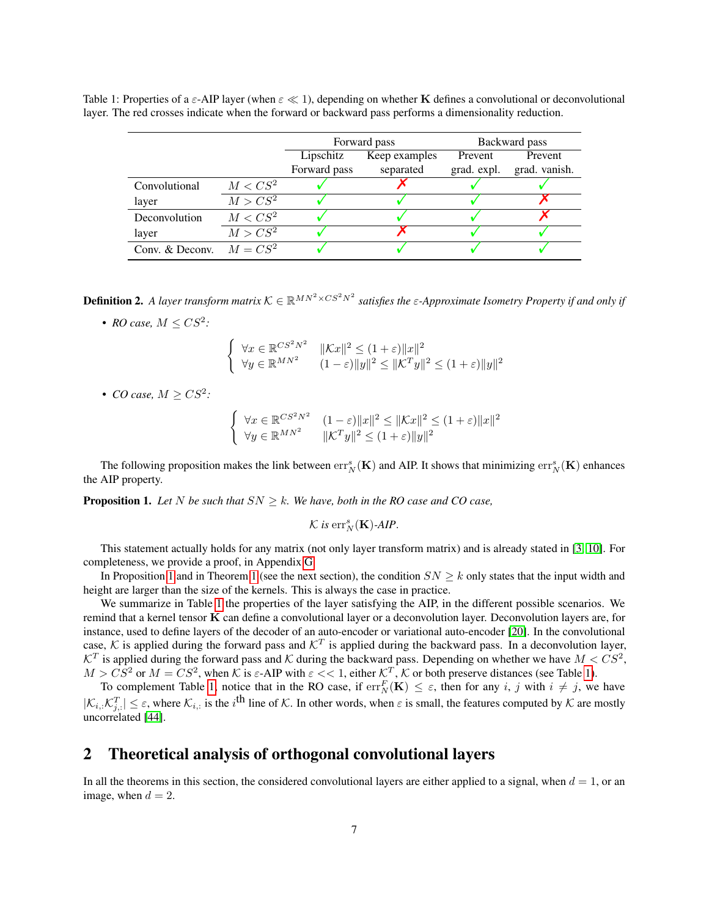Table 1: Properties of a $\varepsilon$-AIP layer (when $\varepsilon \ll 1$), depending on whether $\mathbf{K}$ defines a convolutional or deconvolutional layer. The red crosses indicate when the forward or backward pass performs a dimensionality reduction.

| | | Forward pass | | Backward pass | |
|---|---|---|---|---|---|
| | | Lipschitz Forward pass | Keep examples separated | Prevent grad. expl. | Prevent grad. vanish. |
| Convolutional layer | $M < CS^2$ | ✓ | ✗ | ✓ | ✓ |
| | $M > CS^2$ | ✓ | ✓ | ✓ | ✗ |
| Deconvolution layer | $M < CS^2$ | ✓ | ✓ | ✓ | ✗ |
| | $M > CS^2$ | ✓ | ✗ | ✓ | ✓ |
| Conv. & Deconv. | $M = CS^2$ | ✓ | ✓ | ✓ | ✓ |

**Definition 2.** *A layer transform matrix $\mathcal{K} \in \mathbb{R}^{MN^2 \times CS^2N^2}$ satisfies the $\varepsilon$-Approximate Isometry Property if and only if*

- *RO case, $M \leq CS^2$:*

$$\begin{cases} \forall x \in \mathbb{R}^{CS^2N^2} & \|\mathcal{K}x\|^2 \leq (1+\varepsilon)\|x\|^2 \\ \forall y \in \mathbb{R}^{MN^2} & (1-\varepsilon)\|y\|^2 \leq \|\mathcal{K}^T y\|^2 \leq (1+\varepsilon)\|y\|^2 \end{cases}$$

- *CO case, $M \geq CS^2$:*

$$\begin{cases} \forall x \in \mathbb{R}^{CS^2N^2} & (1-\varepsilon)\|x\|^2 \leq \|\mathcal{K}x\|^2 \leq (1+\varepsilon)\|x\|^2 \\ \forall y \in \mathbb{R}^{MN^2} & \|\mathcal{K}^T y\|^2 \leq (1+\varepsilon)\|y\|^2 \end{cases}$$

The following proposition makes the link between $\mathrm{err}_N^s(\mathbf{K})$ and AIP. It shows that minimizing $\mathrm{err}_N^s(\mathbf{K})$ enhances the AIP property.

**Proposition 1.** *Let $N$ be such that $SN \geq k$. We have, both in the RO case and CO case,*

$$\mathcal{K} \text{ is } \mathrm{err}_N^s(\mathbf{K})\text{-}AIP.$$

This statement actually holds for any matrix (not only layer transform matrix) and is already stated in [3, 10]. For completeness, we provide a proof, in Appendix G.

In Proposition 1 and in Theorem 1 (see the next section), the condition $SN \geq k$ only states that the input width and height are larger than the size of the kernels. This is always the case in practice.

We summarize in Table 1 the properties of the layer satisfying the AIP, in the different possible scenarios. We remind that a kernel tensor $\mathbf{K}$ can define a convolutional layer or a deconvolution layer. Deconvolution layers are, for instance, used to define layers of the decoder of an auto-encoder or variational auto-encoder [20]. In the convolutional case, $\mathcal{K}$ is applied during the forward pass and $\mathcal{K}^T$ is applied during the backward pass. In a deconvolution layer, $\mathcal{K}^T$ is applied during the forward pass and $\mathcal{K}$ during the backward pass. Depending on whether we have $M < CS^2$, $M > CS^2$ or $M = CS^2$, when $\mathcal{K}$ is $\varepsilon$-AIP with $\varepsilon << 1$, either $\mathcal{K}^T$, $\mathcal{K}$ or both preserve distances (see Table 1).

To complement Table 1, notice that in the RO case, if $\mathrm{err}_N^F(\mathbf{K}) \leq \varepsilon$, then for any $i$, $j$ with $i \neq j$, we have $|\mathcal{K}_{i,:}\mathcal{K}_{j,:}^T| \leq \varepsilon$, where $\mathcal{K}_{i,:}$ is the $i^{\text{th}}$ line of $\mathcal{K}$. In other words, when $\varepsilon$ is small, the features computed by $\mathcal{K}$ are mostly uncorrelated [44].

## 2 Theoretical analysis of orthogonal convolutional layers

In all the theorems in this section, the considered convolutional layers are either applied to a signal, when $d = 1$, or an image, when $d = 2$.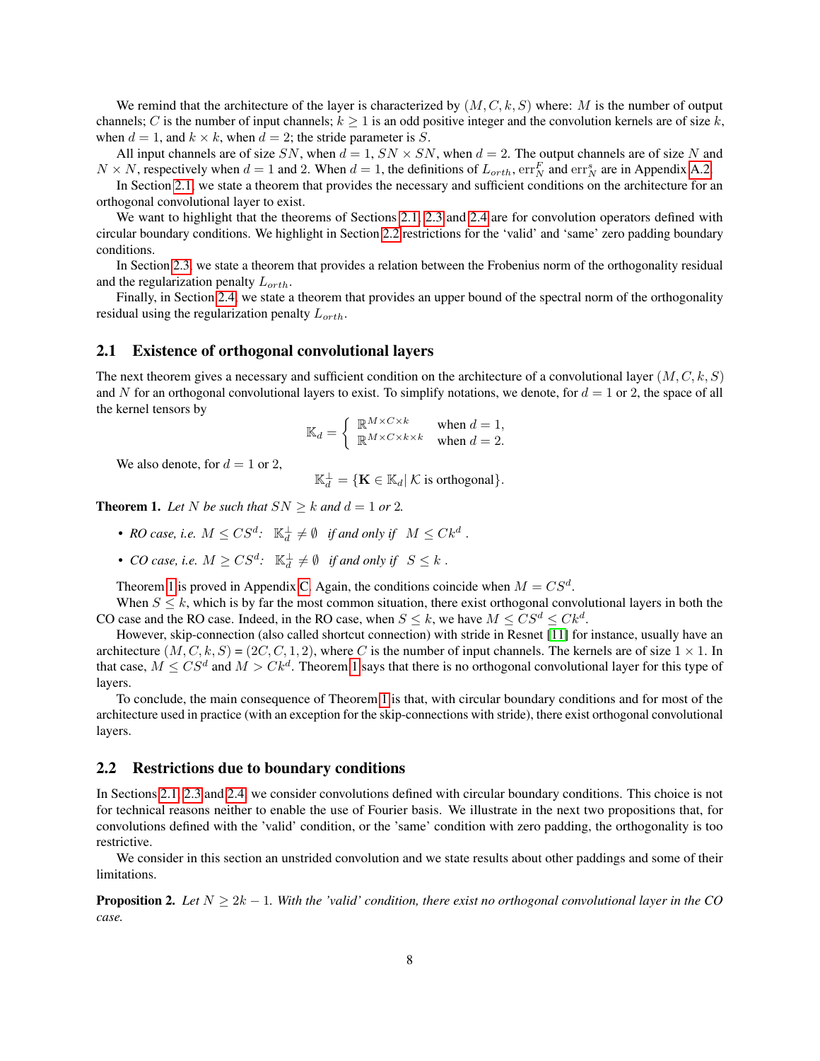We remind that the architecture of the layer is characterized by $(M, C, k, S)$ where: $M$ is the number of output channels; $C$ is the number of input channels; $k \geq 1$ is an odd positive integer and the convolution kernels are of size $k$, when $d = 1$, and $k \times k$, when $d = 2$; the stride parameter is $S$.

All input channels are of size $SN$, when $d = 1$, $SN \times SN$, when $d = 2$. The output channels are of size $N$ and $N \times N$, respectively when $d = 1$ and 2. When $d = 1$, the definitions of $L_{orth}$, $\text{err}_N^F$ and $\text{err}_N^s$ are in Appendix A.2.

In Section 2.1, we state a theorem that provides the necessary and sufficient conditions on the architecture for an orthogonal convolutional layer to exist.

We want to highlight that the theorems of Sections 2.1, 2.3 and 2.4 are for convolution operators defined with circular boundary conditions. We highlight in Section 2.2 restrictions for the 'valid' and 'same' zero padding boundary conditions.

In Section 2.3, we state a theorem that provides a relation between the Frobenius norm of the orthogonality residual and the regularization penalty $L_{orth}$.

Finally, in Section 2.4, we state a theorem that provides an upper bound of the spectral norm of the orthogonality residual using the regularization penalty $L_{orth}$.

## 2.1 Existence of orthogonal convolutional layers

The next theorem gives a necessary and sufficient condition on the architecture of a convolutional layer $(M, C, k, S)$ and $N$ for an orthogonal convolutional layers to exist. To simplify notations, we denote, for $d = 1$ or 2, the space of all the kernel tensors by

$$\mathbb{K}_d = \left\{ \begin{array}{ll} \mathbb{R}^{M \times C \times k} & \text{when } d = 1, \\ \mathbb{R}^{M \times C \times k \times k} & \text{when } d = 2. \end{array} \right.$$

We also denote, for $d = 1$ or 2,

$$\mathbb{K}_d^{\perp} = \{\mathbf{K} \in \mathbb{K}_d | \, \mathcal{K} \text{ is orthogonal}\}.$$

**Theorem 1.** *Let $N$ be such that $SN \geq k$ and $d = 1$ or 2.*

- *RO case, i.e. $M \leq CS^d$: $\mathbb{K}_d^{\perp} \neq \emptyset$ if and only if $M \leq Ck^d$.*
- *CO case, i.e. $M \geq CS^d$: $\mathbb{K}_d^{\perp} \neq \emptyset$ if and only if $S \leq k$.*

Theorem 1 is proved in Appendix C. Again, the conditions coincide when $M = CS^d$.

When $S \leq k$, which is by far the most common situation, there exist orthogonal convolutional layers in both the CO case and the RO case. Indeed, in the RO case, when $S \leq k$, we have $M \leq CS^d \leq Ck^d$.

However, skip-connection (also called shortcut connection) with stride in Resnet [11] for instance, usually have an architecture $(M, C, k, S) = (2C, C, 1, 2)$, where $C$ is the number of input channels. The kernels are of size $1 \times 1$. In that case, $M \leq CS^d$ and $M > Ck^d$. Theorem 1 says that there is no orthogonal convolutional layer for this type of layers.

To conclude, the main consequence of Theorem 1 is that, with circular boundary conditions and for most of the architecture used in practice (with an exception for the skip-connections with stride), there exist orthogonal convolutional layers.

## 2.2 Restrictions due to boundary conditions

In Sections 2.1, 2.3 and 2.4, we consider convolutions defined with circular boundary conditions. This choice is not for technical reasons neither to enable the use of Fourier basis. We illustrate in the next two propositions that, for convolutions defined with the 'valid' condition, or the 'same' condition with zero padding, the orthogonality is too restrictive.

We consider in this section an unstrided convolution and we state results about other paddings and some of their limitations.

**Proposition 2.** *Let $N \geq 2k - 1$. With the 'valid' condition, there exist no orthogonal convolutional layer in the CO case.*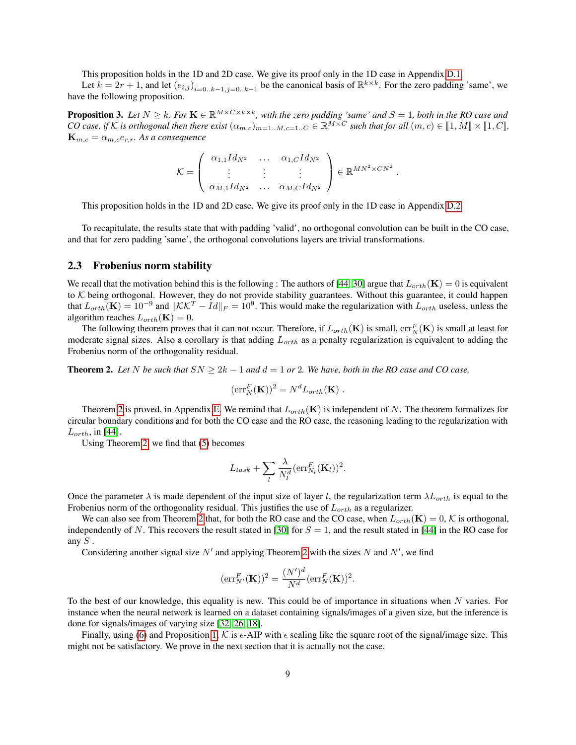This proposition holds in the 1D and 2D case. We give its proof only in the 1D case in Appendix D.1.

Let $k = 2r + 1$, and let $(e_{i,j})_{i=0..k-1,j=0..k-1}$ be the canonical basis of $\mathbb{R}^{k\times k}$. For the zero padding 'same', we have the following proposition.

**Proposition 3.** *Let $N \geq k$. For $\mathbf{K} \in \mathbb{R}^{M\times C\times k\times k}$, with the zero padding 'same' and $S = 1$, both in the RO case and CO case, if $\mathcal{K}$ is orthogonal then there exist $(\alpha_{m,c})_{m=1..M,c=1..C} \in \mathbb{R}^{M\times C}$ such that for all $(m, c) \in [\![1, M]\!] \times [\![1, C]\!]$, $\mathbf{K}_{m,c} = \alpha_{m,c} e_{r,r}$. As a consequence*

$$\mathcal{K} = \begin{pmatrix} \alpha_{1,1} Id_{N^2} & \dots & \alpha_{1,C} Id_{N^2} \\ \vdots & \vdots & \vdots \\ \alpha_{M,1} Id_{N^2} & \dots & \alpha_{M,C} Id_{N^2} \end{pmatrix} \in \mathbb{R}^{MN^2\times CN^2} .$$

This proposition holds in the 1D and 2D case. We give its proof only in the 1D case in Appendix D.2.

To recapitulate, the results state that with padding 'valid', no orthogonal convolution can be built in the CO case, and that for zero padding 'same', the orthogonal convolutions layers are trivial transformations.

### 2.3 Frobenius norm stability

We recall that the motivation behind this is the following : The authors of [44, 30] argue that $L_{orth}(\mathbf{K}) = 0$ is equivalent to $\mathcal{K}$ being orthogonal. However, they do not provide stability guarantees. Without this guarantee, it could happen that $L_{orth}(\mathbf{K}) = 10^{-9}$ and $\|\mathcal{K}\mathcal{K}^T - Id\|_F = 10^9$. This would make the regularization with $L_{orth}$ useless, unless the algorithm reaches $L_{orth}(\mathbf{K}) = 0$.

The following theorem proves that it can not occur. Therefore, if $L_{orth}(\mathbf{K})$ is small, $\text{err}_N^F(\mathbf{K})$ is small at least for moderate signal sizes. Also a corollary is that adding $L_{orth}$ as a penalty regularization is equivalent to adding the Frobenius norm of the orthogonality residual.

**Theorem 2.** *Let $N$ be such that $SN \geq 2k - 1$ and $d = 1$ or $2$. We have, both in the RO case and CO case,*

$$(\text{err}_N^F(\mathbf{K}))^2 = N^d L_{orth}(\mathbf{K}) .$$

Theorem 2 is proved, in Appendix E. We remind that $L_{orth}(\mathbf{K})$ is independent of $N$. The theorem formalizes for circular boundary conditions and for both the CO case and the RO case, the reasoning leading to the regularization with $L_{orth}$, in [44].

Using Theorem 2, we find that (5) becomes

$$L_{task} + \sum_l \frac{\lambda}{N_l^d} (\text{err}_{N_l}^F(\mathbf{K}_l))^2.$$

Once the parameter $\lambda$ is made dependent of the input size of layer $l$, the regularization term $\lambda L_{orth}$ is equal to the Frobenius norm of the orthogonality residual. This justifies the use of $L_{orth}$ as a regularizer.

We can also see from Theorem 2 that, for both the RO case and the CO case, when $L_{orth}(\mathbf{K}) = 0$, $\mathcal{K}$ is orthogonal, independently of $N$. This recovers the result stated in [30] for $S = 1$, and the result stated in [44] in the RO case for any $S$ .

Considering another signal size $N'$ and applying Theorem 2 with the sizes $N$ and $N'$, we find

$$(\text{err}_{N'}^F(\mathbf{K}))^2 = \frac{(N')^d}{N^d} (\text{err}_N^F(\mathbf{K}))^2.$$

To the best of our knowledge, this equality is new. This could be of importance in situations when $N$ varies. For instance when the neural network is learned on a dataset containing signals/images of a given size, but the inference is done for signals/images of varying size [32, 26, 18].

Finally, using (6) and Proposition 1, $\mathcal{K}$ is $\epsilon$-AIP with $\epsilon$ scaling like the square root of the signal/image size. This might not be satisfactory. We prove in the next section that it is actually not the case.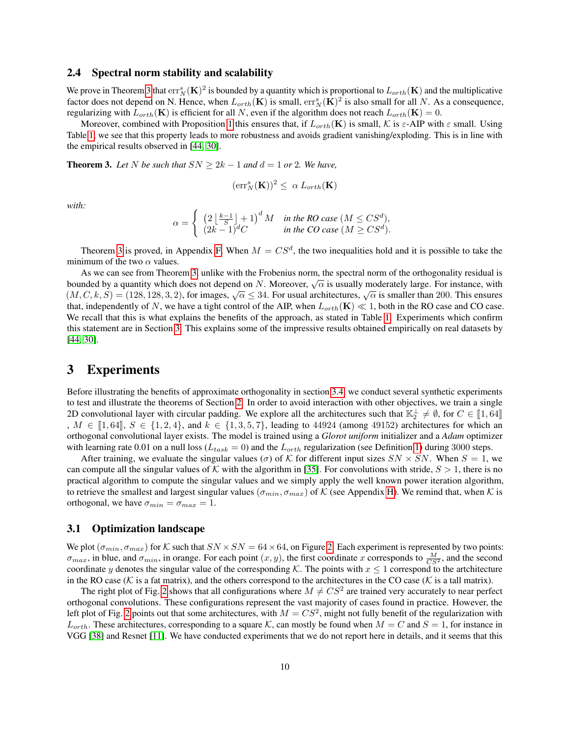### 2.4 Spectral norm stability and scalability

We prove in Theorem 3 that $\mathrm{err}^s_N(\mathbf{K})^2$ is bounded by a quantity which is proportional to $L_{orth}(\mathbf{K})$ and the multiplicative factor does not depend on N. Hence, when $L_{orth}(\mathbf{K})$ is small, $\mathrm{err}^s_N(\mathbf{K})^2$ is also small for all $N$. As a consequence, regularizing with $L_{orth}(\mathbf{K})$ is efficient for all $N$, even if the algorithm does not reach $L_{orth}(\mathbf{K}) = 0$.

Moreover, combined with Proposition 1 this ensures that, if $L_{orth}(\mathbf{K})$ is small, $\mathcal{K}$ is $\varepsilon$-AIP with $\varepsilon$ small. Using Table 1, we see that this property leads to more robustness and avoids gradient vanishing/exploding. This is in line with the empirical results observed in [44, 30].

**Theorem 3.** *Let $N$ be such that $SN \geq 2k-1$ and $d = 1$ or $2$. We have,*

$$(\mathrm{err}^s_N(\mathbf{K}))^2 \leq \alpha \, L_{orth}(\mathbf{K})$$

*with:*

$$\alpha = \begin{cases} \left(2\left\lfloor \frac{k-1}{S} \right\rfloor + 1\right)^d M & \text{in the RO case } (M \leq CS^d), \\ (2k-1)^d C & \text{in the CO case } (M \geq CS^d). \end{cases}$$

Theorem 3 is proved, in Appendix F. When $M = CS^d$, the two inequalities hold and it is possible to take the minimum of the two $\alpha$ values.

As we can see from Theorem 3, unlike with the Frobenius norm, the spectral norm of the orthogonality residual is bounded by a quantity which does not depend on $N$. Moreover, $\sqrt{\alpha}$ is usually moderately large. For instance, with $(M, C, k, S) = (128, 128, 3, 2)$, for images, $\sqrt{\alpha} \leq 34$. For usual architectures, $\sqrt{\alpha}$ is smaller than 200. This ensures that, independently of $N$, we have a tight control of the AIP, when $L_{orth}(\mathbf{K}) \ll 1$, both in the RO case and CO case. We recall that this is what explains the benefits of the approach, as stated in Table 1. Experiments which confirm this statement are in Section 3. This explains some of the impressive results obtained empirically on real datasets by [44, 30].

# 3 Experiments

Before illustrating the benefits of approximate orthogonality in section 3.4, we conduct several synthetic experiments to test and illustrate the theorems of Section 2. In order to avoid interaction with other objectives, we train a single 2D convolutional layer with circular padding. We explore all the architectures such that $\mathbb{K}_2^{\perp} \neq \emptyset$, for $C \in [\![1, 64]\!]$ , $M \in [\![1, 64]\!]$, $S \in \{1, 2, 4\}$, and $k \in \{1, 3, 5, 7\}$, leading to 44924 (among 49152) architectures for which an orthogonal convolutional layer exists. The model is trained using a *Glorot uniform* initializer and a *Adam* optimizer with learning rate 0.01 on a null loss ($L_{task} = 0$) and the $L_{orth}$ regularization (see Definition 1) during 3000 steps.

After training, we evaluate the singular values ($\sigma$) of $\mathcal{K}$ for different input sizes $SN \times SN$. When $S = 1$, we can compute all the singular values of $\mathcal{K}$ with the algorithm in [35]. For convolutions with stride, $S > 1$, there is no practical algorithm to compute the singular values and we simply apply the well known power iteration algorithm, to retrieve the smallest and largest singular values $(\sigma_{min}, \sigma_{max})$ of $\mathcal{K}$ (see Appendix H). We remind that, when $\mathcal{K}$ is orthogonal, we have $\sigma_{min} = \sigma_{max} = 1$.

### 3.1 Optimization landscape

We plot $(\sigma_{min}, \sigma_{max})$ for $\mathcal{K}$ such that $SN \times SN = 64 \times 64$, on Figure 2. Each experiment is represented by two points: $\sigma_{max}$, in blue, and $\sigma_{min}$, in orange. For each point $(x, y)$, the first coordinate $x$ corresponds to $\frac{M}{CS^2}$, and the second coordinate $y$ denotes the singular value of the corresponding $\mathcal{K}$. The points with $x \leq 1$ correspond to the artchitecture in the RO case ($\mathcal{K}$ is a fat matrix), and the others correspond to the architectures in the CO case ($\mathcal{K}$ is a tall matrix).

The right plot of Fig. 2 shows that all configurations where $M \neq CS^2$ are trained very accurately to near perfect orthogonal convolutions. These configurations represent the vast majority of cases found in practice. However, the left plot of Fig. 2 points out that some architectures, with $M = CS^2$, might not fully benefit of the regularization with $L_{orth}$. These architectures, corresponding to a square $\mathcal{K}$, can mostly be found when $M = C$ and $S = 1$, for instance in VGG [38] and Resnet [11]. We have conducted experiments that we do not report here in details, and it seems that this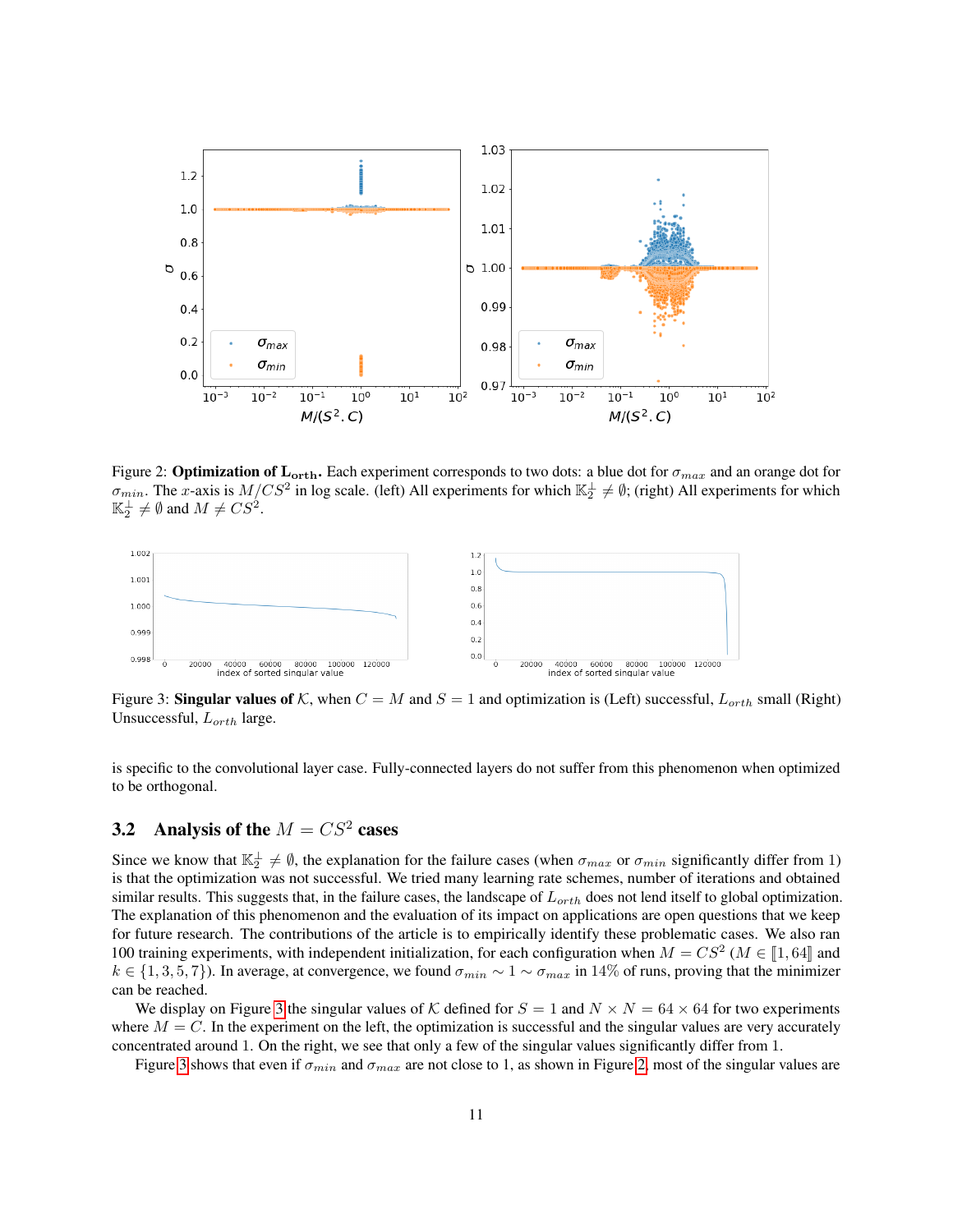Figure 2: **Optimization of $\mathbf{L_{orth}}$.** Each experiment corresponds to two dots: a blue dot for $\sigma_{max}$ and an orange dot for $\sigma_{min}$. The $x$-axis is $M/CS^2$ in log scale. (left) All experiments for which $\mathbb{K}_2^\perp \neq \emptyset$; (right) All experiments for which $\mathbb{K}_2^\perp \neq \emptyset$ and $M \neq CS^2$.

Figure 3: **Singular values of** $\mathcal{K}$, when $C = M$ and $S = 1$ and optimization is (Left) successful, $L_{orth}$ small (Right) Unsuccessful, $L_{orth}$ large.

is specific to the convolutional layer case. Fully-connected layers do not suffer from this phenomenon when optimized to be orthogonal.

### 3.2 Analysis of the $M = CS^2$ cases

Since we know that $\mathbb{K}_2^\perp \neq \emptyset$, the explanation for the failure cases (when $\sigma_{max}$ or $\sigma_{min}$ significantly differ from 1) is that the optimization was not successful. We tried many learning rate schemes, number of iterations and obtained similar results. This suggests that, in the failure cases, the landscape of $L_{orth}$ does not lend itself to global optimization. The explanation of this phenomenon and the evaluation of its impact on applications are open questions that we keep for future research. The contributions of the article is to empirically identify these problematic cases. We also ran 100 training experiments, with independent initialization, for each configuration when $M = CS^2$ ($M \in [\![1, 64]\!]$ and $k \in \{1, 3, 5, 7\}$). In average, at convergence, we found $\sigma_{min} \sim 1 \sim \sigma_{max}$ in 14% of runs, proving that the minimizer can be reached.

We display on Figure 3 the singular values of $\mathcal{K}$ defined for $S = 1$ and $N \times N = 64 \times 64$ for two experiments where $M = C$. In the experiment on the left, the optimization is successful and the singular values are very accurately concentrated around 1. On the right, we see that only a few of the singular values significantly differ from 1.

Figure 3 shows that even if $\sigma_{min}$ and $\sigma_{max}$ are not close to 1, as shown in Figure 2, most of the singular values are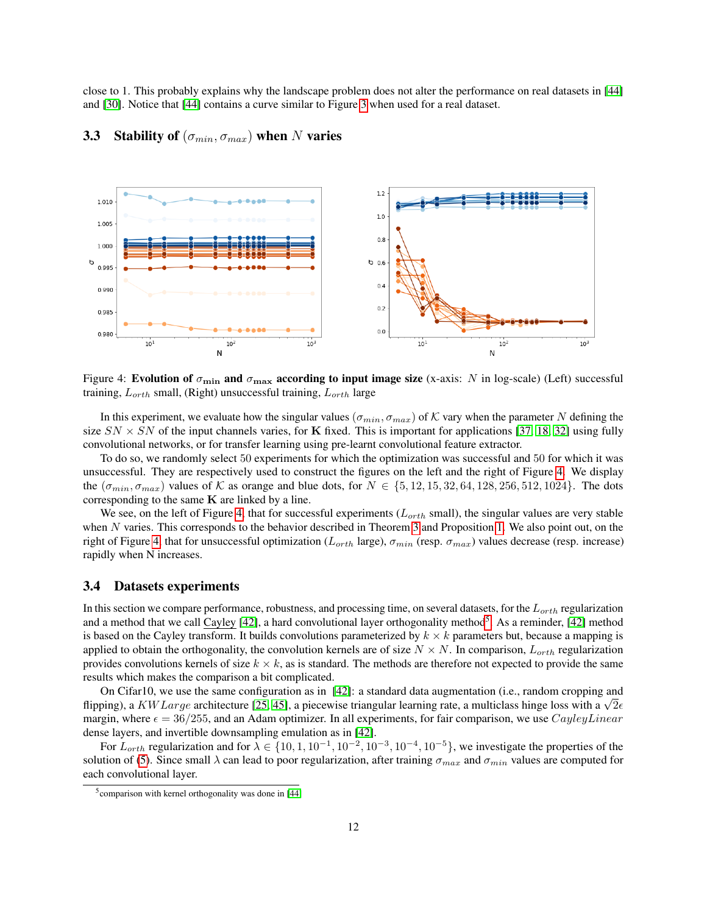close to 1. This probably explains why the landscape problem does not alter the performance on real datasets in [44] and [30]. Notice that [44] contains a curve similar to Figure 3 when used for a real dataset.

### 3.3 Stability of $(\sigma_{min}, \sigma_{max})$ when $N$ varies

Figure 4: **Evolution of $\sigma_{\min}$ and $\sigma_{\max}$ according to input image size** (x-axis: $N$ in log-scale) (Left) successful training, $L_{orth}$ small, (Right) unsuccessful training, $L_{orth}$ large

In this experiment, we evaluate how the singular values $(\sigma_{min}, \sigma_{max})$ of $\mathcal{K}$ vary when the parameter $N$ defining the size $SN \times SN$ of the input channels varies, for $\mathbf{K}$ fixed. This is important for applications [37, 18, 32] using fully convolutional networks, or for transfer learning using pre-learnt convolutional feature extractor.

To do so, we randomly select 50 experiments for which the optimization was successful and 50 for which it was unsuccessful. They are respectively used to construct the figures on the left and the right of Figure 4. We display the $(\sigma_{min}, \sigma_{max})$ values of $\mathcal{K}$ as orange and blue dots, for $N \in \{5, 12, 15, 32, 64, 128, 256, 512, 1024\}$. The dots corresponding to the same $\mathbf{K}$ are linked by a line.

We see, on the left of Figure 4, that for successful experiments ($L_{orth}$ small), the singular values are very stable when $N$ varies. This corresponds to the behavior described in Theorem 3 and Proposition 1. We also point out, on the right of Figure 4, that for unsuccessful optimization ($L_{orth}$ large), $\sigma_{min}$ (resp. $\sigma_{max}$) values decrease (resp. increase) rapidly when N increases.

### 3.4 Datasets experiments

In this section we compare performance, robustness, and processing time, on several datasets, for the $L_{orth}$ regularization and a method that we call Cayley [42], a hard convolutional layer orthogonality method[5]. As a reminder, [42] method is based on the Cayley transform. It builds convolutions parameterized by $k \times k$ parameters but, because a mapping is applied to obtain the orthogonality, the convolution kernels are of size $N \times N$. In comparison, $L_{orth}$ regularization provides convolutions kernels of size $k \times k$, as is standard. The methods are therefore not expected to provide the same results which makes the comparison a bit complicated.

On Cifar10, we use the same configuration as in [42]: a standard data augmentation (i.e., random cropping and flipping), a $KWLarge$ architecture [25, 45], a piecewise triangular learning rate, a multiclass hinge loss with a $\sqrt{2}\epsilon$ margin, where $\epsilon = 36/255$, and an Adam optimizer. In all experiments, for fair comparison, we use $CayleyLinear$ dense layers, and invertible downsampling emulation as in [42].

For $L_{orth}$ regularization and for $\lambda \in \{10, 1, 10^{-1}, 10^{-2}, 10^{-3}, 10^{-4}, 10^{-5}\}$, we investigate the properties of the solution of (5). Since small $\lambda$ can lead to poor regularization, after training $\sigma_{max}$ and $\sigma_{min}$ values are computed for each convolutional layer.

[5] comparison with kernel orthogonality was done in [44]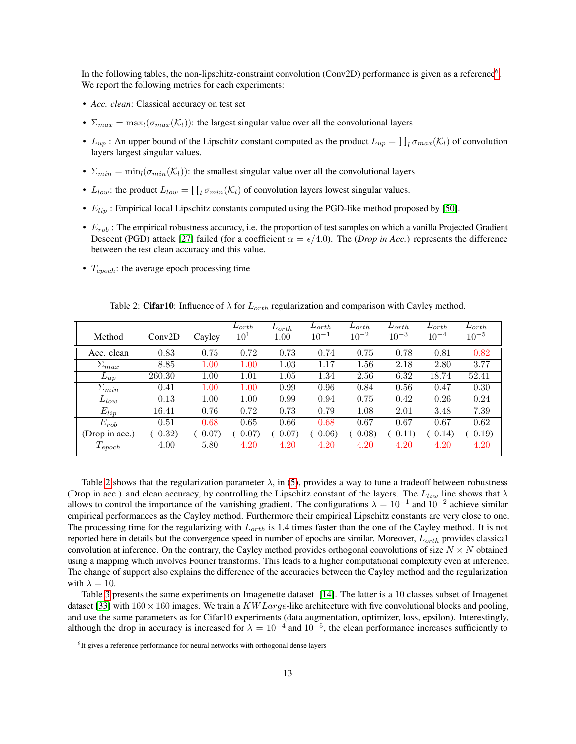In the following tables, the non-lipschitz-constraint convolution (Conv2D) performance is given as a reference[6]. We report the following metrics for each experiments:

- *Acc. clean*: Classical accuracy on test set
- $\Sigma_{max} = \max_l(\sigma_{max}(\mathcal{K}_l))$: the largest singular value over all the convolutional layers
- $L_{up}$ : An upper bound of the Lipschitz constant computed as the product $L_{up} = \prod_l \sigma_{max}(\mathcal{K}_l)$ of convolution layers largest singular values.
- $\Sigma_{min} = \min_l(\sigma_{min}(\mathcal{K}_l))$: the smallest singular value over all the convolutional layers
- $L_{low}$: the product $L_{low} = \prod_l \sigma_{min}(\mathcal{K}_l)$ of convolution layers lowest singular values.
- $E_{lip}$ : Empirical local Lipschitz constants computed using the PGD-like method proposed by [50].
- $E_{rob}$ : The empirical robustness accuracy, i.e. the proportion of test samples on which a vanilla Projected Gradient Descent (PGD) attack [27] failed (for a coefficient $\alpha = \epsilon/4.0$). The (*Drop in Acc.*) represents the difference between the test clean accuracy and this value.
- $T_{epoch}$: the average epoch processing time

Table 2: **Cifar10**: Influence of $\lambda$ for $L_{orth}$ regularization and comparison with Cayley method.

| Method | Conv2D | Cayley | $L_{orth}$ $10^1$ | $L_{orth}$ 1.00 | $L_{orth}$ $10^{-1}$ | $L_{orth}$ $10^{-2}$ | $L_{orth}$ $10^{-3}$ | $L_{orth}$ $10^{-4}$ | $L_{orth}$ $10^{-5}$ |
|---|---|---|---|---|---|---|---|---|---|
| Acc. clean | 0.83 | 0.75 | 0.72 | 0.73 | 0.74 | 0.75 | 0.78 | 0.81 | 0.82 |
| $\Sigma_{max}$ | 8.85 | 1.00 | 1.00 | 1.03 | 1.17 | 1.56 | 2.18 | 2.80 | 3.77 |
| $L_{up}$ | 260.30 | 1.00 | 1.01 | 1.05 | 1.34 | 2.56 | 6.32 | 18.74 | 52.41 |
| $\Sigma_{min}$ | 0.41 | 1.00 | 1.00 | 0.99 | 0.96 | 0.84 | 0.56 | 0.47 | 0.30 |
| $L_{low}$ | 0.13 | 1.00 | 1.00 | 0.99 | 0.94 | 0.75 | 0.42 | 0.26 | 0.24 |
| $E_{lip}$ | 16.41 | 0.76 | 0.72 | 0.73 | 0.79 | 1.08 | 2.01 | 3.48 | 7.39 |
| $E_{rob}$ | 0.51 | 0.68 | 0.65 | 0.66 | 0.68 | 0.67 | 0.67 | 0.67 | 0.62 |
| (Drop in acc.) | ( 0.32) | ( 0.07) | ( 0.07) | ( 0.07) | ( 0.06) | ( 0.08) | ( 0.11) | ( 0.14) | ( 0.19) |
| $T_{epoch}$ | 4.00 | 5.80 | 4.20 | 4.20 | 4.20 | 4.20 | 4.20 | 4.20 | 4.20 |

Table 2 shows that the regularization parameter $\lambda$, in (5), provides a way to tune a tradeoff between robustness (Drop in acc.) and clean accuracy, by controlling the Lipschitz constant of the layers. The $L_{low}$ line shows that $\lambda$ allows to control the importance of the vanishing gradient. The configurations $\lambda = 10^{-1}$ and $10^{-2}$ achieve similar empirical performances as the Cayley method. Furthermore their empirical Lipschitz constants are very close to one. The processing time for the regularizing with $L_{orth}$ is 1.4 times faster than the one of the Cayley method. It is not reported here in details but the convergence speed in number of epochs are similar. Moreover, $L_{orth}$ provides classical convolution at inference. On the contrary, the Cayley method provides orthogonal convolutions of size $N \times N$ obtained using a mapping which involves Fourier transforms. This leads to a higher computational complexity even at inference. The change of support also explains the difference of the accuracies between the Cayley method and the regularization with $\lambda = 10$.

Table 3 presents the same experiments on Imagenette dataset [14]. The latter is a 10 classes subset of Imagenet dataset [33] with $160 \times 160$ images. We train a $KWLarge$-like architecture with five convolutional blocks and pooling, and use the same parameters as for Cifar10 experiments (data augmentation, optimizer, loss, epsilon). Interestingly, although the drop in accuracy is increased for $\lambda = 10^{-4}$ and $10^{-5}$, the clean performance increases sufficiently to

[6] It gives a reference performance for neural networks with orthogonal dense layers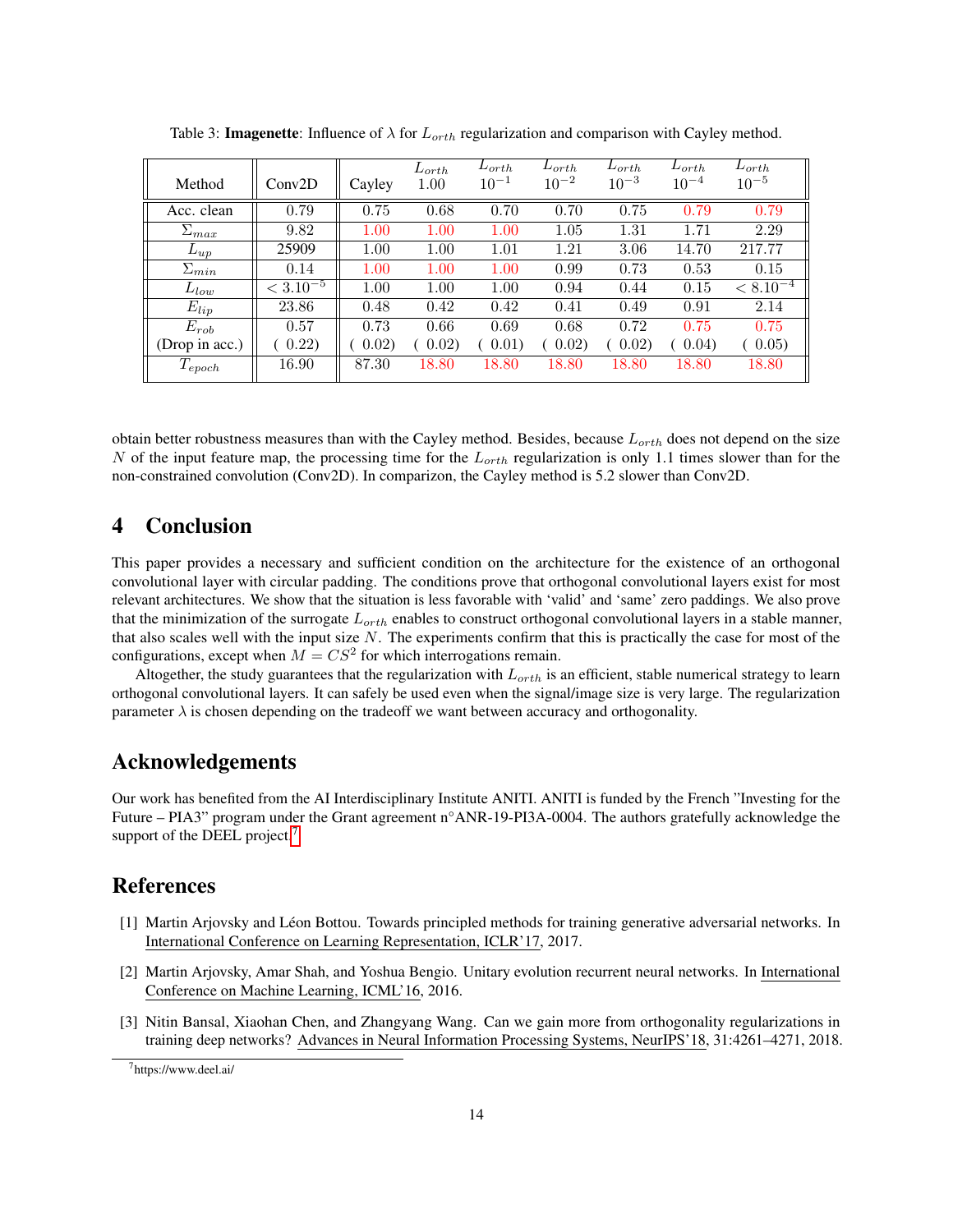Table 3: **Imagenette**: Influence of $\lambda$ for $L_{orth}$ regularization and comparison with Cayley method.

| Method | Conv2D | Cayley | $L_{orth}$ 1.00 | $L_{orth}$ $10^{-1}$ | $L_{orth}$ $10^{-2}$ | $L_{orth}$ $10^{-3}$ | $L_{orth}$ $10^{-4}$ | $L_{orth}$ $10^{-5}$ |
|---|---|---|---|---|---|---|---|---|
| Acc. clean | 0.79 | 0.75 | 0.68 | 0.70 | 0.70 | 0.75 | 0.79 | 0.79 |
| $\Sigma_{max}$ | 9.82 | 1.00 | 1.00 | 1.00 | 1.05 | 1.31 | 1.71 | 2.29 |
| $L_{up}$ | 25909 | 1.00 | 1.00 | 1.01 | 1.21 | 3.06 | 14.70 | 217.77 |
| $\Sigma_{min}$ | 0.14 | 1.00 | 1.00 | 1.00 | 0.99 | 0.73 | 0.53 | 0.15 |
| $L_{low}$ | $< 3.10^{-5}$ | 1.00 | 1.00 | 1.00 | 0.94 | 0.44 | 0.15 | $< 8.10^{-4}$ |
| $E_{lip}$ | 23.86 | 0.48 | 0.42 | 0.42 | 0.41 | 0.49 | 0.91 | 2.14 |
| $E_{rob}$ (Drop in acc.) | 0.57 ( 0.22) | 0.73 ( 0.02) | 0.66 ( 0.02) | 0.69 ( 0.01) | 0.68 ( 0.02) | 0.72 ( 0.02) | 0.75 ( 0.04) | 0.75 ( 0.05) |
| $T_{epoch}$ | 16.90 | 87.30 | 18.80 | 18.80 | 18.80 | 18.80 | 18.80 | 18.80 |

obtain better robustness measures than with the Cayley method. Besides, because $L_{orth}$ does not depend on the size $N$ of the input feature map, the processing time for the $L_{orth}$ regularization is only 1.1 times slower than for the non-constrained convolution (Conv2D). In comparizon, the Cayley method is 5.2 slower than Conv2D.

# 4 Conclusion

This paper provides a necessary and sufficient condition on the architecture for the existence of an orthogonal convolutional layer with circular padding. The conditions prove that orthogonal convolutional layers exist for most relevant architectures. We show that the situation is less favorable with 'valid' and 'same' zero paddings. We also prove that the minimization of the surrogate $L_{orth}$ enables to construct orthogonal convolutional layers in a stable manner, that also scales well with the input size $N$. The experiments confirm that this is practically the case for most of the configurations, except when $M = CS^2$ for which interrogations remain.

Altogether, the study guarantees that the regularization with $L_{orth}$ is an efficient, stable numerical strategy to learn orthogonal convolutional layers. It can safely be used even when the signal/image size is very large. The regularization parameter $\lambda$ is chosen depending on the tradeoff we want between accuracy and orthogonality.

# Acknowledgements

Our work has benefited from the AI Interdisciplinary Institute ANITI. ANITI is funded by the French "Investing for the Future – PIA3" program under the Grant agreement n°ANR-19-PI3A-0004. The authors gratefully acknowledge the support of the DEEL project[7].

# References

[1] Martin Arjovsky and Léon Bottou. Towards principled methods for training generative adversarial networks. In International Conference on Learning Representation, ICLR'17, 2017.

[2] Martin Arjovsky, Amar Shah, and Yoshua Bengio. Unitary evolution recurrent neural networks. In International Conference on Machine Learning, ICML'16, 2016.

[3] Nitin Bansal, Xiaohan Chen, and Zhangyang Wang. Can we gain more from orthogonality regularizations in training deep networks? Advances in Neural Information Processing Systems, NeurIPS'18, 31:4261–4271, 2018.

[7] https://www.deel.ai/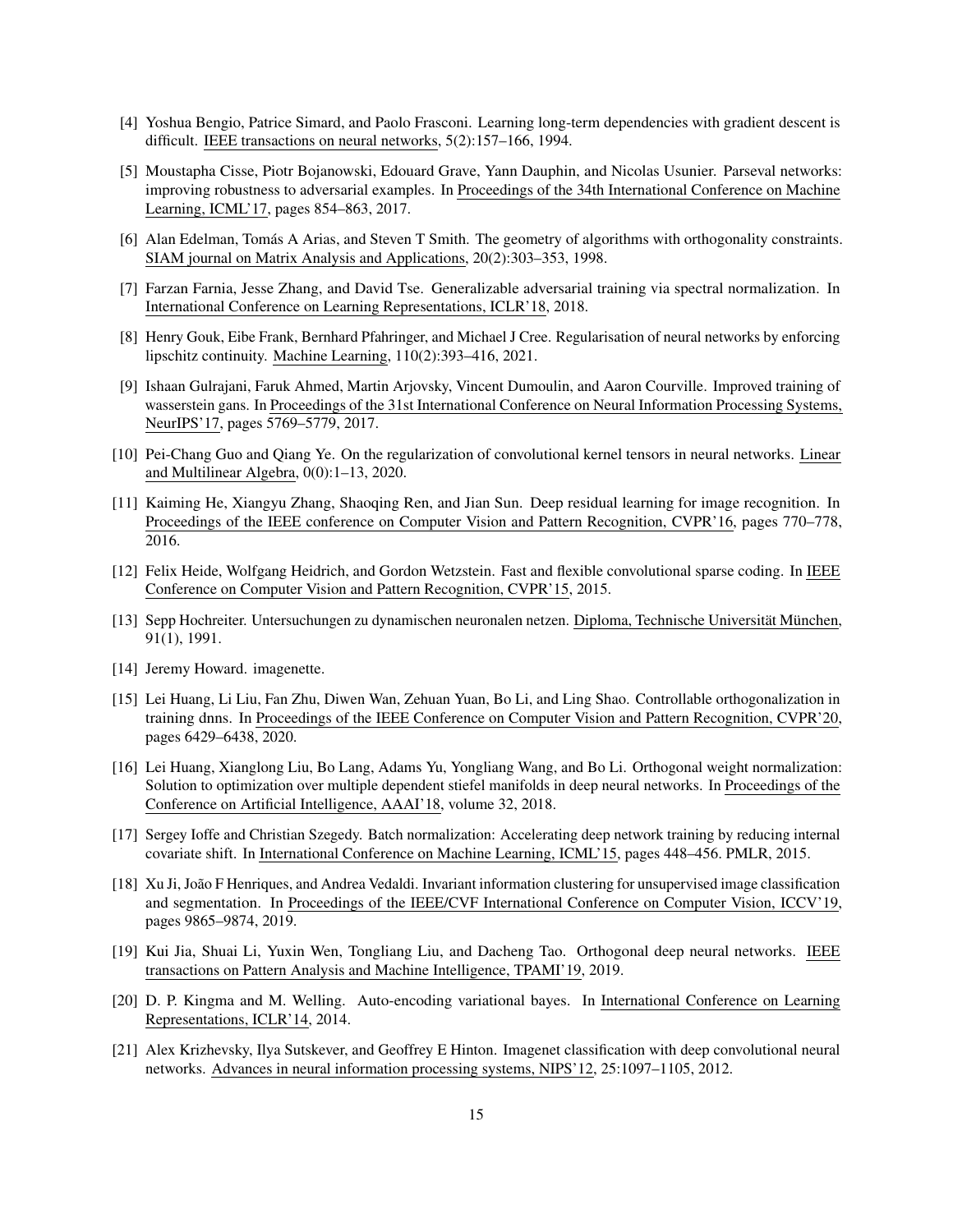[4] Yoshua Bengio, Patrice Simard, and Paolo Frasconi. Learning long-term dependencies with gradient descent is difficult. IEEE transactions on neural networks, 5(2):157–166, 1994.

[5] Moustapha Cisse, Piotr Bojanowski, Edouard Grave, Yann Dauphin, and Nicolas Usunier. Parseval networks: improving robustness to adversarial examples. In Proceedings of the 34th International Conference on Machine Learning, ICML'17, pages 854–863, 2017.

[6] Alan Edelman, Tomás A Arias, and Steven T Smith. The geometry of algorithms with orthogonality constraints. SIAM journal on Matrix Analysis and Applications, 20(2):303–353, 1998.

[7] Farzan Farnia, Jesse Zhang, and David Tse. Generalizable adversarial training via spectral normalization. In International Conference on Learning Representations, ICLR'18, 2018.

[8] Henry Gouk, Eibe Frank, Bernhard Pfahringer, and Michael J Cree. Regularisation of neural networks by enforcing lipschitz continuity. Machine Learning, 110(2):393–416, 2021.

[9] Ishaan Gulrajani, Faruk Ahmed, Martin Arjovsky, Vincent Dumoulin, and Aaron Courville. Improved training of wasserstein gans. In Proceedings of the 31st International Conference on Neural Information Processing Systems, NeurIPS'17, pages 5769–5779, 2017.

[10] Pei-Chang Guo and Qiang Ye. On the regularization of convolutional kernel tensors in neural networks. Linear and Multilinear Algebra, 0(0):1–13, 2020.

[11] Kaiming He, Xiangyu Zhang, Shaoqing Ren, and Jian Sun. Deep residual learning for image recognition. In Proceedings of the IEEE conference on Computer Vision and Pattern Recognition, CVPR'16, pages 770–778, 2016.

[12] Felix Heide, Wolfgang Heidrich, and Gordon Wetzstein. Fast and flexible convolutional sparse coding. In IEEE Conference on Computer Vision and Pattern Recognition, CVPR'15, 2015.

[13] Sepp Hochreiter. Untersuchungen zu dynamischen neuronalen netzen. Diploma, Technische Universität München, 91(1), 1991.

[14] Jeremy Howard. imagenette.

[15] Lei Huang, Li Liu, Fan Zhu, Diwen Wan, Zehuan Yuan, Bo Li, and Ling Shao. Controllable orthogonalization in training dnns. In Proceedings of the IEEE Conference on Computer Vision and Pattern Recognition, CVPR'20, pages 6429–6438, 2020.

[16] Lei Huang, Xianglong Liu, Bo Lang, Adams Yu, Yongliang Wang, and Bo Li. Orthogonal weight normalization: Solution to optimization over multiple dependent stiefel manifolds in deep neural networks. In Proceedings of the Conference on Artificial Intelligence, AAAI'18, volume 32, 2018.

[17] Sergey Ioffe and Christian Szegedy. Batch normalization: Accelerating deep network training by reducing internal covariate shift. In International Conference on Machine Learning, ICML'15, pages 448–456. PMLR, 2015.

[18] Xu Ji, João F Henriques, and Andrea Vedaldi. Invariant information clustering for unsupervised image classification and segmentation. In Proceedings of the IEEE/CVF International Conference on Computer Vision, ICCV'19, pages 9865–9874, 2019.

[19] Kui Jia, Shuai Li, Yuxin Wen, Tongliang Liu, and Dacheng Tao. Orthogonal deep neural networks. IEEE transactions on Pattern Analysis and Machine Intelligence, TPAMI'19, 2019.

[20] D. P. Kingma and M. Welling. Auto-encoding variational bayes. In International Conference on Learning Representations, ICLR'14, 2014.

[21] Alex Krizhevsky, Ilya Sutskever, and Geoffrey E Hinton. Imagenet classification with deep convolutional neural networks. Advances in neural information processing systems, NIPS'12, 25:1097–1105, 2012.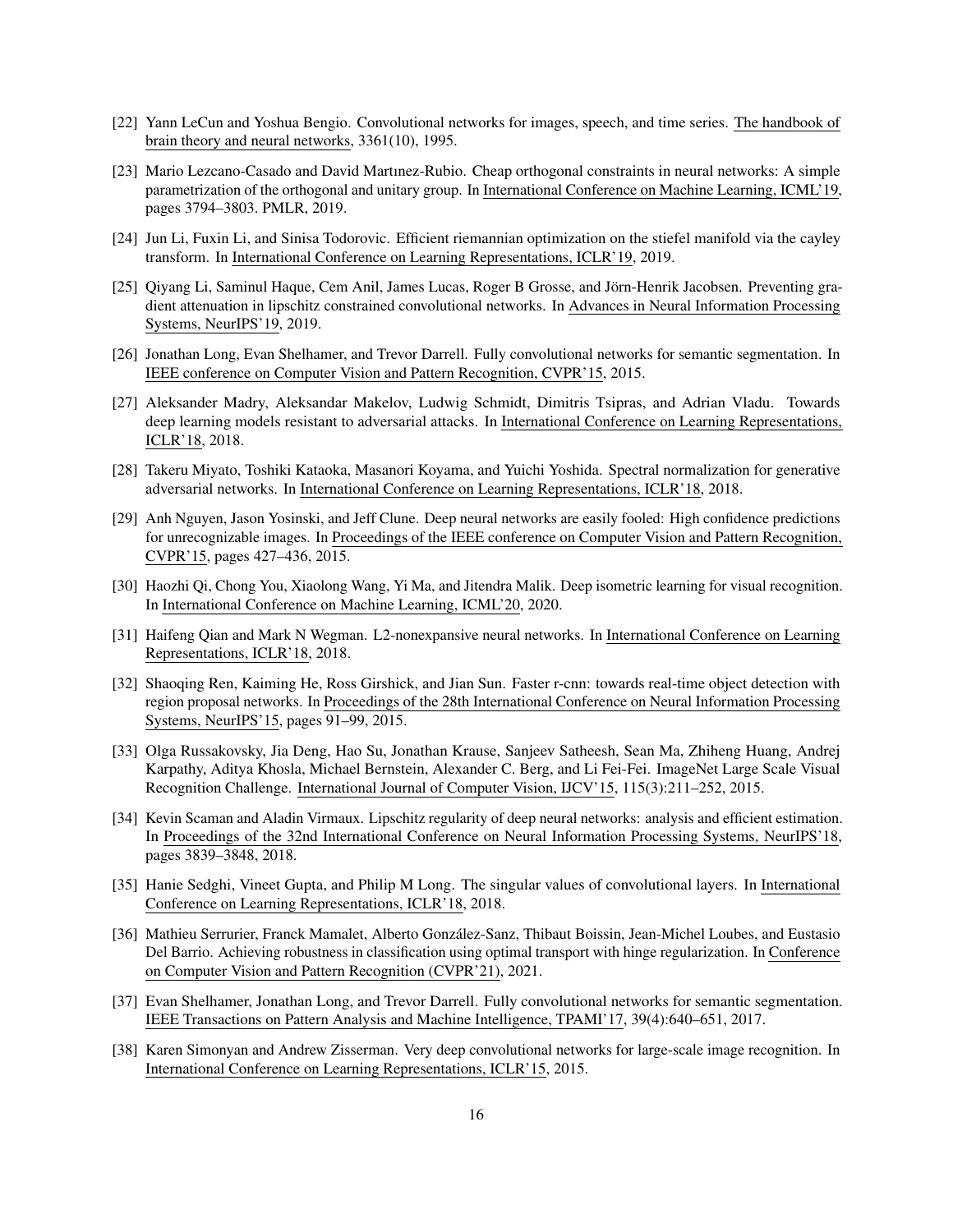[22] Yann LeCun and Yoshua Bengio. Convolutional networks for images, speech, and time series. The handbook of brain theory and neural networks, 3361(10), 1995.

[23] Mario Lezcano-Casado and David Martınez-Rubio. Cheap orthogonal constraints in neural networks: A simple parametrization of the orthogonal and unitary group. In International Conference on Machine Learning, ICML'19, pages 3794–3803. PMLR, 2019.

[24] Jun Li, Fuxin Li, and Sinisa Todorovic. Efficient riemannian optimization on the stiefel manifold via the cayley transform. In International Conference on Learning Representations, ICLR'19, 2019.

[25] Qiyang Li, Saminul Haque, Cem Anil, James Lucas, Roger B Grosse, and Jörn-Henrik Jacobsen. Preventing gradient attenuation in lipschitz constrained convolutional networks. In Advances in Neural Information Processing Systems, NeurIPS'19, 2019.

[26] Jonathan Long, Evan Shelhamer, and Trevor Darrell. Fully convolutional networks for semantic segmentation. In IEEE conference on Computer Vision and Pattern Recognition, CVPR'15, 2015.

[27] Aleksander Madry, Aleksandar Makelov, Ludwig Schmidt, Dimitris Tsipras, and Adrian Vladu. Towards deep learning models resistant to adversarial attacks. In International Conference on Learning Representations, ICLR'18, 2018.

[28] Takeru Miyato, Toshiki Kataoka, Masanori Koyama, and Yuichi Yoshida. Spectral normalization for generative adversarial networks. In International Conference on Learning Representations, ICLR'18, 2018.

[29] Anh Nguyen, Jason Yosinski, and Jeff Clune. Deep neural networks are easily fooled: High confidence predictions for unrecognizable images. In Proceedings of the IEEE conference on Computer Vision and Pattern Recognition, CVPR'15, pages 427–436, 2015.

[30] Haozhi Qi, Chong You, Xiaolong Wang, Yi Ma, and Jitendra Malik. Deep isometric learning for visual recognition. In International Conference on Machine Learning, ICML'20, 2020.

[31] Haifeng Qian and Mark N Wegman. L2-nonexpansive neural networks. In International Conference on Learning Representations, ICLR'18, 2018.

[32] Shaoqing Ren, Kaiming He, Ross Girshick, and Jian Sun. Faster r-cnn: towards real-time object detection with region proposal networks. In Proceedings of the 28th International Conference on Neural Information Processing Systems, NeurIPS'15, pages 91–99, 2015.

[33] Olga Russakovsky, Jia Deng, Hao Su, Jonathan Krause, Sanjeev Satheesh, Sean Ma, Zhiheng Huang, Andrej Karpathy, Aditya Khosla, Michael Bernstein, Alexander C. Berg, and Li Fei-Fei. ImageNet Large Scale Visual Recognition Challenge. International Journal of Computer Vision, IJCV'15, 115(3):211–252, 2015.

[34] Kevin Scaman and Aladin Virmaux. Lipschitz regularity of deep neural networks: analysis and efficient estimation. In Proceedings of the 32nd International Conference on Neural Information Processing Systems, NeurIPS'18, pages 3839–3848, 2018.

[35] Hanie Sedghi, Vineet Gupta, and Philip M Long. The singular values of convolutional layers. In International Conference on Learning Representations, ICLR'18, 2018.

[36] Mathieu Serrurier, Franck Mamalet, Alberto González-Sanz, Thibaut Boissin, Jean-Michel Loubes, and Eustasio Del Barrio. Achieving robustness in classification using optimal transport with hinge regularization. In Conference on Computer Vision and Pattern Recognition (CVPR'21), 2021.

[37] Evan Shelhamer, Jonathan Long, and Trevor Darrell. Fully convolutional networks for semantic segmentation. IEEE Transactions on Pattern Analysis and Machine Intelligence, TPAMI'17, 39(4):640–651, 2017.

[38] Karen Simonyan and Andrew Zisserman. Very deep convolutional networks for large-scale image recognition. In International Conference on Learning Representations, ICLR'15, 2015.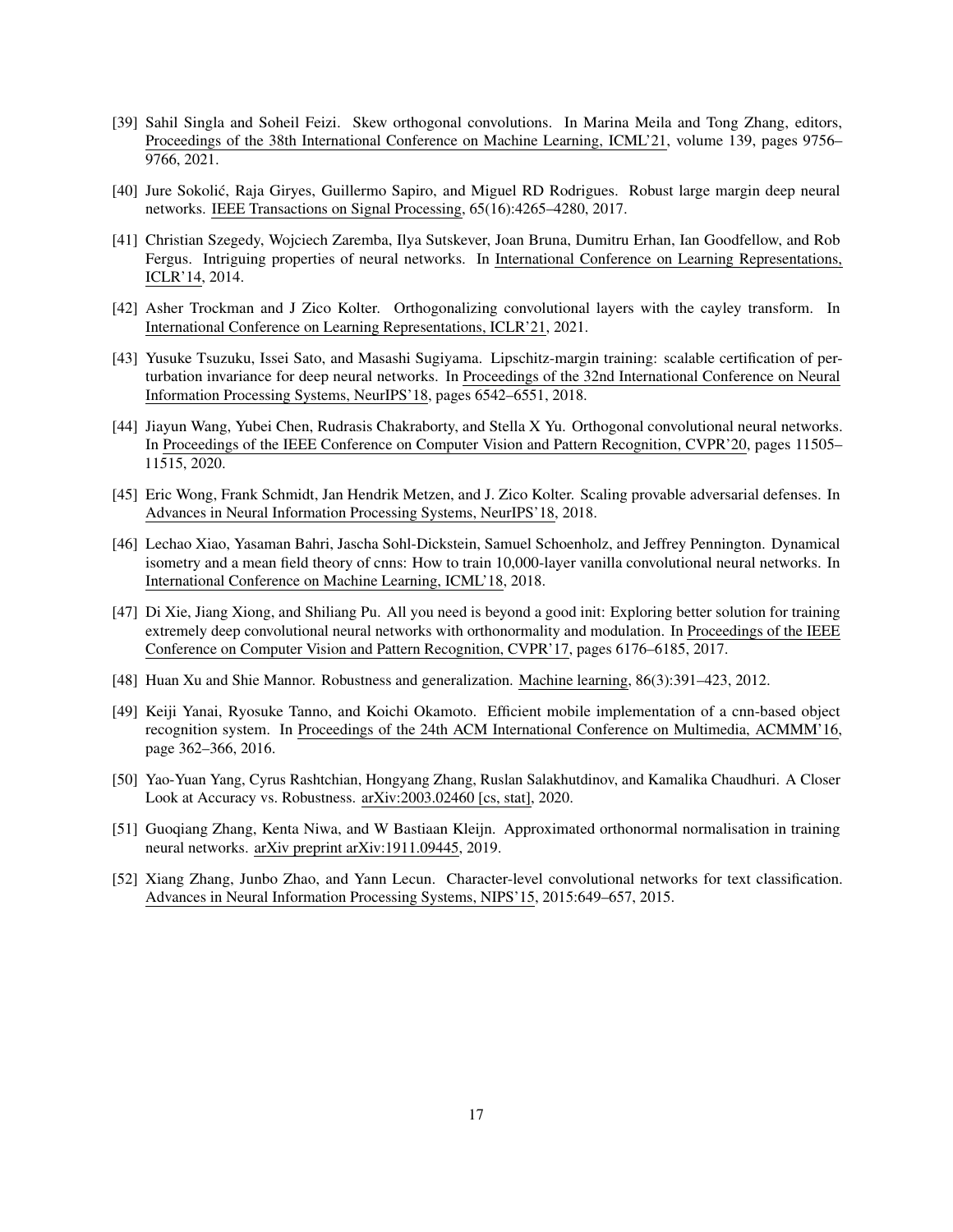[39] Sahil Singla and Soheil Feizi. Skew orthogonal convolutions. In Marina Meila and Tong Zhang, editors, Proceedings of the 38th International Conference on Machine Learning, ICML'21, volume 139, pages 9756–9766, 2021.

[40] Jure Sokolić, Raja Giryes, Guillermo Sapiro, and Miguel RD Rodrigues. Robust large margin deep neural networks. IEEE Transactions on Signal Processing, 65(16):4265–4280, 2017.

[41] Christian Szegedy, Wojciech Zaremba, Ilya Sutskever, Joan Bruna, Dumitru Erhan, Ian Goodfellow, and Rob Fergus. Intriguing properties of neural networks. In International Conference on Learning Representations, ICLR'14, 2014.

[42] Asher Trockman and J Zico Kolter. Orthogonalizing convolutional layers with the cayley transform. In International Conference on Learning Representations, ICLR'21, 2021.

[43] Yusuke Tsuzuku, Issei Sato, and Masashi Sugiyama. Lipschitz-margin training: scalable certification of perturbation invariance for deep neural networks. In Proceedings of the 32nd International Conference on Neural Information Processing Systems, NeurIPS'18, pages 6542–6551, 2018.

[44] Jiayun Wang, Yubei Chen, Rudrasis Chakraborty, and Stella X Yu. Orthogonal convolutional neural networks. In Proceedings of the IEEE Conference on Computer Vision and Pattern Recognition, CVPR'20, pages 11505–11515, 2020.

[45] Eric Wong, Frank Schmidt, Jan Hendrik Metzen, and J. Zico Kolter. Scaling provable adversarial defenses. In Advances in Neural Information Processing Systems, NeurIPS'18, 2018.

[46] Lechao Xiao, Yasaman Bahri, Jascha Sohl-Dickstein, Samuel Schoenholz, and Jeffrey Pennington. Dynamical isometry and a mean field theory of cnns: How to train 10,000-layer vanilla convolutional neural networks. In International Conference on Machine Learning, ICML'18, 2018.

[47] Di Xie, Jiang Xiong, and Shiliang Pu. All you need is beyond a good init: Exploring better solution for training extremely deep convolutional neural networks with orthonormality and modulation. In Proceedings of the IEEE Conference on Computer Vision and Pattern Recognition, CVPR'17, pages 6176–6185, 2017.

[48] Huan Xu and Shie Mannor. Robustness and generalization. Machine learning, 86(3):391–423, 2012.

[49] Keiji Yanai, Ryosuke Tanno, and Koichi Okamoto. Efficient mobile implementation of a cnn-based object recognition system. In Proceedings of the 24th ACM International Conference on Multimedia, ACMMM'16, page 362–366, 2016.

[50] Yao-Yuan Yang, Cyrus Rashtchian, Hongyang Zhang, Ruslan Salakhutdinov, and Kamalika Chaudhuri. A Closer Look at Accuracy vs. Robustness. arXiv:2003.02460 [cs, stat], 2020.

[51] Guoqiang Zhang, Kenta Niwa, and W Bastiaan Kleijn. Approximated orthonormal normalisation in training neural networks. arXiv preprint arXiv:1911.09445, 2019.

[52] Xiang Zhang, Junbo Zhao, and Yann Lecun. Character-level convolutional networks for text classification. Advances in Neural Information Processing Systems, NIPS'15, 2015:649–657, 2015.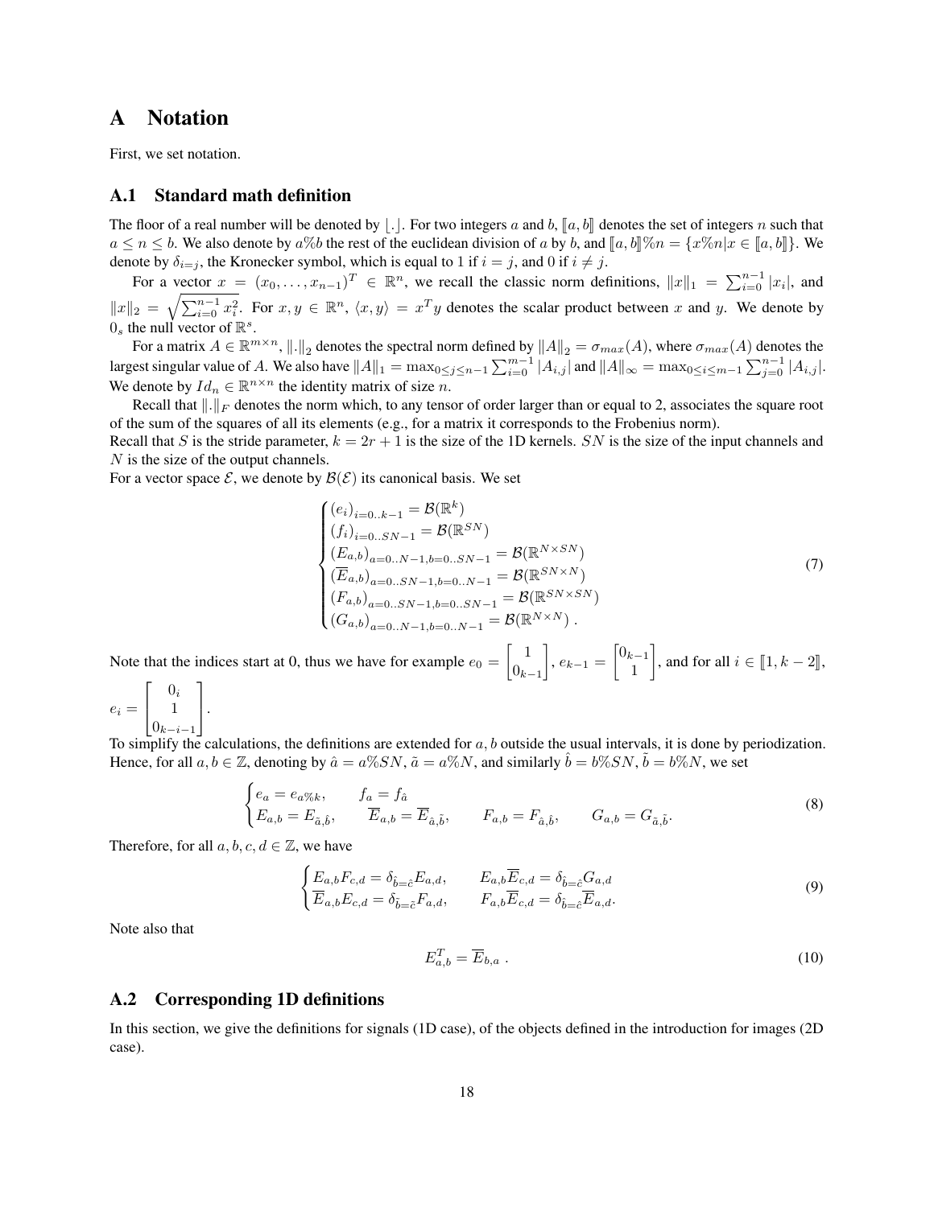# A Notation

First, we set notation.

## A.1 Standard math definition

The floor of a real number will be denoted by $\lfloor . \rfloor$. For two integers $a$ and $b$, $[\![a, b]\!]$ denotes the set of integers $n$ such that $a \leq n \leq b$. We also denote by $a\%b$ the rest of the euclidean division of $a$ by $b$, and $[\![a, b]\!]\%n = \{x\%n | x \in [\![a, b]\!]\}$. We denote by $\delta_{i=j}$, the Kronecker symbol, which is equal to 1 if $i = j$, and 0 if $i \neq j$.

For a vector $x = (x_0, \ldots, x_{n-1})^T \in \mathbb{R}^n$, we recall the classic norm definitions, $\|x\|_1 = \sum_{i=0}^{n-1} |x_i|$, and $\|x\|_2 = \sqrt{\sum_{i=0}^{n-1} x_i^2}$. For $x, y \in \mathbb{R}^n$, $\langle x, y \rangle = x^T y$ denotes the scalar product between $x$ and $y$. We denote by $0_s$ the null vector of $\mathbb{R}^s$.

For a matrix $A \in \mathbb{R}^{m \times n}$, $\|.\|_2$ denotes the spectral norm defined by $\|A\|_2 = \sigma_{max}(A)$, where $\sigma_{max}(A)$ denotes the largest singular value of $A$. We also have $\|A\|_1 = \max_{0 \leq j \leq n-1} \sum_{i=0}^{m-1} |A_{i,j}|$ and $\|A\|_\infty = \max_{0 \leq i \leq m-1} \sum_{j=0}^{n-1} |A_{i,j}|$. We denote by $Id_n \in \mathbb{R}^{n \times n}$ the identity matrix of size $n$.

Recall that $\|.\|_F$ denotes the norm which, to any tensor of order larger than or equal to 2, associates the square root of the sum of the squares of all its elements (e.g., for a matrix it corresponds to the Frobenius norm).
Recall that $S$ is the stride parameter, $k = 2r + 1$ is the size of the 1D kernels. $SN$ is the size of the input channels and $N$ is the size of the output channels.
For a vector space $\mathcal{E}$, we denote by $\mathcal{B}(\mathcal{E})$ its canonical basis. We set

$$
\begin{cases}
(e_i)_{i=0..k-1} = \mathcal{B}(\mathbb{R}^k) \\
(f_i)_{i=0..SN-1} = \mathcal{B}(\mathbb{R}^{SN}) \\
(E_{a,b})_{a=0..N-1, b=0..SN-1} = \mathcal{B}(\mathbb{R}^{N \times SN}) \\
(\overline{E}_{a,b})_{a=0..SN-1, b=0..N-1} = \mathcal{B}(\mathbb{R}^{SN \times N}) \\
(F_{a,b})_{a=0..SN-1, b=0..SN-1} = \mathcal{B}(\mathbb{R}^{SN \times SN}) \\
(G_{a,b})_{a=0..N-1, b=0..N-1} = \mathcal{B}(\mathbb{R}^{N \times N}) \ .
\end{cases}
\tag{7}
$$

Note that the indices start at 0, thus we have for example $e_0 = \begin{bmatrix} 1 \\ 0_{k-1} \end{bmatrix}$, $e_{k-1} = \begin{bmatrix} 0_{k-1} \\ 1 \end{bmatrix}$, and for all $i \in [\![1, k-2]\!]$, $e_i = \begin{bmatrix} 0_i \\ 1 \\ 0_{k-i-1} \end{bmatrix}$.
To simplify the calculations, the definitions are extended for $a, b$ outside the usual intervals, it is done by periodization. Hence, for all $a, b \in \mathbb{Z}$, denoting by $\hat{a} = a\%SN$, $\tilde{a} = a\%N$, and similarly $\hat{b} = b\%SN$, $\tilde{b} = b\%N$, we set

$$
\begin{cases}
e_a = e_{a\%k}, \qquad f_a = f_{\hat{a}} \\
E_{a,b} = E_{\tilde{a},\hat{b}}, \qquad \overline{E}_{a,b} = \overline{E}_{\hat{a},\tilde{b}}, \qquad F_{a,b} = F_{\hat{a},\hat{b}}, \qquad G_{a,b} = G_{\tilde{a},\tilde{b}}.
\end{cases}
\tag{8}
$$

Therefore, for all $a, b, c, d \in \mathbb{Z}$, we have

$$
\begin{cases}
E_{a,b} F_{c,d} = \delta_{\hat{b}=\hat{c}} E_{a,d}, \qquad E_{a,b} \overline{E}_{c,d} = \delta_{\hat{b}=\hat{c}} G_{a,d} \\
\overline{E}_{a,b} E_{c,d} = \delta_{\tilde{b}=\tilde{c}} F_{a,d}, \qquad F_{a,b} \overline{E}_{c,d} = \delta_{\hat{b}=\hat{c}} \overline{E}_{a,d}.
\end{cases}
\tag{9}
$$

Note also that

$$
E_{a,b}^T = \overline{E}_{b,a} \ . \tag{10}
$$

## A.2 Corresponding 1D definitions

In this section, we give the definitions for signals (1D case), of the objects defined in the introduction for images (2D case).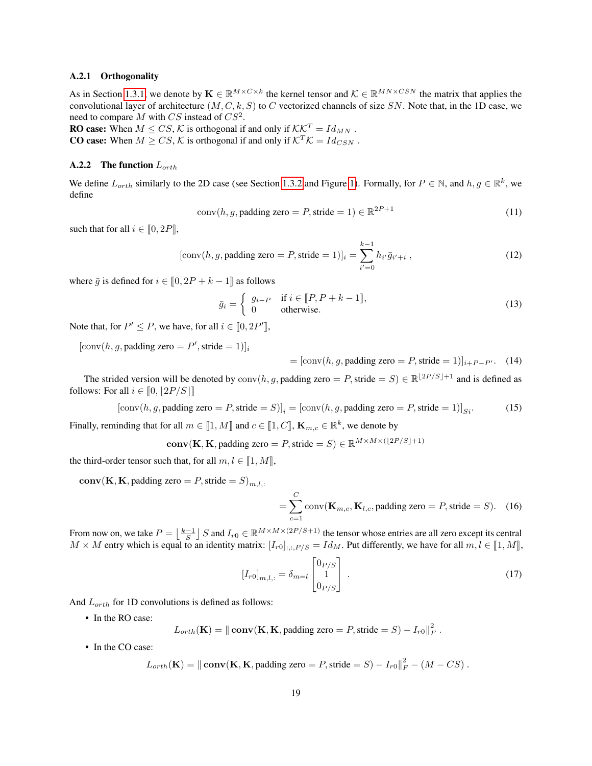### A.2.1 Orthogonality

As in Section 1.3.1, we denote by $\mathbf{K} \in \mathbb{R}^{M \times C \times k}$ the kernel tensor and $\mathcal{K} \in \mathbb{R}^{MN \times CSN}$ the matrix that applies the convolutional layer of architecture $(M, C, k, S)$ to $C$ vectorized channels of size $SN$. Note that, in the 1D case, we need to compare $M$ with $CS$ instead of $CS^2$.

**RO case:** When $M \leq CS$, $\mathcal{K}$ is orthogonal if and only if $\mathcal{K}\mathcal{K}^T = Id_{MN}$ .

**CO case:** When $M \geq CS$, $\mathcal{K}$ is orthogonal if and only if $\mathcal{K}^T\mathcal{K} = Id_{CSN}$ .

### A.2.2 The function $L_{orth}$

We define $L_{orth}$ similarly to the 2D case (see Section 1.3.2 and Figure 1). Formally, for $P \in \mathbb{N}$, and $h, g \in \mathbb{R}^k$, we define

$$\text{conv}(h, g, \text{padding zero} = P, \text{stride} = 1) \in \mathbb{R}^{2P+1} \tag{11}$$

such that for all $i \in [\![0, 2P]\!]$,

$$[\text{conv}(h, g, \text{padding zero} = P, \text{stride} = 1)]_i = \sum_{i'=0}^{k-1} h_{i'} \bar{g}_{i'+i} \ , \tag{12}$$

where $\bar{g}$ is defined for $i \in [\![0, 2P + k - 1]\!]$ as follows

$$\bar{g}_i = \begin{cases} g_{i-P} & \text{if } i \in [\![P, P+k-1]\!], \\ 0 & \text{otherwise.} \end{cases} \tag{13}$$

Note that, for $P' \leq P$, we have, for all $i \in [\![0, 2P']\!]$,

$$[\text{conv}(h, g, \text{padding zero} = P', \text{stride} = 1)]_i = [\text{conv}(h, g, \text{padding zero} = P, \text{stride} = 1)]_{i+P-P'}. \tag{14}$$

The strided version will be denoted by $\text{conv}(h, g, \text{padding zero} = P, \text{stride} = S) \in \mathbb{R}^{\lfloor 2P/S \rfloor + 1}$ and is defined as follows: For all $i \in [\![0, \lfloor 2P/S \rfloor]\!]$

$$[\text{conv}(h, g, \text{padding zero} = P, \text{stride} = S)]_i = [\text{conv}(h, g, \text{padding zero} = P, \text{stride} = 1)]_{Si}. \tag{15}$$

Finally, reminding that for all $m \in [\![1, M]\!]$ and $c \in [\![1, C]\!]$, $\mathbf{K}_{m,c} \in \mathbb{R}^k$, we denote by

$$\mathbf{conv}(\mathbf{K}, \mathbf{K}, \text{padding zero} = P, \text{stride} = S) \in \mathbb{R}^{M \times M \times (\lfloor 2P/S \rfloor + 1)}$$

the third-order tensor such that, for all $m, l \in [\![1, M]\!]$,

$$\mathbf{conv}(\mathbf{K}, \mathbf{K}, \text{padding zero} = P, \text{stride} = S)_{m,l,:} = \sum_{c=1}^{C} \text{conv}(\mathbf{K}_{m,c}, \mathbf{K}_{l,c}, \text{padding zero} = P, \text{stride} = S). \tag{16}$$

From now on, we take $P = \left\lfloor \frac{k-1}{S} \right\rfloor S$ and $I_{r0} \in \mathbb{R}^{M \times M \times (2P/S+1)}$ the tensor whose entries are all zero except its central $M \times M$ entry which is equal to an identity matrix: $[I_{r0}]_{:,:,P/S} = Id_M$. Put differently, we have for all $m, l \in [\![1, M]\!]$,

$$[I_{r0}]_{m,l,:} = \delta_{m=l} \begin{bmatrix} 0_{P/S} \\ 1 \\ 0_{P/S} \end{bmatrix} \ . \tag{17}$$

And $L_{orth}$ for 1D convolutions is defined as follows:

- In the RO case:

$$L_{orth}(\mathbf{K}) = \| \mathbf{conv}(\mathbf{K}, \mathbf{K}, \text{padding zero} = P, \text{stride} = S) - I_{r0} \|_F^2 \ .$$

- In the CO case:

$$L_{orth}(\mathbf{K}) = \| \mathbf{conv}(\mathbf{K}, \mathbf{K}, \text{padding zero} = P, \text{stride} = S) - I_{r0} \|_F^2 - (M - CS) \ .$$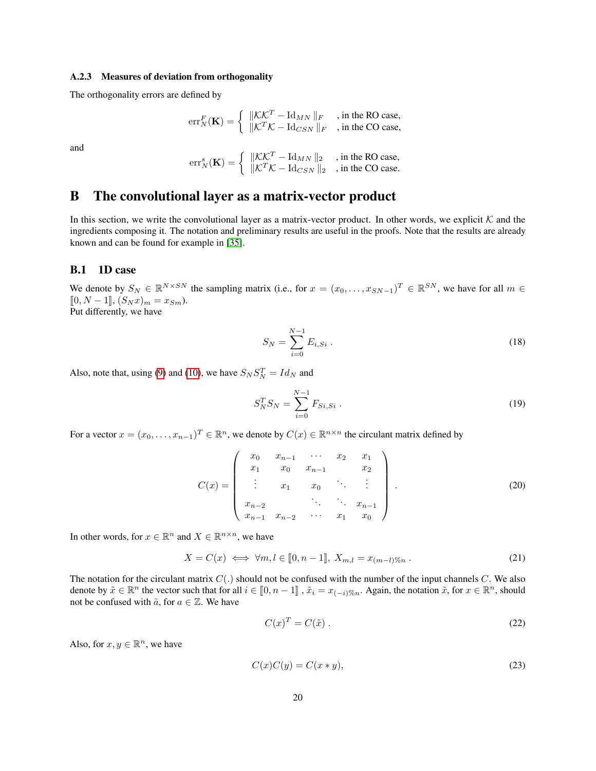#### A.2.3 Measures of deviation from orthogonality

The orthogonality errors are defined by

$$\text{err}_N^F(\mathbf{K}) = \begin{cases} \|\mathcal{K}\mathcal{K}^T - \text{Id}_{MN}\|_F & \text{, in the RO case,} \\ \|\mathcal{K}^T\mathcal{K} - \text{Id}_{CSN}\|_F & \text{, in the CO case,} \end{cases}$$

and

$$\text{err}_N^s(\mathbf{K}) = \begin{cases} \|\mathcal{K}\mathcal{K}^T - \text{Id}_{MN}\|_2 & \text{, in the RO case,} \\ \|\mathcal{K}^T\mathcal{K} - \text{Id}_{CSN}\|_2 & \text{, in the CO case.} \end{cases}$$

# B The convolutional layer as a matrix-vector product

In this section, we write the convolutional layer as a matrix-vector product. In other words, we explicit $\mathcal{K}$ and the ingredients composing it. The notation and preliminary results are useful in the proofs. Note that the results are already known and can be found for example in [35].

## B.1 1D case

We denote by $S_N \in \mathbb{R}^{N \times SN}$ the sampling matrix (i.e., for $x = (x_0, \ldots, x_{SN-1})^T \in \mathbb{R}^{SN}$, we have for all $m \in [\![0, N-1]\!]$, $(S_N x)_m = x_{Sm}$).
Put differently, we have

$$S_N = \sum_{i=0}^{N-1} E_{i,Si} \ . \tag{18}$$

Also, note that, using (9) and (10), we have $S_N S_N^T = Id_N$ and

$$S_N^T S_N = \sum_{i=0}^{N-1} F_{Si,Si} \ . \tag{19}$$

For a vector $x = (x_0, \ldots, x_{n-1})^T \in \mathbb{R}^n$, we denote by $C(x) \in \mathbb{R}^{n \times n}$ the circulant matrix defined by

$$C(x) = \begin{pmatrix} x_0 & x_{n-1} & \cdots & x_2 & x_1 \\ x_1 & x_0 & x_{n-1} & & x_2 \\ \vdots & x_1 & x_0 & \ddots & \vdots \\ x_{n-2} & & \ddots & \ddots & x_{n-1} \\ x_{n-1} & x_{n-2} & \cdots & x_1 & x_0 \end{pmatrix} . \tag{20}$$

In other words, for $x \in \mathbb{R}^n$ and $X \in \mathbb{R}^{n \times n}$, we have

$$X = C(x) \iff \forall m, l \in [\![0, n-1]\!],\ X_{m,l} = x_{(m-l)\%n} \ . \tag{21}$$

The notation for the circulant matrix $C(.)$ should not be confused with the number of the input channels $C$. We also denote by $\tilde{x} \in \mathbb{R}^n$ the vector such that for all $i \in [\![0, n-1]\!]$ , $\tilde{x}_i = x_{(-i)\%n}$. Again, the notation $\tilde{x}$, for $x \in \mathbb{R}^n$, should not be confused with $\tilde{a}$, for $a \in \mathbb{Z}$. We have

$$C(x)^T = C(\tilde{x}) \ . \tag{22}$$

Also, for $x, y \in \mathbb{R}^n$, we have

$$C(x)C(y) = C(x * y), \tag{23}$$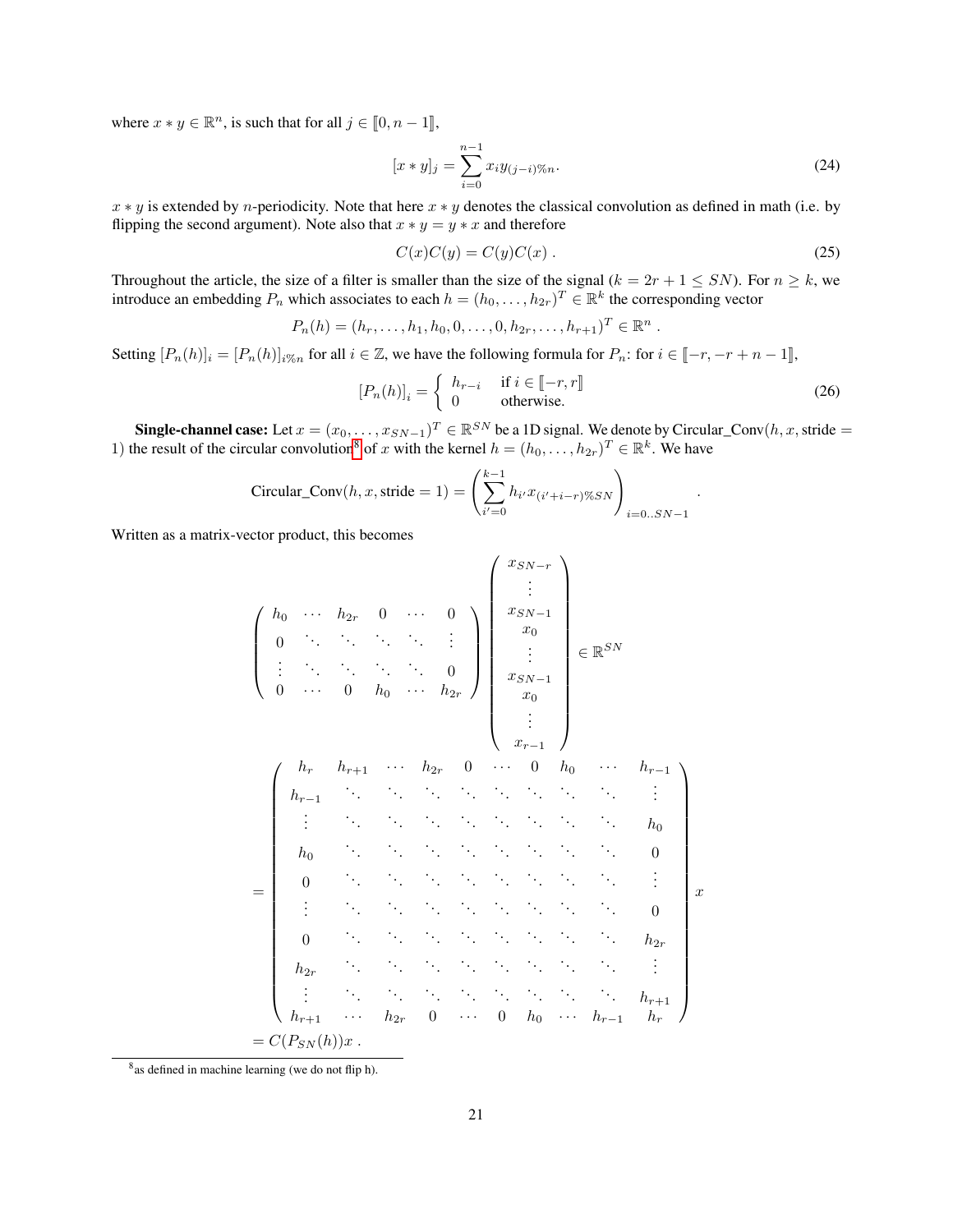where $x * y \in \mathbb{R}^n$, is such that for all $j \in [\![0, n-1]\!]$,

$$[x * y]_j = \sum_{i=0}^{n-1} x_i y_{(j-i)\%n}. \tag{24}$$

$x * y$ is extended by $n$-periodicity. Note that here $x * y$ denotes the classical convolution as defined in math (i.e. by flipping the second argument). Note also that $x * y = y * x$ and therefore

$$C(x)C(y) = C(y)C(x) \ . \tag{25}$$

Throughout the article, the size of a filter is smaller than the size of the signal ($k = 2r + 1 \leq SN$). For $n \geq k$, we introduce an embedding $P_n$ which associates to each $h = (h_0, \ldots, h_{2r})^T \in \mathbb{R}^k$ the corresponding vector

$$P_n(h) = (h_r, \ldots, h_1, h_0, 0, \ldots, 0, h_{2r}, \ldots, h_{r+1})^T \in \mathbb{R}^n \ .$$

Setting $[P_n(h)]_i = [P_n(h)]_{i\%n}$ for all $i \in \mathbb{Z}$, we have the following formula for $P_n$: for $i \in [\![-r, -r+n-1]\!]$,

$$[P_n(h)]_i = \begin{cases} h_{r-i} & \text{if } i \in [\![-r, r]\!] \\ 0 & \text{otherwise.} \end{cases} \tag{26}$$

**Single-channel case:** Let $x = (x_0, \ldots, x_{SN-1})^T \in \mathbb{R}^{SN}$ be a 1D signal. We denote by Circular_Conv($h, x$, stride $= 1$) the result of the circular convolution[8] of $x$ with the kernel $h = (h_0, \ldots, h_{2r})^T \in \mathbb{R}^k$. We have

$$\text{Circular\_Conv}(h, x, \text{stride} = 1) = \left( \sum_{i'=0}^{k-1} h_{i'} x_{(i'+i-r)\%SN} \right)_{i=0..SN-1} .$$

Written as a matrix-vector product, this becomes

$$\begin{pmatrix} h_0 & \cdots & h_{2r} & 0 & \cdots & 0 \\ 0 & \ddots & \ddots & \ddots & \ddots & \vdots \\ \vdots & \ddots & \ddots & \ddots & \ddots & 0 \\ 0 & \cdots & 0 & h_0 & \cdots & h_{2r} \end{pmatrix} \begin{pmatrix} x_{SN-r} \\ \vdots \\ x_{SN-1} \\ x_0 \\ \vdots \\ x_{SN-1} \\ x_0 \\ \vdots \\ x_{r-1} \end{pmatrix} \in \mathbb{R}^{SN}$$

$$= \begin{pmatrix} h_r & h_{r+1} & \cdots & h_{2r} & 0 & \cdots & 0 & h_0 & \cdots & h_{r-1} \\ h_{r-1} & \ddots & \ddots & \ddots & \ddots & \ddots & \ddots & \ddots & \ddots & \vdots \\ \vdots & \ddots & \ddots & \ddots & \ddots & \ddots & \ddots & \ddots & \ddots & h_0 \\ h_0 & \ddots & \ddots & \ddots & \ddots & \ddots & \ddots & \ddots & \ddots & 0 \\ 0 & \ddots & \ddots & \ddots & \ddots & \ddots & \ddots & \ddots & \ddots & \vdots \\ \vdots & \ddots & \ddots & \ddots & \ddots & \ddots & \ddots & \ddots & \ddots & 0 \\ 0 & \ddots & \ddots & \ddots & \ddots & \ddots & \ddots & \ddots & \ddots & h_{2r} \\ h_{2r} & \ddots & \ddots & \ddots & \ddots & \ddots & \ddots & \ddots & \ddots & \vdots \\ \vdots & \ddots & \ddots & \ddots & \ddots & \ddots & \ddots & \ddots & \ddots & h_{r+1} \\ h_{r+1} & \cdots & h_{2r} & 0 & \cdots & 0 & h_0 & \cdots & h_{r-1} & h_r \end{pmatrix} x$$

$$= C(P_{SN}(h))x \ .$$

[8] as defined in machine learning (we do not flip h).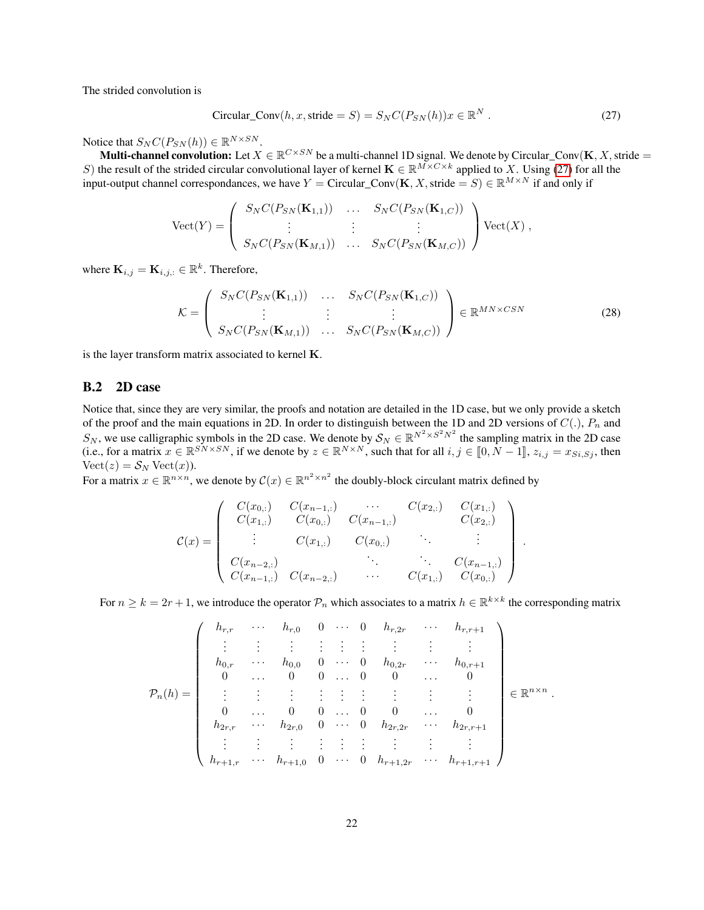The strided convolution is

$$\text{Circular\_Conv}(h, x, \text{stride} = S) = S_N C(P_{SN}(h))x \in \mathbb{R}^N \ . \tag{27}$$

Notice that $S_N C(P_{SN}(h)) \in \mathbb{R}^{N \times SN}$.

**Multi-channel convolution:** Let $X \in \mathbb{R}^{C \times SN}$ be a multi-channel 1D signal. We denote by Circular_Conv$(\mathbf{K}, X, \text{stride} = S)$ the result of the strided circular convolutional layer of kernel $\mathbf{K} \in \mathbb{R}^{M \times C \times k}$ applied to $X$. Using (27) for all the input-output channel correspondances, we have $Y = \text{Circular\_Conv}(\mathbf{K}, X, \text{stride} = S) \in \mathbb{R}^{M \times N}$ if and only if

$$\text{Vect}(Y) = \begin{pmatrix} S_N C(P_{SN}(\mathbf{K}_{1,1})) & \dots & S_N C(P_{SN}(\mathbf{K}_{1,C})) \\ \vdots & \vdots & \vdots \\ S_N C(P_{SN}(\mathbf{K}_{M,1})) & \dots & S_N C(P_{SN}(\mathbf{K}_{M,C})) \end{pmatrix} \text{Vect}(X) \ ,$$

where $\mathbf{K}_{i,j} = \mathbf{K}_{i,j,:} \in \mathbb{R}^k$. Therefore,

$$\mathcal{K} = \begin{pmatrix} S_N C(P_{SN}(\mathbf{K}_{1,1})) & \dots & S_N C(P_{SN}(\mathbf{K}_{1,C})) \\ \vdots & \vdots & \vdots \\ S_N C(P_{SN}(\mathbf{K}_{M,1})) & \dots & S_N C(P_{SN}(\mathbf{K}_{M,C})) \end{pmatrix} \in \mathbb{R}^{MN \times CSN} \tag{28}$$

is the layer transform matrix associated to kernel $\mathbf{K}$.

## B.2 2D case

Notice that, since they are very similar, the proofs and notation are detailed in the 1D case, but we only provide a sketch of the proof and the main equations in 2D. In order to distinguish between the 1D and 2D versions of $C(.)$, $P_n$ and $S_N$, we use calligraphic symbols in the 2D case. We denote by $\mathcal{S}_N \in \mathbb{R}^{N^2 \times S^2 N^2}$ the sampling matrix in the 2D case (i.e., for a matrix $x \in \mathbb{R}^{SN \times SN}$, if we denote by $z \in \mathbb{R}^{N \times N}$, such that for all $i, j \in [\![0, N-1]\!]$, $z_{i,j} = x_{Si,Sj}$, then $\text{Vect}(z) = \mathcal{S}_N \text{Vect}(x)$).

For a matrix $x \in \mathbb{R}^{n \times n}$, we denote by $\mathcal{C}(x) \in \mathbb{R}^{n^2 \times n^2}$ the doubly-block circulant matrix defined by

$$\mathcal{C}(x) = \begin{pmatrix} C(x_{0,:}) & C(x_{n-1,:}) & \cdots & C(x_{2,:}) & C(x_{1,:}) \\ C(x_{1,:}) & C(x_{0,:}) & C(x_{n-1,:}) & & C(x_{2,:}) \\ \vdots & C(x_{1,:}) & C(x_{0,:}) & \ddots & \vdots \\ C(x_{n-2,:}) & & \ddots & \ddots & C(x_{n-1,:}) \\ C(x_{n-1,:}) & C(x_{n-2,:}) & \cdots & C(x_{1,:}) & C(x_{0,:}) \end{pmatrix} .$$

For $n \geq k = 2r+1$, we introduce the operator $\mathcal{P}_n$ which associates to a matrix $h \in \mathbb{R}^{k \times k}$ the corresponding matrix

$$\mathcal{P}_n(h) = \begin{pmatrix} h_{r,r} & \cdots & h_{r,0} & 0 & \cdots & 0 & h_{r,2r} & \cdots & h_{r,r+1} \\ \vdots & \vdots & \vdots & \vdots & \vdots & \vdots & \vdots & \vdots & \vdots \\ h_{0,r} & \cdots & h_{0,0} & 0 & \cdots & 0 & h_{0,2r} & \cdots & h_{0,r+1} \\ 0 & \dots & 0 & 0 & \dots & 0 & 0 & \dots & 0 \\ \vdots & \vdots & \vdots & \vdots & \vdots & \vdots & \vdots & \vdots & \vdots \\ 0 & \dots & 0 & 0 & \dots & 0 & 0 & \dots & 0 \\ h_{2r,r} & \cdots & h_{2r,0} & 0 & \cdots & 0 & h_{2r,2r} & \cdots & h_{2r,r+1} \\ \vdots & \vdots & \vdots & \vdots & \vdots & \vdots & \vdots & \vdots & \vdots \\ h_{r+1,r} & \cdots & h_{r+1,0} & 0 & \cdots & 0 & h_{r+1,2r} & \cdots & h_{r+1,r+1} \end{pmatrix} \in \mathbb{R}^{n \times n} .$$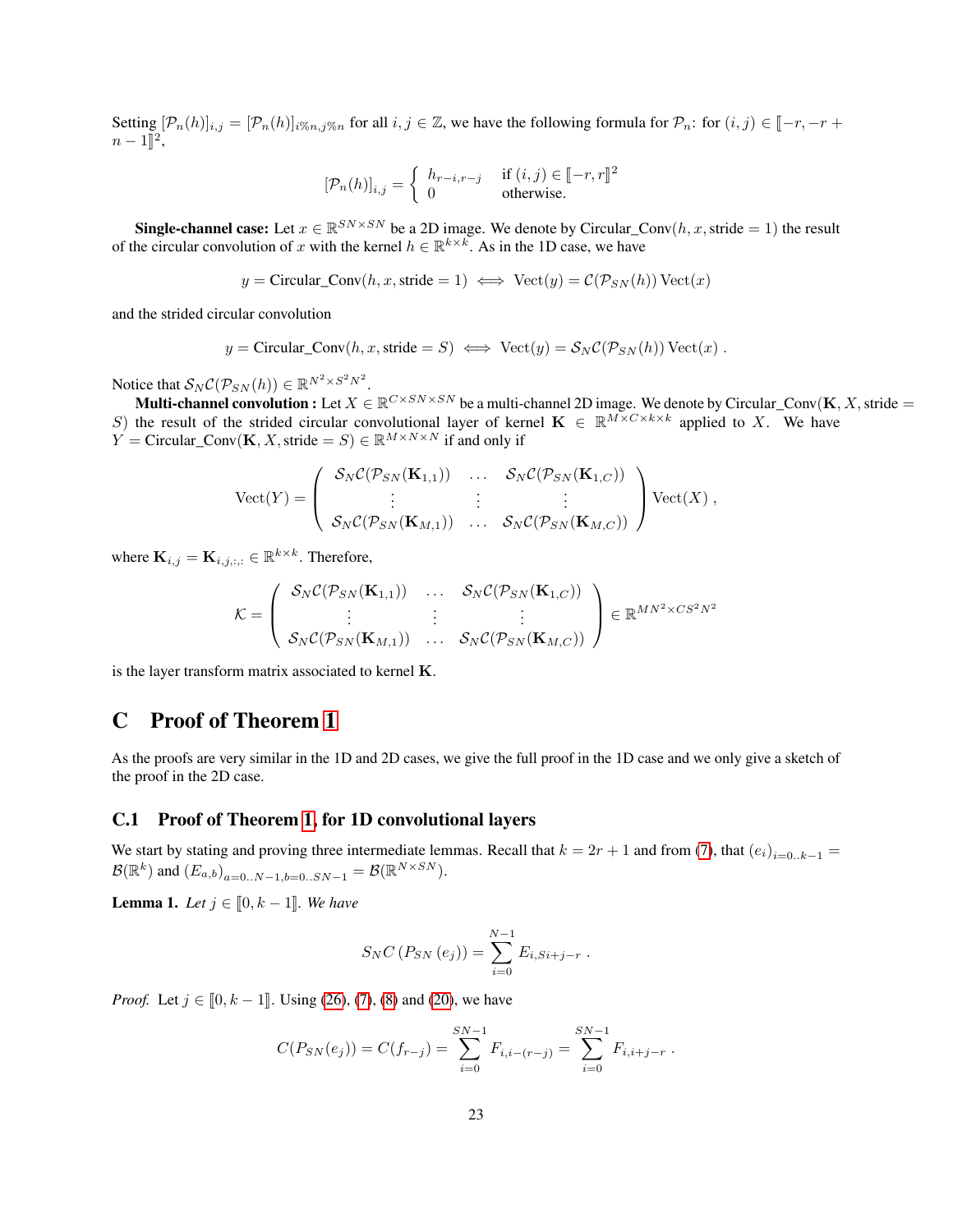Setting $[\mathcal{P}_n(h)]_{i,j} = [\mathcal{P}_n(h)]_{i\%n, j\%n}$ for all $i, j \in \mathbb{Z}$, we have the following formula for $\mathcal{P}_n$: for $(i,j) \in [\![-r, -r+n-1]\!]^2$,

$$[\mathcal{P}_n(h)]_{i,j} = \begin{cases} h_{r-i,r-j} & \text{if } (i,j) \in [\![-r, r]\!]^2 \\ 0 & \text{otherwise.} \end{cases}$$

**Single-channel case:** Let $x \in \mathbb{R}^{SN \times SN}$ be a 2D image. We denote by $\text{Circular\_Conv}(h, x, \text{stride} = 1)$ the result of the circular convolution of $x$ with the kernel $h \in \mathbb{R}^{k \times k}$. As in the 1D case, we have

$$y = \text{Circular\_Conv}(h, x, \text{stride} = 1) \iff \text{Vect}(y) = \mathcal{C}(\mathcal{P}_{SN}(h)) \, \text{Vect}(x)$$

and the strided circular convolution

$$y = \text{Circular\_Conv}(h, x, \text{stride} = S) \iff \text{Vect}(y) = \mathcal{S}_N \mathcal{C}(\mathcal{P}_{SN}(h)) \, \text{Vect}(x) \; .$$

Notice that $\mathcal{S}_N \mathcal{C}(\mathcal{P}_{SN}(h)) \in \mathbb{R}^{N^2 \times S^2 N^2}$.

**Multi-channel convolution :** Let $X \in \mathbb{R}^{C \times SN \times SN}$ be a multi-channel 2D image. We denote by $\text{Circular\_Conv}(\mathbf{K}, X, \text{stride} = S)$ the result of the strided circular convolutional layer of kernel $\mathbf{K} \in \mathbb{R}^{M \times C \times k \times k}$ applied to $X$. We have $Y = \text{Circular\_Conv}(\mathbf{K}, X, \text{stride} = S) \in \mathbb{R}^{M \times N \times N}$ if and only if

$$\text{Vect}(Y) = \begin{pmatrix} \mathcal{S}_N \mathcal{C}(\mathcal{P}_{SN}(\mathbf{K}_{1,1})) & \dots & \mathcal{S}_N \mathcal{C}(\mathcal{P}_{SN}(\mathbf{K}_{1,C})) \\ \vdots & \vdots & \vdots \\ \mathcal{S}_N \mathcal{C}(\mathcal{P}_{SN}(\mathbf{K}_{M,1})) & \dots & \mathcal{S}_N \mathcal{C}(\mathcal{P}_{SN}(\mathbf{K}_{M,C})) \end{pmatrix} \text{Vect}(X) \; ,$$

where $\mathbf{K}_{i,j} = \mathbf{K}_{i,j,:,:} \in \mathbb{R}^{k \times k}$. Therefore,

$$\mathcal{K} = \begin{pmatrix} \mathcal{S}_N \mathcal{C}(\mathcal{P}_{SN}(\mathbf{K}_{1,1})) & \dots & \mathcal{S}_N \mathcal{C}(\mathcal{P}_{SN}(\mathbf{K}_{1,C})) \\ \vdots & \vdots & \vdots \\ \mathcal{S}_N \mathcal{C}(\mathcal{P}_{SN}(\mathbf{K}_{M,1})) & \dots & \mathcal{S}_N \mathcal{C}(\mathcal{P}_{SN}(\mathbf{K}_{M,C})) \end{pmatrix} \in \mathbb{R}^{MN^2 \times CS^2N^2}$$

is the layer transform matrix associated to kernel $\mathbf{K}$.

# C Proof of Theorem 1

As the proofs are very similar in the 1D and 2D cases, we give the full proof in the 1D case and we only give a sketch of the proof in the 2D case.

## C.1 Proof of Theorem 1, for 1D convolutional layers

We start by stating and proving three intermediate lemmas. Recall that $k = 2r + 1$ and from (7), that $(e_i)_{i=0..k-1} = \mathcal{B}(\mathbb{R}^k)$ and $(E_{a,b})_{a=0..N-1, b=0..SN-1} = \mathcal{B}(\mathbb{R}^{N \times SN})$.

**Lemma 1.** *Let $j \in [\![0, k-1]\!]$. We have*

$$S_N C\left(P_{SN}\left(e_j\right)\right) = \sum_{i=0}^{N-1} E_{i, Si+j-r} \; .$$

*Proof.* Let $j \in [\![0, k-1]\!]$. Using (26), (7), (8) and (20), we have

$$C(P_{SN}(e_j)) = C(f_{r-j}) = \sum_{i=0}^{SN-1} F_{i, i-(r-j)} = \sum_{i=0}^{SN-1} F_{i, i+j-r} \; .$$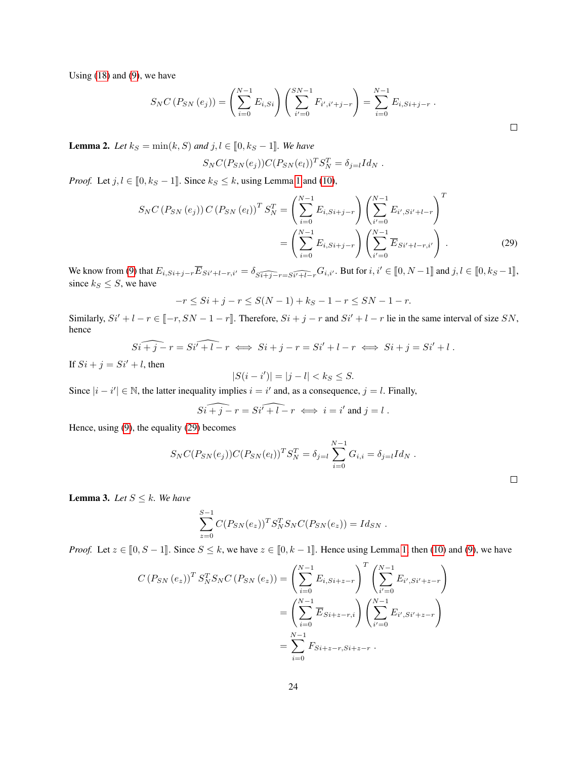Using (18) and (9), we have

$$S_N C\left(P_{SN}\left(e_j\right)\right) = \left(\sum_{i=0}^{N-1} E_{i,Si}\right)\left(\sum_{i'=0}^{SN-1} F_{i',i'+j-r}\right) = \sum_{i=0}^{N-1} E_{i,Si+j-r} \ .$$

□

**Lemma 2.** *Let $k_S = \min(k,S)$ and $j,l \in [\![0, k_S-1]\!]$. We have*

$$S_N C(P_{SN}(e_j)) C(P_{SN}(e_l))^T S_N^T = \delta_{j=l} Id_N \ .$$

*Proof.* Let $j,l \in [\![0,k_S-1]\!]$. Since $k_S \le k$, using Lemma 1 and (10),

$$\begin{aligned}
S_N C\left(P_{SN}\left(e_j\right)\right) C\left(P_{SN}\left(e_l\right)\right)^T S_N^T &= \left(\sum_{i=0}^{N-1} E_{i,Si+j-r}\right)\left(\sum_{i'=0}^{N-1} E_{i',Si'+l-r}\right)^T \\
&= \left(\sum_{i=0}^{N-1} E_{i,Si+j-r}\right)\left(\sum_{i'=0}^{N-1} \overline{E}_{Si'+l-r,i'}\right) \ . \qquad (29)
\end{aligned}$$

We know from (9) that $E_{i,Si+j-r}\overline{E}_{Si'+l-r,i'} = \delta_{\widehat{Si+j-r}=\widehat{Si'+l-r}} G_{i,i'}$. But for $i,i' \in [\![0,N-1]\!]$ and $j,l \in [\![0,k_S-1]\!]$, since $k_S \le S$, we have

$$-r \le Si+j-r \le S(N-1)+k_S-1-r \le SN-1-r.$$

Similarly, $Si'+l-r \in [\![-r, SN-1-r]\!]$. Therefore, $Si+j-r$ and $Si'+l-r$ lie in the same interval of size $SN$, hence

$$\widehat{Si+j-r} = \widehat{Si'+l-r} \iff Si+j-r = Si'+l-r \iff Si+j = Si'+l \ .$$

If $Si+j = Si'+l$, then

$$|S(i-i')| = |j-l| < k_S \le S.$$

Since $|i-i'| \in \mathbb{N}$, the latter inequality implies $i=i'$ and, as a consequence, $j=l$. Finally,

$$\widehat{Si+j-r} = \widehat{Si'+l-r} \iff i=i' \text{ and } j=l \ .$$

Hence, using (9), the equality (29) becomes

$$S_N C(P_{SN}(e_j)) C(P_{SN}(e_l))^T S_N^T = \delta_{j=l} \sum_{i=0}^{N-1} G_{i,i} = \delta_{j=l} Id_N \ .$$

□

**Lemma 3.** *Let $S \le k$. We have*

$$\sum_{z=0}^{S-1} C(P_{SN}(e_z))^T S_N^T S_N C(P_{SN}(e_z)) = Id_{SN} \ .$$

*Proof.* Let $z \in [\![0,S-1]\!]$. Since $S \le k$, we have $z \in [\![0,k-1]\!]$. Hence using Lemma 1, then (10) and (9), we have

$$\begin{aligned}
C\left(P_{SN}\left(e_z\right)\right)^T S_N^T S_N C\left(P_{SN}\left(e_z\right)\right) &= \left(\sum_{i=0}^{N-1} E_{i,Si+z-r}\right)^T \left(\sum_{i'=0}^{N-1} E_{i',Si'+z-r}\right) \\
&= \left(\sum_{i=0}^{N-1} \overline{E}_{Si+z-r,i}\right)\left(\sum_{i'=0}^{N-1} E_{i',Si'+z-r}\right) \\
&= \sum_{i=0}^{N-1} F_{Si+z-r,Si+z-r} \ .
\end{aligned}$$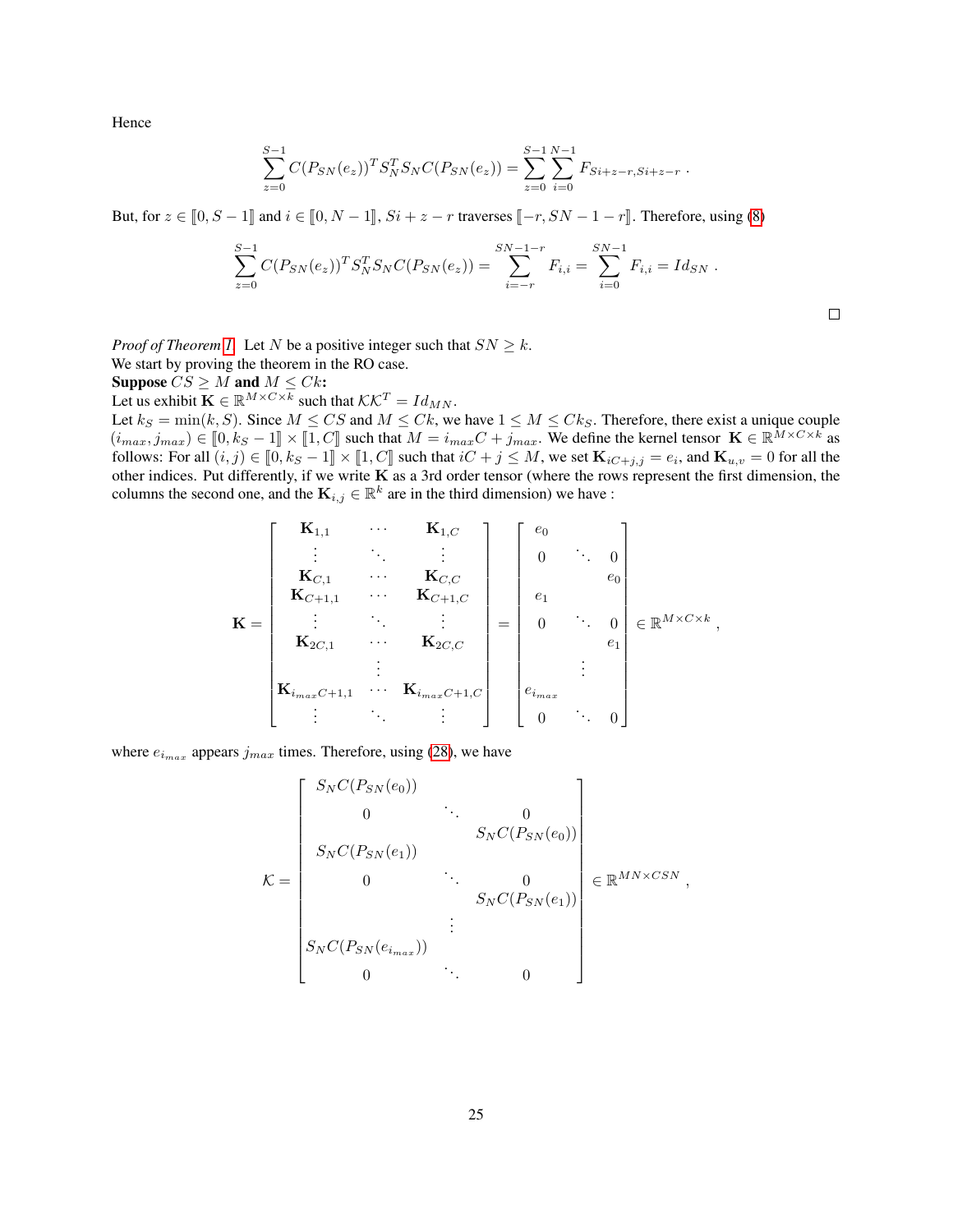Hence

$$\sum_{z=0}^{S-1} C(P_{SN}(e_z))^T S_N^T S_N C(P_{SN}(e_z)) = \sum_{z=0}^{S-1} \sum_{i=0}^{N-1} F_{Si+z-r,Si+z-r} \ .$$

But, for $z \in [\![0, S-1]\!]$ and $i \in [\![0, N-1]\!]$, $Si + z - r$ traverses $[\![-r, SN-1-r]\!]$. Therefore, using (8)

$$\sum_{z=0}^{S-1} C(P_{SN}(e_z))^T S_N^T S_N C(P_{SN}(e_z)) = \sum_{i=-r}^{SN-1-r} F_{i,i} = \sum_{i=0}^{SN-1} F_{i,i} = Id_{SN} \ .$$

□

*Proof of Theorem 1.* Let $N$ be a positive integer such that $SN \geq k$.
We start by proving the theorem in the RO case.
**Suppose $CS \geq M$ and $M \leq Ck$:**
Let us exhibit $\mathbf{K} \in \mathbb{R}^{M \times C \times k}$ such that $\mathcal{K}\mathcal{K}^T = Id_{MN}$.
Let $k_S = \min(k, S)$. Since $M \leq CS$ and $M \leq Ck$, we have $1 \leq M \leq Ck_S$. Therefore, there exist a unique couple $(i_{max}, j_{max}) \in [\![0, k_S - 1]\!] \times [\![1, C]\!]$ such that $M = i_{max}C + j_{max}$. We define the kernel tensor $\mathbf{K} \in \mathbb{R}^{M \times C \times k}$ as follows: For all $(i, j) \in [\![0, k_S - 1]\!] \times [\![1, C]\!]$ such that $iC + j \leq M$, we set $\mathbf{K}_{iC+j,j} = e_i$, and $\mathbf{K}_{u,v} = 0$ for all the other indices. Put differently, if we write $\mathbf{K}$ as a 3rd order tensor (where the rows represent the first dimension, the columns the second one, and the $\mathbf{K}_{i,j} \in \mathbb{R}^k$ are in the third dimension) we have :

$$\mathbf{K} = \begin{bmatrix} \mathbf{K}_{1,1} & \cdots & \mathbf{K}_{1,C} \\ \vdots & \ddots & \vdots \\ \mathbf{K}_{C,1} & \cdots & \mathbf{K}_{C,C} \\ \mathbf{K}_{C+1,1} & \cdots & \mathbf{K}_{C+1,C} \\ \vdots & \ddots & \vdots \\ \mathbf{K}_{2C,1} & \cdots & \mathbf{K}_{2C,C} \\ & \vdots & \\ \mathbf{K}_{i_{max}C+1,1} & \cdots & \mathbf{K}_{i_{max}C+1,C} \\ \vdots & \ddots & \vdots \end{bmatrix} = \begin{bmatrix} e_0 & & \\ 0 & \ddots & 0 \\ & & e_0 \\ e_1 & & \\ 0 & \ddots & 0 \\ & & e_1 \\ & \vdots & \\ e_{i_{max}} & & \\ 0 & \ddots & 0 \end{bmatrix} \in \mathbb{R}^{M \times C \times k} \ ,$$

where $e_{i_{max}}$ appears $j_{max}$ times. Therefore, using (28), we have

$$\mathcal{K} = \begin{bmatrix} S_N C(P_{SN}(e_0)) & & \\ 0 & \ddots & 0 \\ & & S_N C(P_{SN}(e_0)) \\ S_N C(P_{SN}(e_1)) & & \\ 0 & \ddots & 0 \\ & & S_N C(P_{SN}(e_1)) \\ & \vdots & \\ S_N C(P_{SN}(e_{i_{max}})) & & \\ 0 & \ddots & 0 \end{bmatrix} \in \mathbb{R}^{MN \times CSN} \ ,$$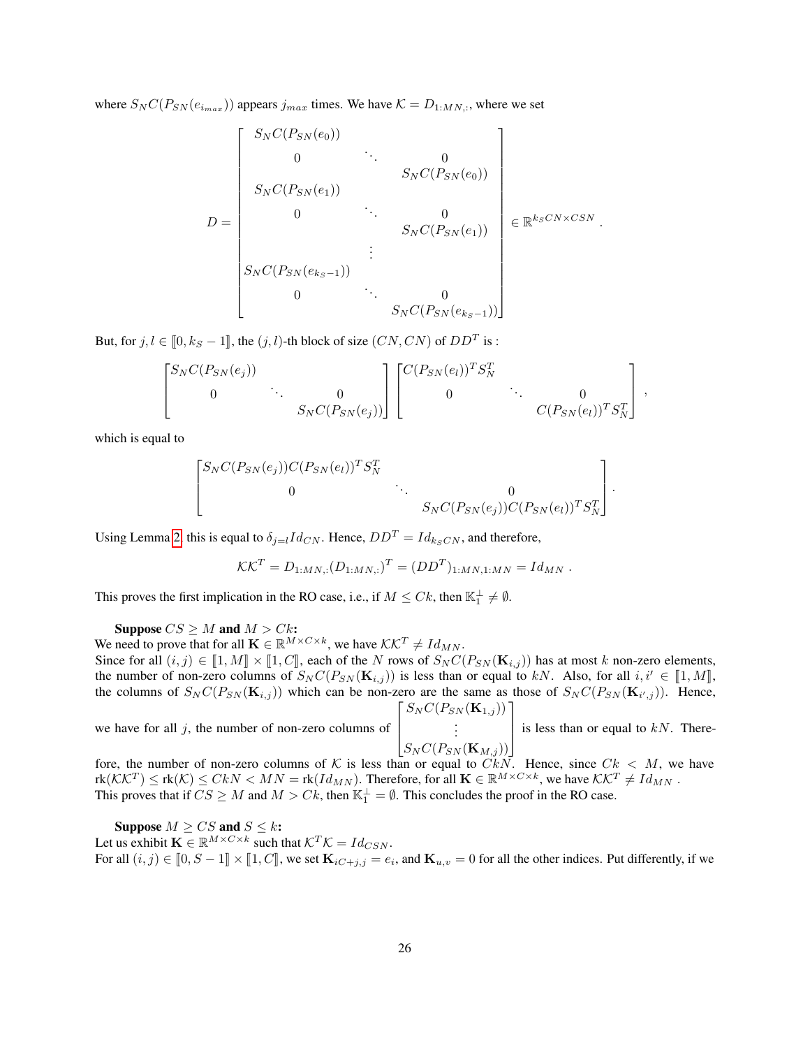where $S_N C(P_{SN}(e_{i_{max}}))$ appears $j_{max}$ times. We have $\mathcal{K} = D_{1:MN,:}$, where we set

$$D = \begin{bmatrix} S_N C(P_{SN}(e_0)) & & \\ 0 & \ddots & 0 \\ & & S_N C(P_{SN}(e_0)) \\ S_N C(P_{SN}(e_1)) & & \\ 0 & \ddots & 0 \\ & & S_N C(P_{SN}(e_1)) \\ & \vdots & \\ S_N C(P_{SN}(e_{k_S-1})) & & \\ 0 & \ddots & 0 \\ & & S_N C(P_{SN}(e_{k_S-1})) \end{bmatrix} \in \mathbb{R}^{k_S CN \times CSN} .$$

But, for $j, l \in [\![0, k_S - 1]\!]$, the $(j,l)$-th block of size $(CN, CN)$ of $DD^T$ is :

$$\begin{bmatrix} S_N C(P_{SN}(e_j)) & & \\ 0 & \ddots & 0 \\ & & S_N C(P_{SN}(e_j)) \end{bmatrix} \begin{bmatrix} C(P_{SN}(e_l))^T S_N^T & & \\ 0 & \ddots & 0 \\ & & C(P_{SN}(e_l))^T S_N^T \end{bmatrix} ,$$

which is equal to

$$\begin{bmatrix} S_N C(P_{SN}(e_j)) C(P_{SN}(e_l))^T S_N^T & & \\ 0 & \ddots & 0 \\ & & S_N C(P_{SN}(e_j)) C(P_{SN}(e_l))^T S_N^T \end{bmatrix} .$$

Using Lemma 2, this is equal to $\delta_{j=l} Id_{CN}$. Hence, $DD^T = Id_{k_S CN}$, and therefore,

$$\mathcal{K}\mathcal{K}^T = D_{1:MN,:}(D_{1:MN,:})^T = (DD^T)_{1:MN,1:MN} = Id_{MN} .$$

This proves the first implication in the RO case, i.e., if $M \leq Ck$, then $\mathbb{K}_1^\perp \neq \emptyset$.

**Suppose $CS \geq M$ and $M > Ck$:**
We need to prove that for all $\mathbf{K} \in \mathbb{R}^{M \times C \times k}$, we have $\mathcal{K}\mathcal{K}^T \neq Id_{MN}$.
Since for all $(i,j) \in [\![1, M]\!] \times [\![1, C]\!]$, each of the $N$ rows of $S_N C(P_{SN}(\mathbf{K}_{i,j}))$ has at most $k$ non-zero elements, the number of non-zero columns of $S_N C(P_{SN}(\mathbf{K}_{i,j}))$ is less than or equal to $kN$. Also, for all $i, i' \in [\![1, M]\!]$, the columns of $S_N C(P_{SN}(\mathbf{K}_{i,j}))$ which can be non-zero are the same as those of $S_N C(P_{SN}(\mathbf{K}_{i',j}))$. Hence, we have for all $j$, the number of non-zero columns of $\begin{bmatrix} S_N C(P_{SN}(\mathbf{K}_{1,j})) \\ \vdots \\ S_N C(P_{SN}(\mathbf{K}_{M,j})) \end{bmatrix}$ is less than or equal to $kN$. Therefore, the number of non-zero columns of $\mathcal{K}$ is less than or equal to $CkN$. Hence, since $Ck < M$, we have $\text{rk}(\mathcal{K}\mathcal{K}^T) \leq \text{rk}(\mathcal{K}) \leq CkN < MN = \text{rk}(Id_{MN})$. Therefore, for all $\mathbf{K} \in \mathbb{R}^{M \times C \times k}$, we have $\mathcal{K}\mathcal{K}^T \neq Id_{MN}$ .
This proves that if $CS \geq M$ and $M > Ck$, then $\mathbb{K}_1^\perp = \emptyset$. This concludes the proof in the RO case.

**Suppose $M \geq CS$ and $S \leq k$:**
Let us exhibit $\mathbf{K} \in \mathbb{R}^{M \times C \times k}$ such that $\mathcal{K}^T\mathcal{K} = Id_{CSN}$.
For all $(i,j) \in [\![0, S-1]\!] \times [\![1, C]\!]$, we set $\mathbf{K}_{iC+j,j} = e_i$, and $\mathbf{K}_{u,v} = 0$ for all the other indices. Put differently, if we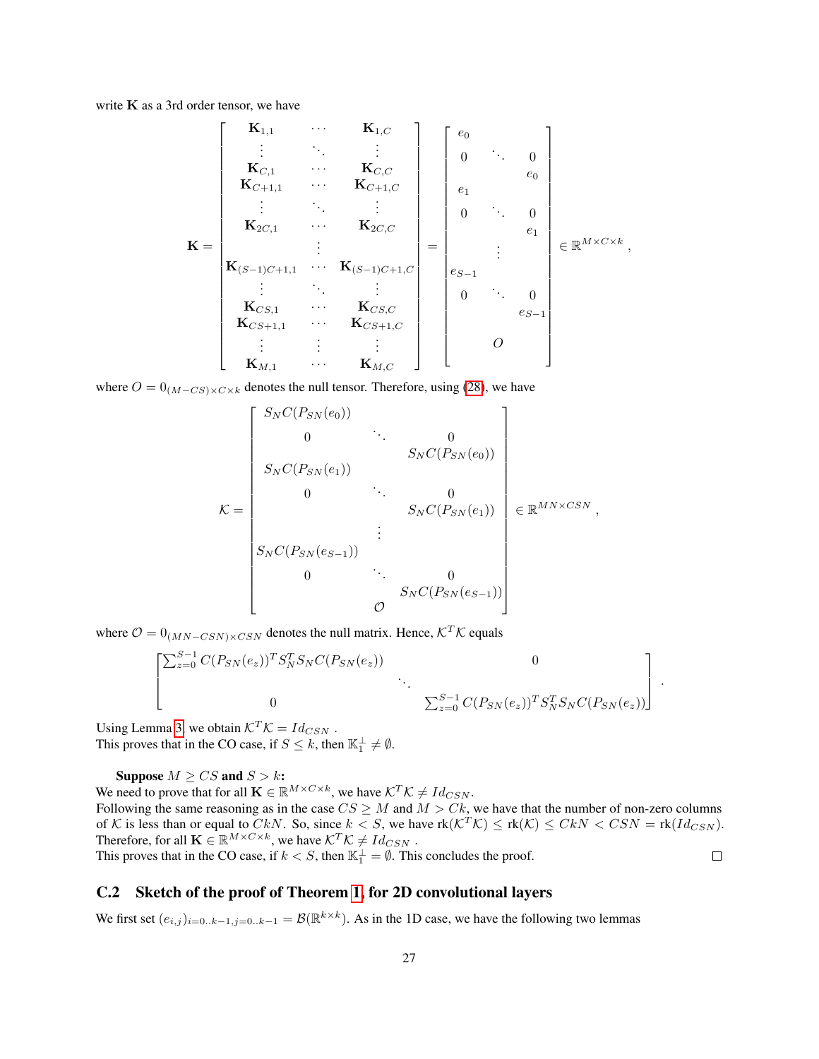write $\mathbf{K}$ as a 3rd order tensor, we have

$$
\mathbf{K} = \begin{bmatrix}
\mathbf{K}_{1,1} & \cdots & \mathbf{K}_{1,C} \\
\vdots & \ddots & \vdots \\
\mathbf{K}_{C,1} & \cdots & \mathbf{K}_{C,C} \\
\mathbf{K}_{C+1,1} & \cdots & \mathbf{K}_{C+1,C} \\
\vdots & \ddots & \vdots \\
\mathbf{K}_{2C,1} & \cdots & \mathbf{K}_{2C,C} \\
 & \vdots & \\
\mathbf{K}_{(S-1)C+1,1} & \cdots & \mathbf{K}_{(S-1)C+1,C} \\
\vdots & \ddots & \vdots \\
\mathbf{K}_{CS,1} & \cdots & \mathbf{K}_{CS,C} \\
\mathbf{K}_{CS+1,1} & \cdots & \mathbf{K}_{CS+1,C} \\
\vdots & \vdots & \vdots \\
\mathbf{K}_{M,1} & \cdots & \mathbf{K}_{M,C}
\end{bmatrix} = \begin{bmatrix}
e_0 & & \\
0 & \ddots & 0 \\
 & & e_0 \\
e_1 & & \\
0 & \ddots & 0 \\
 & & e_1 \\
 & \vdots & \\
e_{S-1} & & \\
0 & \ddots & 0 \\
 & & e_{S-1} \\
 & O &
\end{bmatrix} \in \mathbb{R}^{M \times C \times k},
$$

where $O = 0_{(M-CS)\times C \times k}$ denotes the null tensor. Therefore, using (28), we have

$$
\mathcal{K} = \begin{bmatrix}
S_N C(P_{SN}(e_0)) & & \\
0 & \ddots & 0 \\
 & & S_N C(P_{SN}(e_0)) \\
S_N C(P_{SN}(e_1)) & & \\
0 & \ddots & 0 \\
 & & S_N C(P_{SN}(e_1)) \\
 & \vdots & \\
S_N C(P_{SN}(e_{S-1})) & & \\
0 & \ddots & 0 \\
 & & S_N C(P_{SN}(e_{S-1})) \\
 & \mathcal{O} &
\end{bmatrix} \in \mathbb{R}^{MN \times CSN},
$$

where $\mathcal{O} = 0_{(MN-CSN)\times CSN}$ denotes the null matrix. Hence, $\mathcal{K}^T\mathcal{K}$ equals

$$
\begin{bmatrix}
\sum_{z=0}^{S-1} C(P_{SN}(e_z))^T S_N^T S_N C(P_{SN}(e_z)) & & 0 \\
 & \ddots & \\
0 & & \sum_{z=0}^{S-1} C(P_{SN}(e_z))^T S_N^T S_N C(P_{SN}(e_z))
\end{bmatrix}.
$$

Using Lemma 3, we obtain $\mathcal{K}^T\mathcal{K} = Id_{CSN}$.
This proves that in the CO case, if $S \leq k$, then $\mathbb{K}_1^\perp \neq \emptyset$.

**Suppose $M \geq CS$ and $S > k$:**
We need to prove that for all $\mathbf{K} \in \mathbb{R}^{M\times C\times k}$, we have $\mathcal{K}^T\mathcal{K} \neq Id_{CSN}$.
Following the same reasoning as in the case $CS \geq M$ and $M > Ck$, we have that the number of non-zero columns of $\mathcal{K}$ is less than or equal to $CkN$. So, since $k < S$, we have $\text{rk}(\mathcal{K}^T\mathcal{K}) \leq \text{rk}(\mathcal{K}) \leq CkN < CSN = \text{rk}(Id_{CSN})$.
Therefore, for all $\mathbf{K} \in \mathbb{R}^{M\times C\times k}$, we have $\mathcal{K}^T\mathcal{K} \neq Id_{CSN}$.
This proves that in the CO case, if $k < S$, then $\mathbb{K}_1^\perp = \emptyset$. This concludes the proof. $\square$

## C.2 Sketch of the proof of Theorem 1, for 2D convolutional layers

We first set $(e_{i,j})_{i=0..k-1, j=0..k-1} = \mathcal{B}(\mathbb{R}^{k\times k})$. As in the 1D case, we have the following two lemmas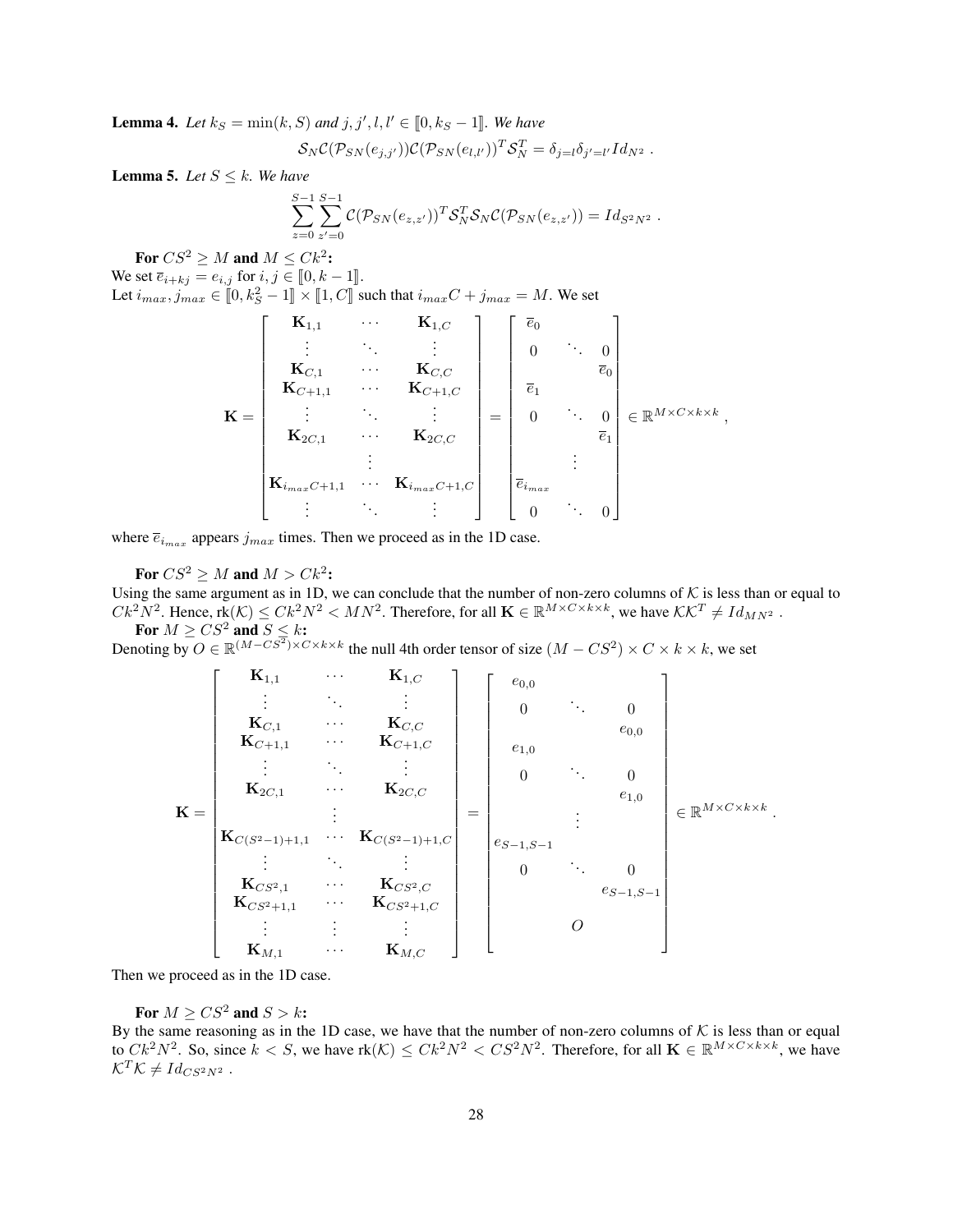**Lemma 4.** *Let $k_S = \min(k, S)$ and $j, j', l, l' \in [\![0, k_S - 1]\!]$. We have*

$$\mathcal{S}_N \mathcal{C}(\mathcal{P}_{SN}(e_{j,j'}))\mathcal{C}(\mathcal{P}_{SN}(e_{l,l'}))^T \mathcal{S}_N^T = \delta_{j=l}\delta_{j'=l'} Id_{N^2} .$$

**Lemma 5.** *Let $S \leq k$. We have*

$$\sum_{z=0}^{S-1}\sum_{z'=0}^{S-1} \mathcal{C}(\mathcal{P}_{SN}(e_{z,z'}))^T \mathcal{S}_N^T \mathcal{S}_N \mathcal{C}(\mathcal{P}_{SN}(e_{z,z'})) = Id_{S^2N^2} .$$

**For $CS^2 \geq M$ and $M \leq Ck^2$:**
We set $\overline{e}_{i+kj} = e_{i,j}$ for $i, j \in [\![0, k-1]\!]$.
Let $i_{max}, j_{max} \in [\![0, k_S^2 - 1]\!] \times [\![1, C]\!]$ such that $i_{max}C + j_{max} = M$. We set

$$\mathbf{K} = \begin{bmatrix} \mathbf{K}_{1,1} & \cdots & \mathbf{K}_{1,C} \\ \vdots & \ddots & \vdots \\ \mathbf{K}_{C,1} & \cdots & \mathbf{K}_{C,C} \\ \mathbf{K}_{C+1,1} & \cdots & \mathbf{K}_{C+1,C} \\ \vdots & \ddots & \vdots \\ \mathbf{K}_{2C,1} & \cdots & \mathbf{K}_{2C,C} \\ & \vdots & \\ \mathbf{K}_{i_{max}C+1,1} & \cdots & \mathbf{K}_{i_{max}C+1,C} \\ \vdots & \ddots & \vdots \end{bmatrix} = \begin{bmatrix} \overline{e}_0 & & \\ 0 & \ddots & 0 \\ & & \overline{e}_0 \\ \overline{e}_1 & & \\ 0 & \ddots & 0 \\ & & \overline{e}_1 \\ & \vdots & \\ \overline{e}_{i_{max}} & & \\ 0 & \ddots & 0 \end{bmatrix} \in \mathbb{R}^{M \times C \times k \times k} ,$$

where $\overline{e}_{i_{max}}$ appears $j_{max}$ times. Then we proceed as in the 1D case.

**For $CS^2 \geq M$ and $M > Ck^2$:**
Using the same argument as in 1D, we can conclude that the number of non-zero columns of $\mathcal{K}$ is less than or equal to $Ck^2N^2$. Hence, $\text{rk}(\mathcal{K}) \leq Ck^2N^2 < MN^2$. Therefore, for all $\mathbf{K} \in \mathbb{R}^{M \times C \times k \times k}$, we have $\mathcal{K}\mathcal{K}^T \neq Id_{MN^2}$ .

**For $M \geq CS^2$ and $S \leq k$:**
Denoting by $O \in \mathbb{R}^{(M-CS^2) \times C \times k \times k}$ the null 4th order tensor of size $(M - CS^2) \times C \times k \times k$, we set

$$\mathbf{K} = \begin{bmatrix} \mathbf{K}_{1,1} & \cdots & \mathbf{K}_{1,C} \\ \vdots & \ddots & \vdots \\ \mathbf{K}_{C,1} & \cdots & \mathbf{K}_{C,C} \\ \mathbf{K}_{C+1,1} & \cdots & \mathbf{K}_{C+1,C} \\ \vdots & \ddots & \vdots \\ \mathbf{K}_{2C,1} & \cdots & \mathbf{K}_{2C,C} \\ & \vdots & \\ \mathbf{K}_{C(S^2-1)+1,1} & \cdots & \mathbf{K}_{C(S^2-1)+1,C} \\ \vdots & \ddots & \vdots \\ \mathbf{K}_{CS^2,1} & \cdots & \mathbf{K}_{CS^2,C} \\ \mathbf{K}_{CS^2+1,1} & \cdots & \mathbf{K}_{CS^2+1,C} \\ \vdots & \vdots & \vdots \\ \mathbf{K}_{M,1} & \cdots & \mathbf{K}_{M,C} \end{bmatrix} = \begin{bmatrix} e_{0,0} & & \\ 0 & \ddots & 0 \\ & & e_{0,0} \\ e_{1,0} & & \\ 0 & \ddots & 0 \\ & & e_{1,0} \\ & \vdots & \\ e_{S-1,S-1} & & \\ 0 & \ddots & 0 \\ & & e_{S-1,S-1} \\ & O & \end{bmatrix} \in \mathbb{R}^{M \times C \times k \times k} .$$

Then we proceed as in the 1D case.

**For $M \geq CS^2$ and $S > k$:**
By the same reasoning as in the 1D case, we have that the number of non-zero columns of $\mathcal{K}$ is less than or equal to $Ck^2N^2$. So, since $k < S$, we have $\text{rk}(\mathcal{K}) \leq Ck^2N^2 < CS^2N^2$. Therefore, for all $\mathbf{K} \in \mathbb{R}^{M \times C \times k \times k}$, we have $\mathcal{K}^T\mathcal{K} \neq Id_{CS^2N^2}$ .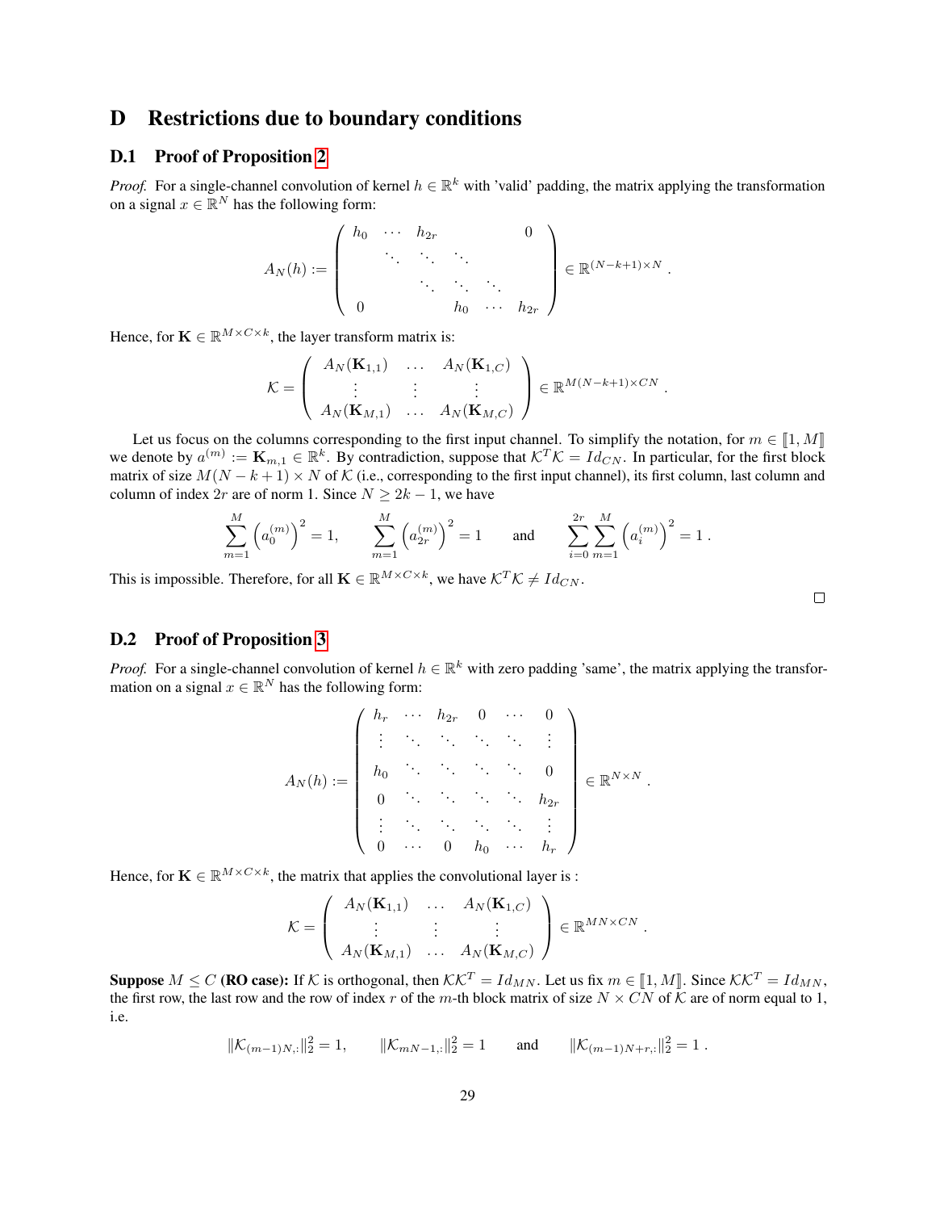# D Restrictions due to boundary conditions

## D.1 Proof of Proposition 2

*Proof.* For a single-channel convolution of kernel $h \in \mathbb{R}^k$ with 'valid' padding, the matrix applying the transformation on a signal $x \in \mathbb{R}^N$ has the following form:

$$A_N(h) := \begin{pmatrix} h_0 & \cdots & h_{2r} & & & 0 \\ & \ddots & \ddots & \ddots & & \\ & & \ddots & \ddots & \ddots & \\ 0 & & & h_0 & \cdots & h_{2r} \end{pmatrix} \in \mathbb{R}^{(N-k+1)\times N} .$$

Hence, for $\mathbf{K} \in \mathbb{R}^{M\times C\times k}$, the layer transform matrix is:

$$\mathcal{K} = \begin{pmatrix} A_N(\mathbf{K}_{1,1}) & \ldots & A_N(\mathbf{K}_{1,C}) \\ \vdots & \vdots & \vdots \\ A_N(\mathbf{K}_{M,1}) & \ldots & A_N(\mathbf{K}_{M,C}) \end{pmatrix} \in \mathbb{R}^{M(N-k+1)\times CN} .$$

Let us focus on the columns corresponding to the first input channel. To simplify the notation, for $m \in [\![1, M]\!]$ we denote by $a^{(m)} := \mathbf{K}_{m,1} \in \mathbb{R}^k$. By contradiction, suppose that $\mathcal{K}^T\mathcal{K} = Id_{CN}$. In particular, for the first block matrix of size $M(N-k+1)\times N$ of $\mathcal{K}$ (i.e., corresponding to the first input channel), its first column, last column and column of index $2r$ are of norm 1. Since $N \geq 2k-1$, we have

$$\sum_{m=1}^{M} \left(a_0^{(m)}\right)^2 = 1, \qquad \sum_{m=1}^{M} \left(a_{2r}^{(m)}\right)^2 = 1 \qquad \text{and} \qquad \sum_{i=0}^{2r}\sum_{m=1}^{M} \left(a_i^{(m)}\right)^2 = 1 .$$

This is impossible. Therefore, for all $\mathbf{K} \in \mathbb{R}^{M\times C\times k}$, we have $\mathcal{K}^T\mathcal{K} \neq Id_{CN}$. ∎

## D.2 Proof of Proposition 3

*Proof.* For a single-channel convolution of kernel $h \in \mathbb{R}^k$ with zero padding 'same', the matrix applying the transformation on a signal $x \in \mathbb{R}^N$ has the following form:

$$A_N(h) := \begin{pmatrix} h_r & \cdots & h_{2r} & 0 & \cdots & 0 \\ \vdots & \ddots & \ddots & \ddots & \ddots & \vdots \\ h_0 & \ddots & \ddots & \ddots & \ddots & 0 \\ 0 & \ddots & \ddots & \ddots & \ddots & h_{2r} \\ \vdots & \ddots & \ddots & \ddots & \ddots & \vdots \\ 0 & \cdots & 0 & h_0 & \cdots & h_r \end{pmatrix} \in \mathbb{R}^{N\times N} .$$

Hence, for $\mathbf{K} \in \mathbb{R}^{M\times C\times k}$, the matrix that applies the convolutional layer is :

$$\mathcal{K} = \begin{pmatrix} A_N(\mathbf{K}_{1,1}) & \ldots & A_N(\mathbf{K}_{1,C}) \\ \vdots & \vdots & \vdots \\ A_N(\mathbf{K}_{M,1}) & \ldots & A_N(\mathbf{K}_{M,C}) \end{pmatrix} \in \mathbb{R}^{MN\times CN} .$$

**Suppose $M \leq C$ (RO case):** If $\mathcal{K}$ is orthogonal, then $\mathcal{K}\mathcal{K}^T = Id_{MN}$. Let us fix $m \in [\![1, M]\!]$. Since $\mathcal{K}\mathcal{K}^T = Id_{MN}$, the first row, the last row and the row of index $r$ of the $m$-th block matrix of size $N \times CN$ of $\mathcal{K}$ are of norm equal to 1, i.e.

$$\|\mathcal{K}_{(m-1)N,:}\|_2^2 = 1, \qquad \|\mathcal{K}_{mN-1,:}\|_2^2 = 1 \qquad \text{and} \qquad \|\mathcal{K}_{(m-1)N+r,:}\|_2^2 = 1 .$$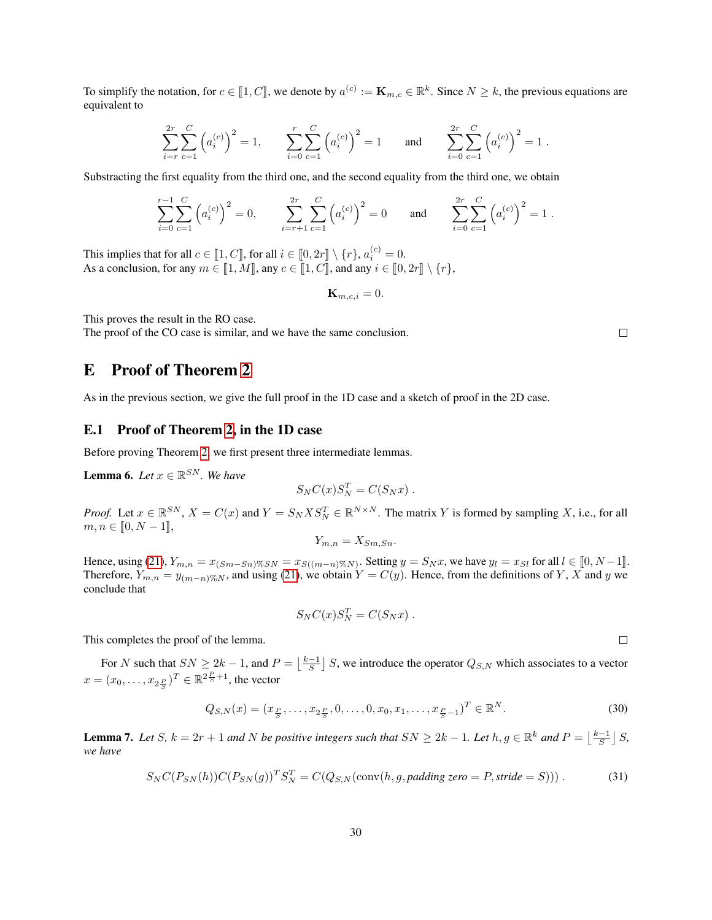To simplify the notation, for $c \in [\![1, C]\!]$, we denote by $a^{(c)} := \mathbf{K}_{m,c} \in \mathbb{R}^k$. Since $N \geq k$, the previous equations are equivalent to

$$\sum_{i=r}^{2r} \sum_{c=1}^{C} \left(a_i^{(c)}\right)^2 = 1, \qquad \sum_{i=0}^{r} \sum_{c=1}^{C} \left(a_i^{(c)}\right)^2 = 1 \qquad \text{and} \qquad \sum_{i=0}^{2r} \sum_{c=1}^{C} \left(a_i^{(c)}\right)^2 = 1 \; .$$

Substracting the first equality from the third one, and the second equality from the third one, we obtain

$$\sum_{i=0}^{r-1} \sum_{c=1}^{C} \left(a_i^{(c)}\right)^2 = 0, \qquad \sum_{i=r+1}^{2r} \sum_{c=1}^{C} \left(a_i^{(c)}\right)^2 = 0 \qquad \text{and} \qquad \sum_{i=0}^{2r} \sum_{c=1}^{C} \left(a_i^{(c)}\right)^2 = 1 \; .$$

This implies that for all $c \in [\![1, C]\!]$, for all $i \in [\![0, 2r]\!] \setminus \{r\}$, $a_i^{(c)} = 0$.
As a conclusion, for any $m \in [\![1, M]\!]$, any $c \in [\![1, C]\!]$, and any $i \in [\![0, 2r]\!] \setminus \{r\}$,

$$\mathbf{K}_{m,c,i} = 0.$$

This proves the result in the RO case.
The proof of the CO case is similar, and we have the same conclusion. ◻

# E Proof of Theorem 2

As in the previous section, we give the full proof in the 1D case and a sketch of proof in the 2D case.

## E.1 Proof of Theorem 2, in the 1D case

Before proving Theorem 2, we first present three intermediate lemmas.

**Lemma 6.** *Let $x \in \mathbb{R}^{SN}$. We have*

$$S_N C(x) S_N^T = C(S_N x) \; .$$

*Proof.* Let $x \in \mathbb{R}^{SN}$, $X = C(x)$ and $Y = S_N X S_N^T \in \mathbb{R}^{N \times N}$. The matrix $Y$ is formed by sampling $X$, i.e., for all $m, n \in [\![0, N-1]\!]$,

$$Y_{m,n} = X_{Sm,Sn}.$$

Hence, using (21), $Y_{m,n} = x_{(Sm-Sn)\%SN} = x_{S((m-n)\%N)}$. Setting $y = S_N x$, we have $y_l = x_{Sl}$ for all $l \in [\![0, N-1]\!]$. Therefore, $Y_{m,n} = y_{(m-n)\%N}$, and using (21), we obtain $Y = C(y)$. Hence, from the definitions of $Y$, $X$ and $y$ we conclude that

$$S_N C(x) S_N^T = C(S_N x) \; .$$

This completes the proof of the lemma. ◻

For $N$ such that $SN \geq 2k-1$, and $P = \left\lfloor \frac{k-1}{S} \right\rfloor S$, we introduce the operator $Q_{S,N}$ which associates to a vector $x = (x_0, \ldots, x_{2\frac{P}{S}})^T \in \mathbb{R}^{2\frac{P}{S}+1}$, the vector

$$Q_{S,N}(x) = (x_{\frac{P}{S}}, \ldots, x_{2\frac{P}{S}}, 0, \ldots, 0, x_0, x_1, \ldots, x_{\frac{P}{S}-1})^T \in \mathbb{R}^N. \tag{30}$$

**Lemma 7.** *Let $S$, $k = 2r+1$ and $N$ be positive integers such that $SN \geq 2k-1$. Let $h, g \in \mathbb{R}^k$ and $P = \left\lfloor \frac{k-1}{S} \right\rfloor S$, we have*

$$S_N C(P_{SN}(h)) C(P_{SN}(g))^T S_N^T = C(Q_{S,N}(\text{conv}(h, g, \textit{padding zero} = P, \textit{stride} = S))) \; . \tag{31}$$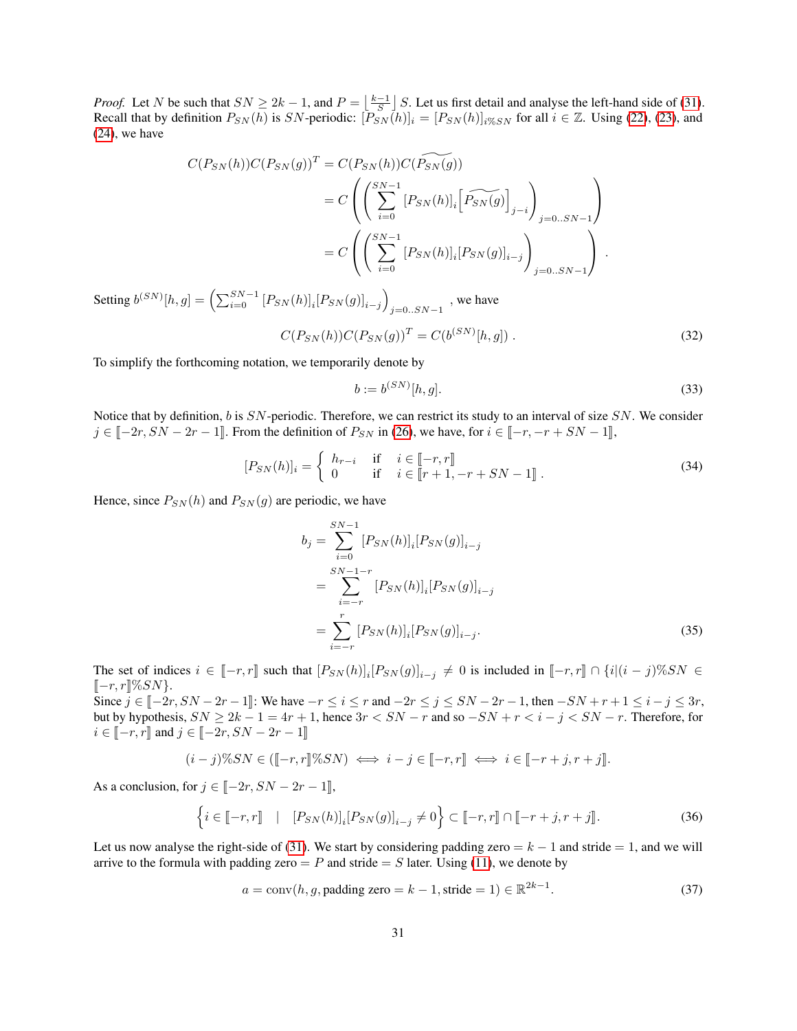*Proof.* Let $N$ be such that $SN \geq 2k-1$, and $P = \left\lfloor \frac{k-1}{S} \right\rfloor S$. Let us first detail and analyse the left-hand side of (31). Recall that by definition $P_{SN}(h)$ is $SN$-periodic: $[P_{SN}(h)]_i = [P_{SN}(h)]_{i\%SN}$ for all $i \in \mathbb{Z}$. Using (22), (23), and (24), we have

$$
\begin{aligned}
C(P_{SN}(h))C(P_{SN}(g))^T &= C(P_{SN}(h))C(\widetilde{P_{SN}(g)}) \\
&= C\left(\left(\sum_{i=0}^{SN-1} [P_{SN}(h)]_i \left[\widetilde{P_{SN}(g)}\right]_{j-i}\right)_{j=0..SN-1}\right) \\
&= C\left(\left(\sum_{i=0}^{SN-1} [P_{SN}(h)]_i [P_{SN}(g)]_{i-j}\right)_{j=0..SN-1}\right) .
\end{aligned}
$$

Setting $b^{(SN)}[h,g] = \left(\sum_{i=0}^{SN-1} [P_{SN}(h)]_i [P_{SN}(g)]_{i-j}\right)_{j=0..SN-1}$, we have

$$
C(P_{SN}(h))C(P_{SN}(g))^T = C(b^{(SN)}[h,g]) . \tag{32}
$$

To simplify the forthcoming notation, we temporarily denote by

$$
b := b^{(SN)}[h,g]. \tag{33}
$$

Notice that by definition, $b$ is $SN$-periodic. Therefore, we can restrict its study to an interval of size $SN$. We consider $j \in [\![-2r, SN-2r-1]\!]$. From the definition of $P_{SN}$ in (26), we have, for $i \in [\![-r, -r+SN-1]\!]$,

$$
[P_{SN}(h)]_i = \begin{cases} h_{r-i} & \text{if} \quad i \in [\![-r, r]\!] \\ 0 & \text{if} \quad i \in [\![r+1, -r+SN-1]\!] . \end{cases} \tag{34}
$$

Hence, since $P_{SN}(h)$ and $P_{SN}(g)$ are periodic, we have

$$
\begin{aligned}
b_j &= \sum_{i=0}^{SN-1} [P_{SN}(h)]_i [P_{SN}(g)]_{i-j} \\
&= \sum_{i=-r}^{SN-1-r} [P_{SN}(h)]_i [P_{SN}(g)]_{i-j} \\
&= \sum_{i=-r}^{r} [P_{SN}(h)]_i [P_{SN}(g)]_{i-j}.
\end{aligned} \tag{35}
$$

The set of indices $i \in [\![-r, r]\!]$ such that $[P_{SN}(h)]_i [P_{SN}(g)]_{i-j} \neq 0$ is included in $[\![-r, r]\!] \cap \{i | (i-j)\%SN \in [\![-r, r]\!]\%SN\}$.

Since $j \in [\![-2r, SN-2r-1]\!]$: We have $-r \leq i \leq r$ and $-2r \leq j \leq SN-2r-1$, then $-SN+r+1 \leq i-j \leq 3r$, but by hypothesis, $SN \geq 2k-1 = 4r+1$, hence $3r < SN-r$ and so $-SN+r < i-j < SN-r$. Therefore, for $i \in [\![-r, r]\!]$ and $j \in [\![-2r, SN-2r-1]\!]$

$$
(i-j)\%SN \in ([\![-r, r]\!]\%SN) \iff i-j \in [\![-r, r]\!] \iff i \in [\![-r+j, r+j]\!].
$$

As a conclusion, for $j \in [\![-2r, SN-2r-1]\!]$,

$$
\left\{ i \in [\![-r, r]\!] \quad | \quad [P_{SN}(h)]_i [P_{SN}(g)]_{i-j} \neq 0 \right\} \subset [\![-r, r]\!] \cap [\![-r+j, r+j]\!]. \tag{36}
$$

Let us now analyse the right-side of (31). We start by considering padding zero $= k-1$ and stride $= 1$, and we will arrive to the formula with padding zero $= P$ and stride $= S$ later. Using (11), we denote by

$$
a = \text{conv}(h, g, \text{padding zero} = k-1, \text{stride} = 1) \in \mathbb{R}^{2k-1}. \tag{37}
$$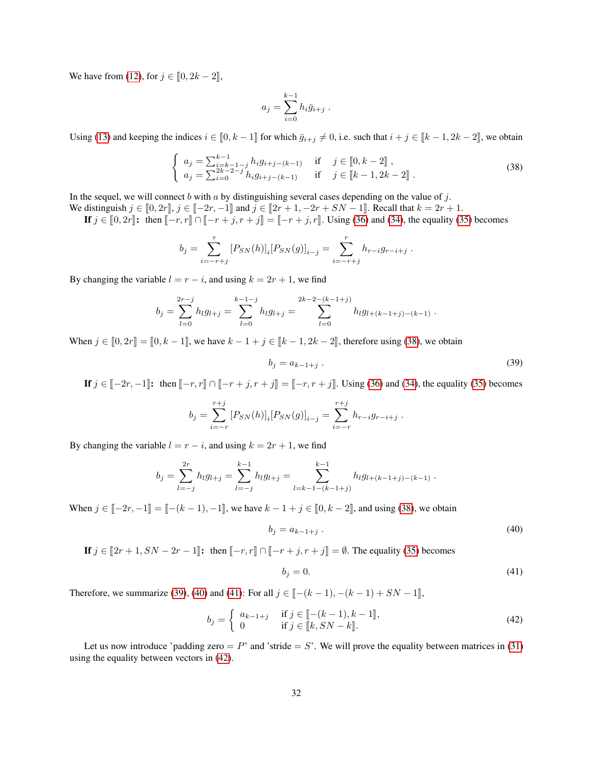We have from (12), for $j \in [\![0, 2k-2]\!]$,

$$a_j = \sum_{i=0}^{k-1} h_i \bar{g}_{i+j} \ .$$

Using (13) and keeping the indices $i \in [\![0, k-1]\!]$ for which $\bar{g}_{i+j} \neq 0$, i.e. such that $i + j \in [\![k-1, 2k-2]\!]$, we obtain

$$\begin{cases} a_j = \sum_{i=k-1-j}^{k-1} h_i g_{i+j-(k-1)} & \text{if} \quad j \in [\![0, k-2]\!] \ , \\ a_j = \sum_{i=0}^{2k-2-j} h_i g_{i+j-(k-1)} & \text{if} \quad j \in [\![k-1, 2k-2]\!] \ . \end{cases} \tag{38}$$

In the sequel, we will connect $b$ with $a$ by distinguishing several cases depending on the value of $j$.
We distinguish $j \in [\![0, 2r]\!]$, $j \in [\![-2r, -1]\!]$ and $j \in [\![2r+1, -2r+SN-1]\!]$. Recall that $k = 2r+1$.

**If $j \in [\![0, 2r]\!]$:** then $[\![-r, r]\!] \cap [\![-r+j, r+j]\!] = [\![-r+j, r]\!]$. Using (36) and (34), the equality (35) becomes

$$b_j = \sum_{i=-r+j}^{r} [P_{SN}(h)]_i [P_{SN}(g)]_{i-j} = \sum_{i=-r+j}^{r} h_{r-i} g_{r-i+j} \ .$$

By changing the variable $l = r - i$, and using $k = 2r+1$, we find

$$b_j = \sum_{l=0}^{2r-j} h_l g_{l+j} = \sum_{l=0}^{k-1-j} h_l g_{l+j} = \sum_{l=0}^{2k-2-(k-1+j)} h_l g_{l+(k-1+j)-(k-1)} \ .$$

When $j \in [\![0, 2r]\!] = [\![0, k-1]\!]$, we have $k-1+j \in [\![k-1, 2k-2]\!]$, therefore using (38), we obtain

$$b_j = a_{k-1+j} \ . \tag{39}$$

**If $j \in [\![-2r, -1]\!]$:** then $[\![-r, r]\!] \cap [\![-r+j, r+j]\!] = [\![-r, r+j]\!]$. Using (36) and (34), the equality (35) becomes

$$b_j = \sum_{i=-r}^{r+j} [P_{SN}(h)]_i [P_{SN}(g)]_{i-j} = \sum_{i=-r}^{r+j} h_{r-i} g_{r-i+j} \ .$$

By changing the variable $l = r - i$, and using $k = 2r+1$, we find

$$b_j = \sum_{l=-j}^{2r} h_l g_{l+j} = \sum_{l=-j}^{k-1} h_l g_{l+j} = \sum_{l=k-1-(k-1+j)}^{k-1} h_l g_{l+(k-1+j)-(k-1)} \ .$$

When $j \in [\![-2r, -1]\!] = [\![-(k-1), -1]\!]$, we have $k-1+j \in [\![0, k-2]\!]$, and using (38), we obtain

$$b_j = a_{k-1+j} \ . \tag{40}$$

**If $j \in [\![2r+1, SN-2r-1]\!]$:** then $[\![-r, r]\!] \cap [\![-r+j, r+j]\!] = \emptyset$. The equality (35) becomes

$$b_j = 0. \tag{41}$$

Therefore, we summarize (39), (40) and (41): For all $j \in [\![-(k-1), -(k-1)+SN-1]\!]$,

$$b_j = \begin{cases} a_{k-1+j} & \text{if } j \in [\![-(k-1), k-1]\!], \\ 0 & \text{if } j \in [\![k, SN-k]\!]. \end{cases} \tag{42}$$

Let us now introduce 'padding zero $= P$' and 'stride $= S$'. We will prove the equality between matrices in (31) using the equality between vectors in (42).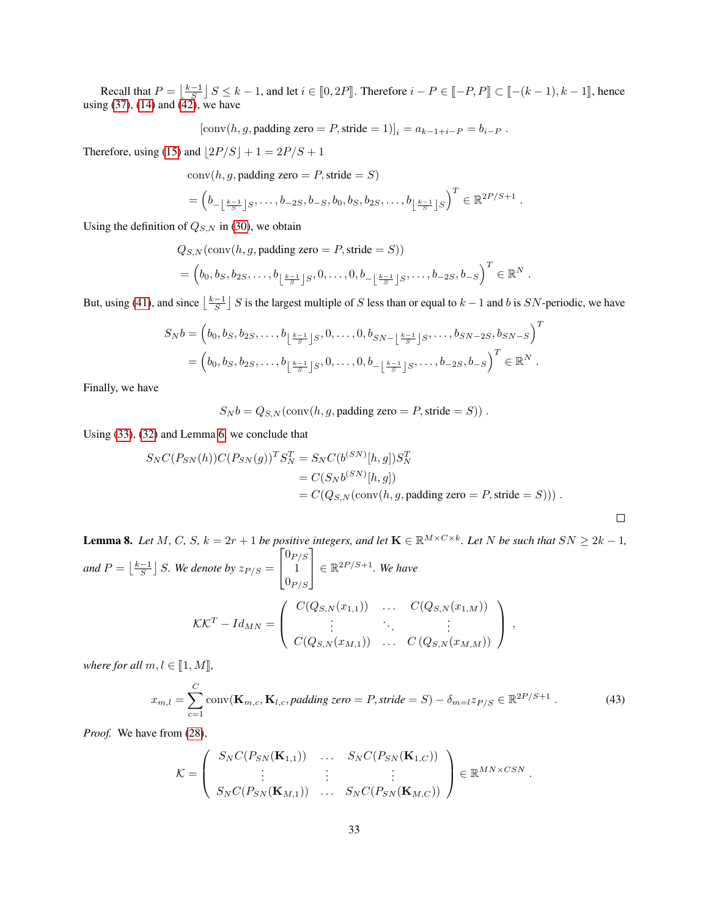Recall that $P = \left\lfloor \frac{k-1}{S} \right\rfloor S \leq k-1$, and let $i \in [\![0, 2P]\!]$. Therefore $i - P \in [\![-P, P]\!] \subset [\![-(k-1), k-1]\!]$, hence using (37), (14) and (42), we have

$$[\text{conv}(h, g, \text{padding zero} = P, \text{stride} = 1)]_i = a_{k-1+i-P} = b_{i-P} \ .$$

Therefore, using (15) and $\lfloor 2P/S \rfloor + 1 = 2P/S + 1$

$$\begin{aligned}
&\text{conv}(h, g, \text{padding zero} = P, \text{stride} = S) \\
&= \left( b_{-\left\lfloor \frac{k-1}{S} \right\rfloor S}, \ldots, b_{-2S}, b_{-S}, b_0, b_S, b_{2S}, \ldots, b_{\left\lfloor \frac{k-1}{S} \right\rfloor S} \right)^T \in \mathbb{R}^{2P/S+1} \ .
\end{aligned}$$

Using the definition of $Q_{S,N}$ in (30), we obtain

$$\begin{aligned}
&Q_{S,N}(\text{conv}(h, g, \text{padding zero} = P, \text{stride} = S)) \\
&= \left( b_0, b_S, b_{2S}, \ldots, b_{\left\lfloor \frac{k-1}{S} \right\rfloor S}, 0, \ldots, 0, b_{-\left\lfloor \frac{k-1}{S} \right\rfloor S}, \ldots, b_{-2S}, b_{-S} \right)^T \in \mathbb{R}^N \ .
\end{aligned}$$

But, using (41), and since $\left\lfloor \frac{k-1}{S} \right\rfloor S$ is the largest multiple of $S$ less than or equal to $k-1$ and $b$ is $SN$-periodic, we have

$$\begin{aligned}
S_N b &= \left( b_0, b_S, b_{2S}, \ldots, b_{\left\lfloor \frac{k-1}{S} \right\rfloor S}, 0, \ldots, 0, b_{SN-\left\lfloor \frac{k-1}{S} \right\rfloor S}, \ldots, b_{SN-2S}, b_{SN-S} \right)^T \\
&= \left( b_0, b_S, b_{2S}, \ldots, b_{\left\lfloor \frac{k-1}{S} \right\rfloor S}, 0, \ldots, 0, b_{-\left\lfloor \frac{k-1}{S} \right\rfloor S}, \ldots, b_{-2S}, b_{-S} \right)^T \in \mathbb{R}^N \ .
\end{aligned}$$

Finally, we have

$$S_N b = Q_{S,N}(\text{conv}(h, g, \text{padding zero} = P, \text{stride} = S)) \ .$$

Using (33), (32) and Lemma 6, we conclude that

$$\begin{aligned}
S_N C(P_{SN}(h)) C(P_{SN}(g))^T S_N^T &= S_N C(b^{(SN)}[h, g]) S_N^T \\
&= C(S_N b^{(SN)}[h, g]) \\
&= C(Q_{S,N}(\text{conv}(h, g, \text{padding zero} = P, \text{stride} = S))) \ .
\end{aligned}$$

□

**Lemma 8.** *Let $M$, $C$, $S$, $k = 2r+1$ be positive integers, and let $\mathbf{K} \in \mathbb{R}^{M \times C \times k}$. Let $N$ be such that $SN \geq 2k-1$, and $P = \left\lfloor \frac{k-1}{S} \right\rfloor S$. We denote by $z_{P/S} = \begin{bmatrix} 0_{P/S} \\ 1 \\ 0_{P/S} \end{bmatrix} \in \mathbb{R}^{2P/S+1}$. We have*

$$\mathcal{K}\mathcal{K}^T - Id_{MN} = \begin{pmatrix} C(Q_{S,N}(x_{1,1})) & \ldots & C(Q_{S,N}(x_{1,M})) \\ \vdots & \ddots & \vdots \\ C(Q_{S,N}(x_{M,1})) & \ldots & C\left(Q_{S,N}(x_{M,M})\right) \end{pmatrix} ,$$

*where for all $m, l \in [\![1, M]\!]$,*

$$x_{m,l} = \sum_{c=1}^{C} \text{conv}(\mathbf{K}_{m,c}, \mathbf{K}_{l,c}, \textit{padding zero} = P, \textit{stride} = S) - \delta_{m=l} z_{P/S} \in \mathbb{R}^{2P/S+1} \ . \tag{43}$$

*Proof.* We have from (28),

$$\mathcal{K} = \begin{pmatrix} S_N C(P_{SN}(\mathbf{K}_{1,1})) & \ldots & S_N C(P_{SN}(\mathbf{K}_{1,C})) \\ \vdots & \vdots & \vdots \\ S_N C(P_{SN}(\mathbf{K}_{M,1})) & \ldots & S_N C(P_{SN}(\mathbf{K}_{M,C})) \end{pmatrix} \in \mathbb{R}^{MN \times CSN} \ .$$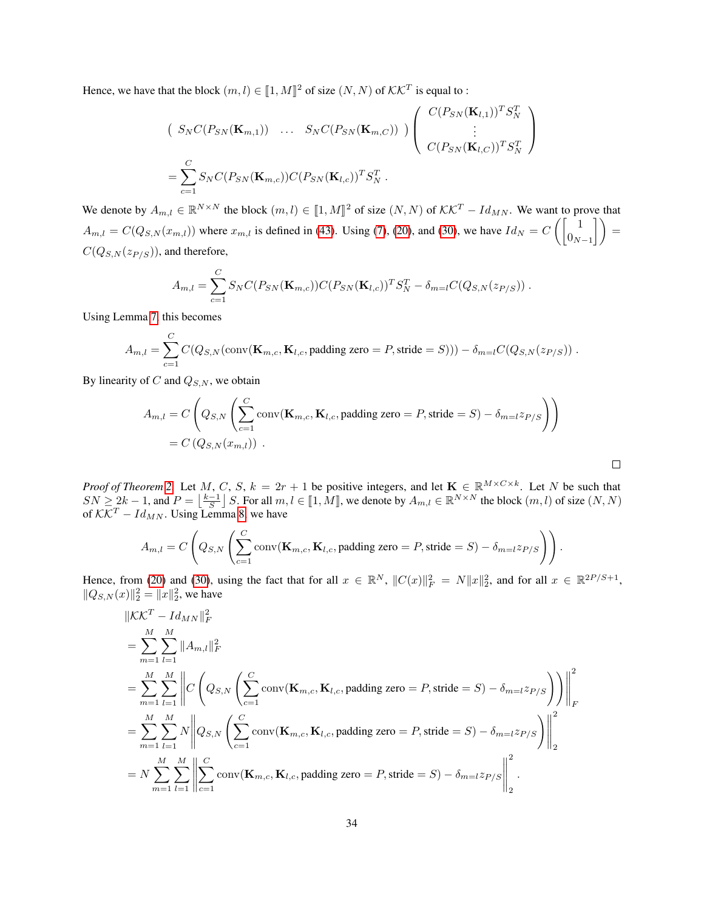Hence, we have that the block $(m, l) \in [\![1, M]\!]^2$ of size $(N, N)$ of $\mathcal{K}\mathcal{K}^T$ is equal to :

$$\begin{pmatrix} S_N C(P_{SN}(\mathbf{K}_{m,1})) & \dots & S_N C(P_{SN}(\mathbf{K}_{m,C})) \end{pmatrix} \begin{pmatrix} C(P_{SN}(\mathbf{K}_{l,1}))^T S_N^T \\ \vdots \\ C(P_{SN}(\mathbf{K}_{l,C}))^T S_N^T \end{pmatrix}$$

$$= \sum_{c=1}^{C} S_N C(P_{SN}(\mathbf{K}_{m,c})) C(P_{SN}(\mathbf{K}_{l,c}))^T S_N^T \ .$$

We denote by $A_{m,l} \in \mathbb{R}^{N \times N}$ the block $(m, l) \in [\![1, M]\!]^2$ of size $(N, N)$ of $\mathcal{K}\mathcal{K}^T - Id_{MN}$. We want to prove that $A_{m,l} = C(Q_{S,N}(x_{m,l}))$ where $x_{m,l}$ is defined in (43). Using (7), (20), and (30), we have $Id_N = C\left(\begin{bmatrix} 1 \\ 0_{N-1} \end{bmatrix}\right) = C(Q_{S,N}(z_{P/S}))$, and therefore,

$$A_{m,l} = \sum_{c=1}^{C} S_N C(P_{SN}(\mathbf{K}_{m,c})) C(P_{SN}(\mathbf{K}_{l,c}))^T S_N^T - \delta_{m=l} C(Q_{S,N}(z_{P/S})) \ .$$

Using Lemma 7 this becomes

$$A_{m,l} = \sum_{c=1}^{C} C(Q_{S,N}(\text{conv}(\mathbf{K}_{m,c}, \mathbf{K}_{l,c}, \text{padding zero} = P, \text{stride} = S))) - \delta_{m=l} C(Q_{S,N}(z_{P/S})) \ .$$

By linearity of $C$ and $Q_{S,N}$, we obtain

$$\begin{aligned} A_{m,l} &= C\left(Q_{S,N}\left(\sum_{c=1}^{C} \text{conv}(\mathbf{K}_{m,c}, \mathbf{K}_{l,c}, \text{padding zero} = P, \text{stride} = S) - \delta_{m=l} z_{P/S}\right)\right) \\ &= C\left(Q_{S,N}(x_{m,l})\right) \ . \end{aligned}$$

□

*Proof of Theorem 2.* Let $M$, $C$, $S$, $k = 2r + 1$ be positive integers, and let $\mathbf{K} \in \mathbb{R}^{M \times C \times k}$. Let $N$ be such that $SN \geq 2k - 1$, and $P = \left\lfloor \frac{k-1}{S} \right\rfloor S$. For all $m, l \in [\![1, M]\!]$, we denote by $A_{m,l} \in \mathbb{R}^{N \times N}$ the block $(m, l)$ of size $(N, N)$ of $\mathcal{K}\mathcal{K}^T - Id_{MN}$. Using Lemma 8 we have

$$A_{m,l} = C\left(Q_{S,N}\left(\sum_{c=1}^{C} \text{conv}(\mathbf{K}_{m,c}, \mathbf{K}_{l,c}, \text{padding zero} = P, \text{stride} = S) - \delta_{m=l} z_{P/S}\right)\right) .$$

Hence, from (20) and (30), using the fact that for all $x \in \mathbb{R}^N$, $\|C(x)\|_F^2 = N\|x\|_2^2$, and for all $x \in \mathbb{R}^{2P/S+1}$, $\|Q_{S,N}(x)\|_2^2 = \|x\|_2^2$, we have

$$\begin{aligned} &\|\mathcal{K}\mathcal{K}^T - Id_{MN}\|_F^2 \\ &= \sum_{m=1}^{M} \sum_{l=1}^{M} \|A_{m,l}\|_F^2 \\ &= \sum_{m=1}^{M} \sum_{l=1}^{M} \left\| C\left(Q_{S,N}\left(\sum_{c=1}^{C} \text{conv}(\mathbf{K}_{m,c}, \mathbf{K}_{l,c}, \text{padding zero} = P, \text{stride} = S) - \delta_{m=l} z_{P/S}\right)\right) \right\|_F^2 \\ &= \sum_{m=1}^{M} \sum_{l=1}^{M} N \left\| Q_{S,N}\left(\sum_{c=1}^{C} \text{conv}(\mathbf{K}_{m,c}, \mathbf{K}_{l,c}, \text{padding zero} = P, \text{stride} = S) - \delta_{m=l} z_{P/S}\right) \right\|_2^2 \\ &= N \sum_{m=1}^{M} \sum_{l=1}^{M} \left\| \sum_{c=1}^{C} \text{conv}(\mathbf{K}_{m,c}, \mathbf{K}_{l,c}, \text{padding zero} = P, \text{stride} = S) - \delta_{m=l} z_{P/S} \right\|_2^2 \ . \end{aligned}$$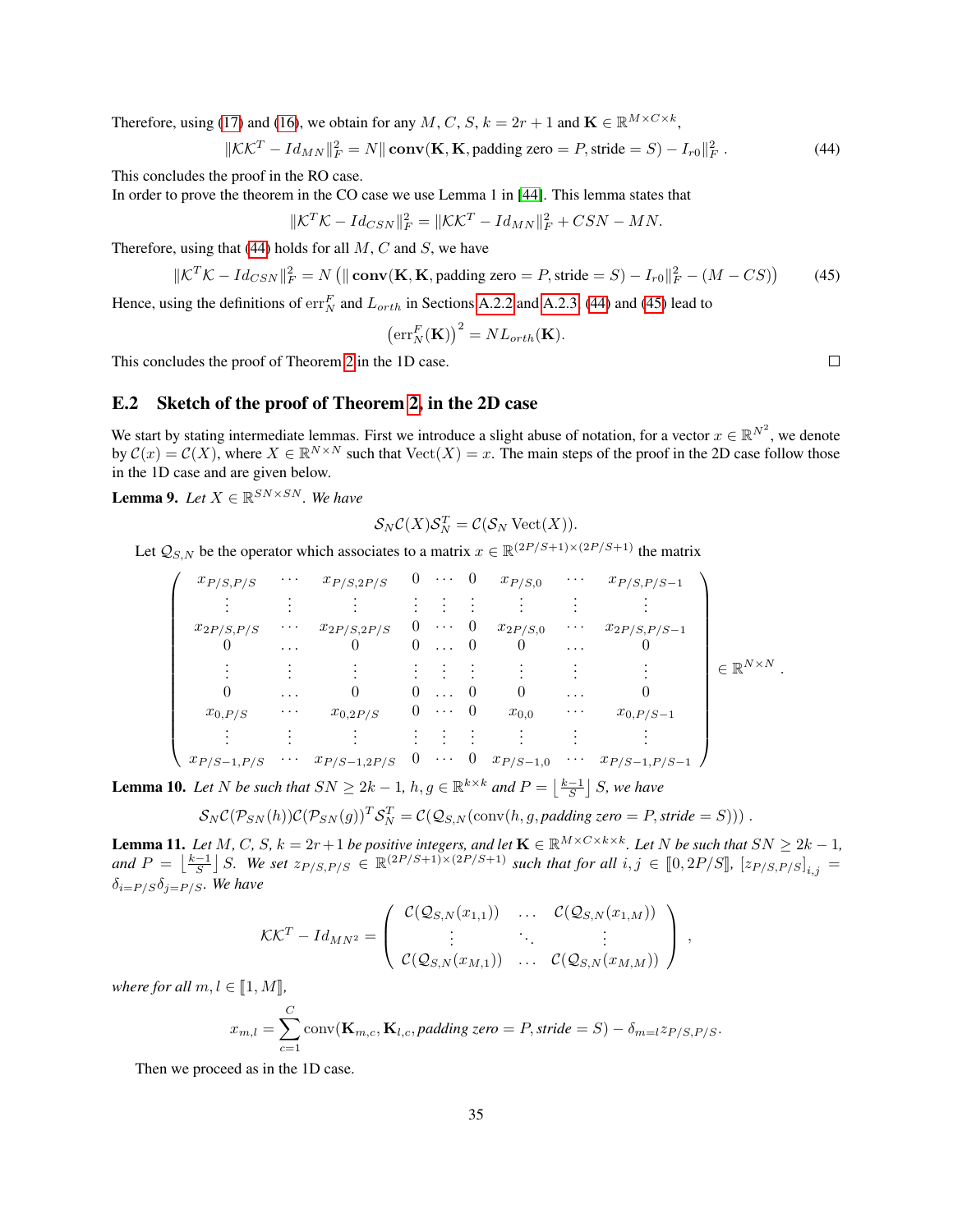Therefore, using (17) and (16), we obtain for any $M$, $C$, $S$, $k = 2r+1$ and $\mathbf{K} \in \mathbb{R}^{M\times C\times k}$,

$$\|\mathcal{K}\mathcal{K}^T - Id_{MN}\|_F^2 = N\|\,\mathbf{conv}(\mathbf{K}, \mathbf{K}, \text{padding zero} = P, \text{stride} = S) - I_{r0}\|_F^2 \,. \tag{44}$$

This concludes the proof in the RO case.

In order to prove the theorem in the CO case we use Lemma 1 in [44]. This lemma states that

$$\|\mathcal{K}^T\mathcal{K} - Id_{CSN}\|_F^2 = \|\mathcal{K}\mathcal{K}^T - Id_{MN}\|_F^2 + CSN - MN.$$

Therefore, using that (44) holds for all $M$, $C$ and $S$, we have

$$\|\mathcal{K}^T\mathcal{K} - Id_{CSN}\|_F^2 = N\left(\|\,\mathbf{conv}(\mathbf{K}, \mathbf{K}, \text{padding zero} = P, \text{stride} = S) - I_{r0}\|_F^2 - (M - CS)\right) \tag{45}$$

Hence, using the definitions of $\text{err}_N^F$ and $L_{orth}$ in Sections A.2.2 and A.2.3, (44) and (45) lead to

$$\left(\text{err}_N^F(\mathbf{K})\right)^2 = NL_{orth}(\mathbf{K}).$$

This concludes the proof of Theorem 2 in the 1D case. ☐

## E.2 Sketch of the proof of Theorem 2, in the 2D case

We start by stating intermediate lemmas. First we introduce a slight abuse of notation, for a vector $x \in \mathbb{R}^{N^2}$, we denote by $\mathcal{C}(x) = \mathcal{C}(X)$, where $X \in \mathbb{R}^{N\times N}$ such that $\text{Vect}(X) = x$. The main steps of the proof in the 2D case follow those in the 1D case and are given below.

**Lemma 9.** *Let $X \in \mathbb{R}^{SN\times SN}$. We have*

$$\mathcal{S}_N\mathcal{C}(X)\mathcal{S}_N^T = \mathcal{C}(\mathcal{S}_N\,\text{Vect}(X)).$$

Let $\mathcal{Q}_{S,N}$ be the operator which associates to a matrix $x \in \mathbb{R}^{(2P/S+1)\times(2P/S+1)}$ the matrix

$$\begin{pmatrix}
x_{P/S,P/S} & \cdots & x_{P/S,2P/S} & 0 & \cdots & 0 & x_{P/S,0} & \cdots & x_{P/S,P/S-1} \\
\vdots & \vdots & \vdots & \vdots & \vdots & \vdots & \vdots & \vdots & \vdots \\
x_{2P/S,P/S} & \cdots & x_{2P/S,2P/S} & 0 & \cdots & 0 & x_{2P/S,0} & \cdots & x_{2P/S,P/S-1} \\
0 & \cdots & 0 & 0 & \cdots & 0 & 0 & \cdots & 0 \\
\vdots & \vdots & \vdots & \vdots & \vdots & \vdots & \vdots & \vdots & \vdots \\
0 & \cdots & 0 & 0 & \cdots & 0 & 0 & \cdots & 0 \\
x_{0,P/S} & \cdots & x_{0,2P/S} & 0 & \cdots & 0 & x_{0,0} & \cdots & x_{0,P/S-1} \\
\vdots & \vdots & \vdots & \vdots & \vdots & \vdots & \vdots & \vdots & \vdots \\
x_{P/S-1,P/S} & \cdots & x_{P/S-1,2P/S} & 0 & \cdots & 0 & x_{P/S-1,0} & \cdots & x_{P/S-1,P/S-1}
\end{pmatrix} \in \mathbb{R}^{N\times N}\,.$$

**Lemma 10.** *Let $N$ be such that $SN \geq 2k-1$, $h, g \in \mathbb{R}^{k\times k}$ and $P = \left\lfloor \frac{k-1}{S} \right\rfloor S$, we have*

$$\mathcal{S}_N\mathcal{C}(\mathcal{P}_{SN}(h))\mathcal{C}(\mathcal{P}_{SN}(g))^T\mathcal{S}_N^T = \mathcal{C}(\mathcal{Q}_{S,N}(\text{conv}(h, g, \textit{padding zero} = P, \textit{stride} = S)))\,.$$

**Lemma 11.** *Let $M$, $C$, $S$, $k = 2r+1$ be positive integers, and let $\mathbf{K} \in \mathbb{R}^{M\times C\times k\times k}$. Let $N$ be such that $SN \geq 2k-1$, and $P = \left\lfloor \frac{k-1}{S} \right\rfloor S$. We set $z_{P/S,P/S} \in \mathbb{R}^{(2P/S+1)\times(2P/S+1)}$ such that for all $i, j \in [\![0, 2P/S]\!]$, $[z_{P/S,P/S}]_{i,j} = \delta_{i=P/S}\delta_{j=P/S}$. We have*

$$\mathcal{K}\mathcal{K}^T - Id_{MN^2} = \begin{pmatrix}
\mathcal{C}(\mathcal{Q}_{S,N}(x_{1,1})) & \cdots & \mathcal{C}(\mathcal{Q}_{S,N}(x_{1,M})) \\
\vdots & \ddots & \vdots \\
\mathcal{C}(\mathcal{Q}_{S,N}(x_{M,1})) & \cdots & \mathcal{C}(\mathcal{Q}_{S,N}(x_{M,M}))
\end{pmatrix}\,,$$

*where for all $m, l \in [\![1, M]\!]$,*

$$x_{m,l} = \sum_{c=1}^{C} \text{conv}(\mathbf{K}_{m,c}, \mathbf{K}_{l,c}, \textit{padding zero} = P, \textit{stride} = S) - \delta_{m=l}z_{P/S,P/S}.$$

Then we proceed as in the 1D case.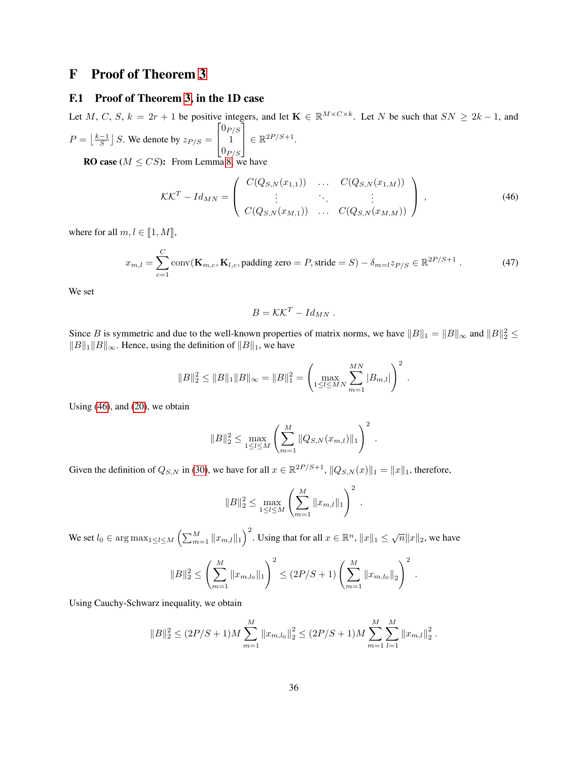# F Proof of Theorem 3

## F.1 Proof of Theorem 3, in the 1D case

Let $M$, $C$, $S$, $k = 2r + 1$ be positive integers, and let $\mathbf{K} \in \mathbb{R}^{M \times C \times k}$. Let $N$ be such that $SN \geq 2k - 1$, and $P = \left\lfloor \frac{k-1}{S} \right\rfloor S$. We denote by $z_{P/S} = \begin{bmatrix} 0_{P/S} \\ 1 \\ 0_{P/S} \end{bmatrix} \in \mathbb{R}^{2P/S+1}$.

**RO case ($M \leq CS$):** From Lemma 8, we have

$$
\mathcal{K}\mathcal{K}^T - Id_{MN} = \begin{pmatrix} C(Q_{S,N}(x_{1,1})) & \dots & C(Q_{S,N}(x_{1,M})) \\ \vdots & \ddots & \vdots \\ C(Q_{S,N}(x_{M,1})) & \dots & C(Q_{S,N}(x_{M,M})) \end{pmatrix} , \tag{46}
$$

where for all $m, l \in [\![1, M]\!]$,

$$
x_{m,l} = \sum_{c=1}^{C} \text{conv}(\mathbf{K}_{m,c}, \mathbf{K}_{l,c}, \text{padding zero} = P, \text{stride} = S) - \delta_{m=l} z_{P/S} \in \mathbb{R}^{2P/S+1} . \tag{47}
$$

We set

$$
B = \mathcal{K}\mathcal{K}^T - Id_{MN} .
$$

Since $B$ is symmetric and due to the well-known properties of matrix norms, we have $\|B\|_1 = \|B\|_\infty$ and $\|B\|_2^2 \leq \|B\|_1 \|B\|_\infty$. Hence, using the definition of $\|B\|_1$, we have

$$
\|B\|_2^2 \leq \|B\|_1 \|B\|_\infty = \|B\|_1^2 = \left( \max_{1 \leq l \leq MN} \sum_{m=1}^{MN} |B_{m,l}| \right)^2 .
$$

Using (46), and (20), we obtain

$$
\|B\|_2^2 \leq \max_{1 \leq l \leq M} \left( \sum_{m=1}^{M} \|Q_{S,N}(x_{m,l})\|_1 \right)^2 .
$$

Given the definition of $Q_{S,N}$ in (30), we have for all $x \in \mathbb{R}^{2P/S+1}$, $\|Q_{S,N}(x)\|_1 = \|x\|_1$, therefore,

$$
\|B\|_2^2 \leq \max_{1 \leq l \leq M} \left( \sum_{m=1}^{M} \|x_{m,l}\|_1 \right)^2 .
$$

We set $l_0 \in \arg\max_{1 \leq l \leq M} \left( \sum_{m=1}^{M} \|x_{m,l}\|_1 \right)^2$. Using that for all $x \in \mathbb{R}^n$, $\|x\|_1 \leq \sqrt{n} \|x\|_2$, we have

$$
\|B\|_2^2 \leq \left( \sum_{m=1}^{M} \|x_{m,l_0}\|_1 \right)^2 \leq (2P/S + 1) \left( \sum_{m=1}^{M} \|x_{m,l_0}\|_2 \right)^2 .
$$

Using Cauchy-Schwarz inequality, we obtain

$$
\|B\|_2^2 \leq (2P/S + 1) M \sum_{m=1}^{M} \|x_{m,l_0}\|_2^2 \leq (2P/S + 1) M \sum_{m=1}^{M} \sum_{l=1}^{M} \|x_{m,l}\|_2^2 .
$$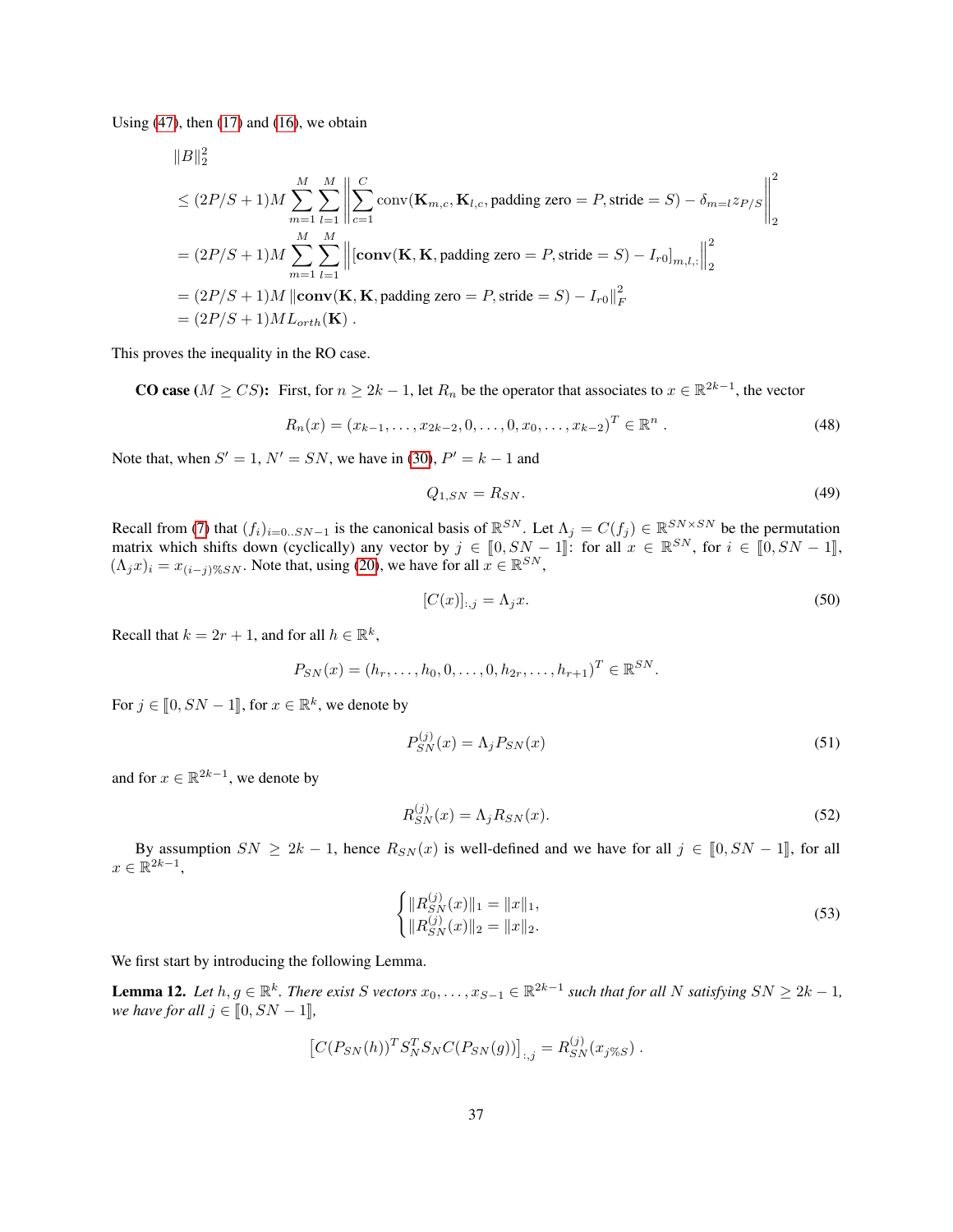Using (47), then (17) and (16), we obtain

$$
\begin{aligned}
&\|B\|_2^2 \\
&\leq (2P/S+1)M \sum_{m=1}^{M} \sum_{l=1}^{M} \left\| \sum_{c=1}^{C} \mathrm{conv}(\mathbf{K}_{m,c}, \mathbf{K}_{l,c}, \text{padding zero} = P, \text{stride} = S) - \delta_{m=l} z_{P/S} \right\|_2^2 \\
&= (2P/S+1)M \sum_{m=1}^{M} \sum_{l=1}^{M} \left\| [\mathbf{conv}(\mathbf{K}, \mathbf{K}, \text{padding zero} = P, \text{stride} = S) - I_{r0}]_{m,l,:} \right\|_2^2 \\
&= (2P/S+1)M \left\| \mathbf{conv}(\mathbf{K}, \mathbf{K}, \text{padding zero} = P, \text{stride} = S) - I_{r0} \right\|_F^2 \\
&= (2P/S+1)M L_{orth}(\mathbf{K}) \ .
\end{aligned}
$$

This proves the inequality in the RO case.

**CO case ($M \geq CS$):** First, for $n \geq 2k-1$, let $R_n$ be the operator that associates to $x \in \mathbb{R}^{2k-1}$, the vector

$$
R_n(x) = (x_{k-1}, \dots, x_{2k-2}, 0, \dots, 0, x_0, \dots, x_{k-2})^T \in \mathbb{R}^n \ . \tag{48}
$$

Note that, when $S' = 1$, $N' = SN$, we have in (30), $P' = k-1$ and

$$
Q_{1,SN} = R_{SN}. \tag{49}
$$

Recall from (7) that $(f_i)_{i=0..SN-1}$ is the canonical basis of $\mathbb{R}^{SN}$. Let $\Lambda_j = C(f_j) \in \mathbb{R}^{SN \times SN}$ be the permutation matrix which shifts down (cyclically) any vector by $j \in [\![0, SN-1]\!]$: for all $x \in \mathbb{R}^{SN}$, for $i \in [\![0, SN-1]\!]$, $(\Lambda_j x)_i = x_{(i-j)\%SN}$. Note that, using (20), we have for all $x \in \mathbb{R}^{SN}$,

$$
[C(x)]_{:,j} = \Lambda_j x. \tag{50}
$$

Recall that $k = 2r+1$, and for all $h \in \mathbb{R}^k$,

$$
P_{SN}(x) = (h_r, \dots, h_0, 0, \dots, 0, h_{2r}, \dots, h_{r+1})^T \in \mathbb{R}^{SN}.
$$

For $j \in [\![0, SN-1]\!]$, for $x \in \mathbb{R}^k$, we denote by

$$
P_{SN}^{(j)}(x) = \Lambda_j P_{SN}(x) \tag{51}
$$

and for $x \in \mathbb{R}^{2k-1}$, we denote by

$$
R_{SN}^{(j)}(x) = \Lambda_j R_{SN}(x). \tag{52}
$$

By assumption $SN \geq 2k-1$, hence $R_{SN}(x)$ is well-defined and we have for all $j \in [\![0, SN-1]\!]$, for all $x \in \mathbb{R}^{2k-1}$,

$$
\begin{cases}
\|R_{SN}^{(j)}(x)\|_1 = \|x\|_1, \\
\|R_{SN}^{(j)}(x)\|_2 = \|x\|_2.
\end{cases} \tag{53}
$$

We first start by introducing the following Lemma.

**Lemma 12.** *Let $h, g \in \mathbb{R}^k$. There exist $S$ vectors $x_0, \dots, x_{S-1} \in \mathbb{R}^{2k-1}$ such that for all $N$ satisfying $SN \geq 2k-1$, we have for all $j \in [\![0, SN-1]\!]$,*

$$
\left[ C(P_{SN}(h))^T S_N^T S_N C(P_{SN}(g)) \right]_{:,j} = R_{SN}^{(j)}(x_{j\%S}) \ .
$$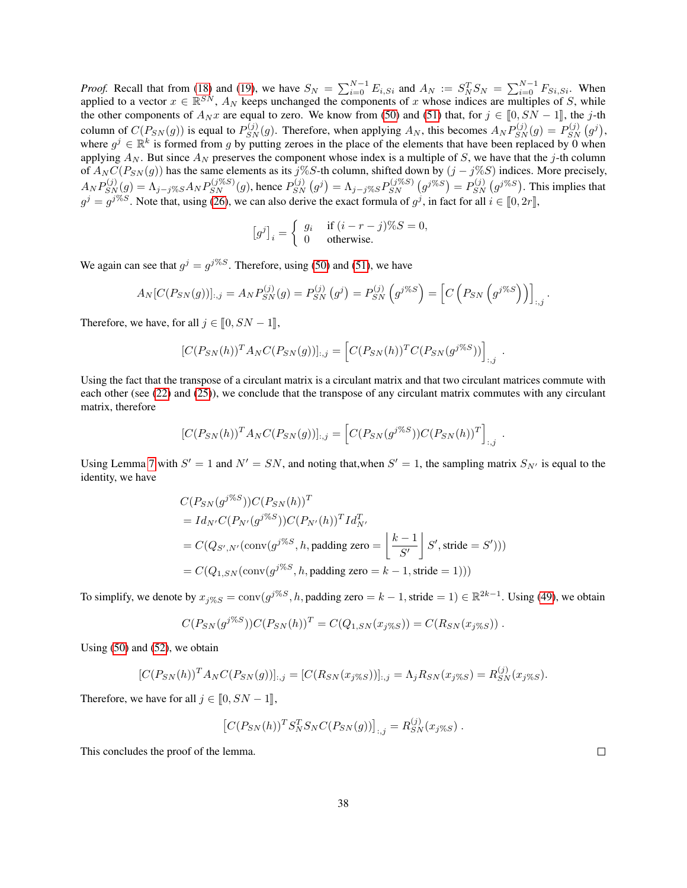*Proof.* Recall that from (18) and (19), we have $S_N = \sum_{i=0}^{N-1} E_{i,Si}$ and $A_N := S_N^T S_N = \sum_{i=0}^{N-1} F_{Si,Si}$. When applied to a vector $x \in \mathbb{R}^{SN}$, $A_N$ keeps unchanged the components of $x$ whose indices are multiples of $S$, while the other components of $A_N x$ are equal to zero. We know from (50) and (51) that, for $j \in [\![0, SN-1]\!]$, the $j$-th column of $C(P_{SN}(g))$ is equal to $P_{SN}^{(j)}(g)$. Therefore, when applying $A_N$, this becomes $A_N P_{SN}^{(j)}(g) = P_{SN}^{(j)}\left(g^j\right)$, where $g^j \in \mathbb{R}^k$ is formed from $g$ by putting zeroes in the place of the elements that have been replaced by 0 when applying $A_N$. But since $A_N$ preserves the component whose index is a multiple of $S$, we have that the $j$-th column of $A_N C(P_{SN}(g))$ has the same elements as its $j\%S$-th column, shifted down by $(j - j\%S)$ indices. More precisely, $A_N P_{SN}^{(j)}(g) = \Lambda_{j-j\%S} A_N P_{SN}^{(j\%S)}(g)$, hence $P_{SN}^{(j)}\left(g^j\right) = \Lambda_{j-j\%S} P_{SN}^{(j\%S)}\left(g^{j\%S}\right) = P_{SN}^{(j)}\left(g^{j\%S}\right)$. This implies that $g^j = g^{j\%S}$. Note that, using (26), we can also derive the exact formula of $g^j$, in fact for all $i \in [\![0, 2r]\!]$,

$$
\left[g^j\right]_i = \begin{cases} g_i & \text{if } (i - r - j)\%S = 0, \\ 0 & \text{otherwise.} \end{cases}
$$

We again can see that $g^j = g^{j\%S}$. Therefore, using (50) and (51), we have

$$
A_N[C(P_{SN}(g))]_{:,j} = A_N P_{SN}^{(j)}(g) = P_{SN}^{(j)}\left(g^j\right) = P_{SN}^{(j)}\left(g^{j\%S}\right) = \left[C\left(P_{SN}\left(g^{j\%S}\right)\right)\right]_{:,j}.
$$

Therefore, we have, for all $j \in [\![0, SN-1]\!]$,

$$
[C(P_{SN}(h))^T A_N C(P_{SN}(g))]_{:,j} = \left[C(P_{SN}(h))^T C(P_{SN}(g^{j\%S}))\right]_{:,j}.
$$

Using the fact that the transpose of a circulant matrix is a circulant matrix and that two circulant matrices commute with each other (see (22) and (25)), we conclude that the transpose of any circulant matrix commutes with any circulant matrix, therefore

$$
[C(P_{SN}(h))^T A_N C(P_{SN}(g))]_{:,j} = \left[C(P_{SN}(g^{j\%S}))C(P_{SN}(h))^T\right]_{:,j}.
$$

Using Lemma 7 with $S' = 1$ and $N' = SN$, and noting that,when $S' = 1$, the sampling matrix $S_{N'}$ is equal to the identity, we have

$$
\begin{aligned}
&C(P_{SN}(g^{j\%S}))C(P_{SN}(h))^T \\
&= Id_{N'} C(P_{N'}(g^{j\%S}))C(P_{N'}(h))^T Id_{N'}^T \\
&= C(Q_{S',N'}(\text{conv}(g^{j\%S}, h, \text{padding zero} = \left\lfloor \frac{k-1}{S'} \right\rfloor S', \text{stride} = S'))) \\
&= C(Q_{1,SN}(\text{conv}(g^{j\%S}, h, \text{padding zero} = k-1, \text{stride} = 1)))
\end{aligned}
$$

To simplify, we denote by $x_{j\%S} = \text{conv}(g^{j\%S}, h, \text{padding zero} = k-1, \text{stride} = 1) \in \mathbb{R}^{2k-1}$. Using (49), we obtain

$$
C(P_{SN}(g^{j\%S}))C(P_{SN}(h))^T = C(Q_{1,SN}(x_{j\%S})) = C(R_{SN}(x_{j\%S})).
$$

Using (50) and (52), we obtain

$$
[C(P_{SN}(h))^T A_N C(P_{SN}(g))]_{:,j} = [C(R_{SN}(x_{j\%S}))]_{:,j} = \Lambda_j R_{SN}(x_{j\%S}) = R_{SN}^{(j)}(x_{j\%S}).
$$

Therefore, we have for all $j \in [\![0, SN-1]\!]$,

$$
\left[C(P_{SN}(h))^T S_N^T S_N C(P_{SN}(g))\right]_{:,j} = R_{SN}^{(j)}(x_{j\%S}).
$$

This concludes the proof of the lemma. ◻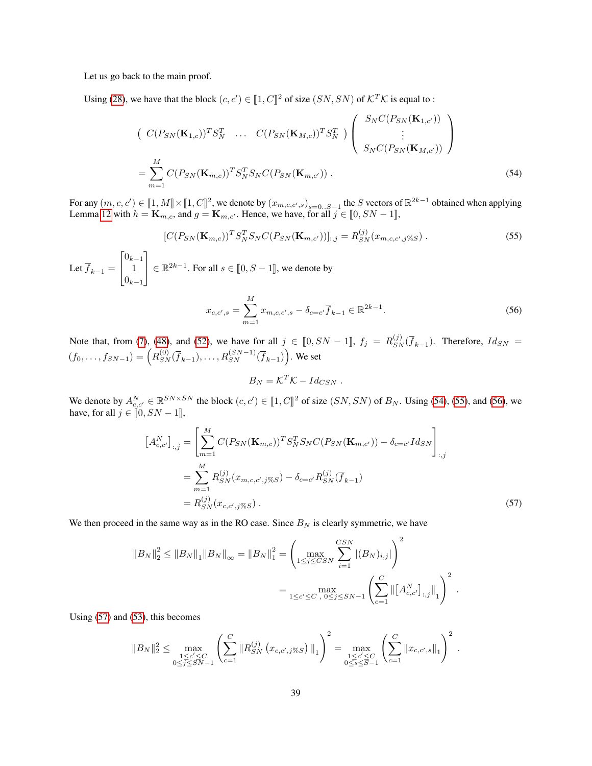Let us go back to the main proof.

Using (28), we have that the block $(c, c') \in [\![1, C]\!]^2$ of size $(SN, SN)$ of $\mathcal{K}^T\mathcal{K}$ is equal to :

$$
\begin{pmatrix} C(P_{SN}(\mathbf{K}_{1,c}))^T S_N^T & \dots & C(P_{SN}(\mathbf{K}_{M,c}))^T S_N^T \end{pmatrix} \begin{pmatrix} S_N C(P_{SN}(\mathbf{K}_{1,c'})) \\ \vdots \\ S_N C(P_{SN}(\mathbf{K}_{M,c'})) \end{pmatrix}
$$

$$
= \sum_{m=1}^{M} C(P_{SN}(\mathbf{K}_{m,c}))^T S_N^T S_N C(P_{SN}(\mathbf{K}_{m,c'})) \ . \tag{54}
$$

For any $(m, c, c') \in [\![1, M]\!] \times [\![1, C]\!]^2$, we denote by $(x_{m,c,c',s})_{s=0..S-1}$ the $S$ vectors of $\mathbb{R}^{2k-1}$ obtained when applying Lemma 12 with $h = \mathbf{K}_{m,c}$, and $g = \mathbf{K}_{m,c'}$. Hence, we have, for all $j \in [\![0, SN-1]\!]$,

$$
[C(P_{SN}(\mathbf{K}_{m,c}))^T S_N^T S_N C(P_{SN}(\mathbf{K}_{m,c'}))]_{:,j} = R_{SN}^{(j)}(x_{m,c,c',j\%S}) \ . \tag{55}
$$

Let $\overline{f}_{k-1} = \begin{bmatrix} 0_{k-1} \\ 1 \\ 0_{k-1} \end{bmatrix} \in \mathbb{R}^{2k-1}$. For all $s \in [\![0, S-1]\!]$, we denote by

$$
x_{c,c',s} = \sum_{m=1}^{M} x_{m,c,c',s} - \delta_{c=c'} \overline{f}_{k-1} \in \mathbb{R}^{2k-1}. \tag{56}
$$

Note that, from (7), (48), and (52), we have for all $j \in [\![0, SN-1]\!]$, $f_j = R_{SN}^{(j)}(\overline{f}_{k-1})$. Therefore, $Id_{SN} = (f_0, \dots, f_{SN-1}) = \left(R_{SN}^{(0)}(\overline{f}_{k-1}), \dots, R_{SN}^{(SN-1)}(\overline{f}_{k-1})\right)$. We set

$$
B_N = \mathcal{K}^T\mathcal{K} - Id_{CSN} \ .
$$

We denote by $A_{c,c'}^N \in \mathbb{R}^{SN \times SN}$ the block $(c, c') \in [\![1, C]\!]^2$ of size $(SN, SN)$ of $B_N$. Using (54), (55), and (56), we have, for all $j \in [\![0, SN-1]\!]$,

$$
\begin{aligned}
\left[A_{c,c'}^N\right]_{:,j} &= \left[\sum_{m=1}^{M} C(P_{SN}(\mathbf{K}_{m,c}))^T S_N^T S_N C(P_{SN}(\mathbf{K}_{m,c'})) - \delta_{c=c'} Id_{SN}\right]_{:,j} \\
&= \sum_{m=1}^{M} R_{SN}^{(j)}(x_{m,c,c',j\%S}) - \delta_{c=c'} R_{SN}^{(j)}(\overline{f}_{k-1}) \\
&= R_{SN}^{(j)}(x_{c,c',j\%S}) \ .
\end{aligned} \tag{57}
$$

We then proceed in the same way as in the RO case. Since $B_N$ is clearly symmetric, we have

$$
\begin{aligned}
\|B_N\|_2^2 \le \|B_N\|_1 \|B_N\|_\infty = \|B_N\|_1^2 &= \left(\max_{1 \le j \le CSN} \sum_{i=1}^{CSN} |(B_N)_{i,j}|\right)^2 \\
&= \max_{1 \le c' \le C \ , \ 0 \le j \le SN-1} \left(\sum_{c=1}^{C} \|\left[A_{c,c'}^N\right]_{:,j}\|_1\right)^2 .
\end{aligned}
$$

Using (57) and (53), this becomes

$$
\|B_N\|_2^2 \le \max_{\substack{1 \le c' \le C \\ 0 \le j \le SN-1}} \left(\sum_{c=1}^{C} \|R_{SN}^{(j)}\left(x_{c,c',j\%S}\right)\|_1\right)^2 = \max_{\substack{1 \le c' \le C \\ 0 \le s \le S-1}} \left(\sum_{c=1}^{C} \|x_{c,c',s}\|_1\right)^2 .
$$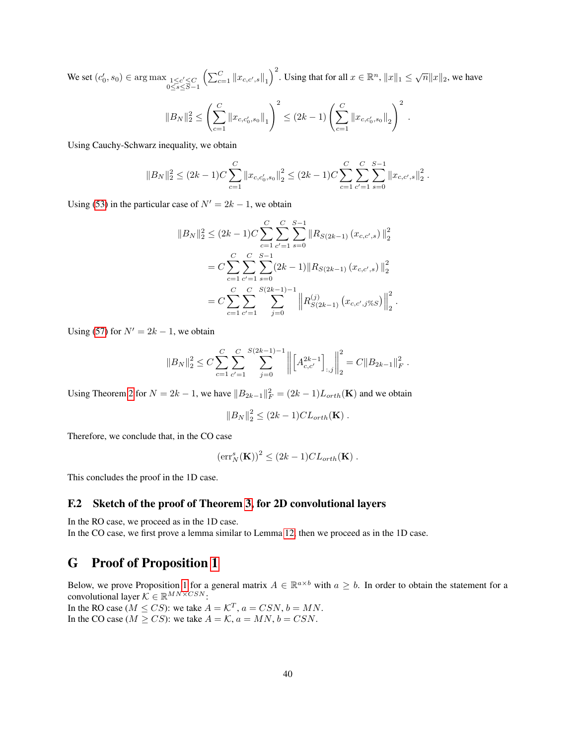We set $(c_0', s_0) \in \arg\max_{\substack{1\leq c' \leq C \\ 0 \leq s \leq S-1}} \left(\sum_{c=1}^{C} \|x_{c,c',s}\|_1\right)^2$. Using that for all $x \in \mathbb{R}^n$, $\|x\|_1 \leq \sqrt{n}\|x\|_2$, we have

$$\|B_N\|_2^2 \leq \left(\sum_{c=1}^{C} \|x_{c,c_0',s_0}\|_1\right)^2 \leq (2k-1)\left(\sum_{c=1}^{C} \|x_{c,c_0',s_0}\|_2\right)^2 .$$

Using Cauchy-Schwarz inequality, we obtain

$$\|B_N\|_2^2 \leq (2k-1)C\sum_{c=1}^{C} \|x_{c,c_0',s_0}\|_2^2 \leq (2k-1)C\sum_{c=1}^{C}\sum_{c'=1}^{C}\sum_{s=0}^{S-1} \|x_{c,c',s}\|_2^2 .$$

Using (53) in the particular case of $N' = 2k-1$, we obtain

$$\begin{aligned}
\|B_N\|_2^2 &\leq (2k-1)C\sum_{c=1}^{C}\sum_{c'=1}^{C}\sum_{s=0}^{S-1} \|R_{S(2k-1)}\left(x_{c,c',s}\right)\|_2^2 \\
&= C\sum_{c=1}^{C}\sum_{c'=1}^{C}\sum_{s=0}^{S-1} (2k-1)\|R_{S(2k-1)}\left(x_{c,c',s}\right)\|_2^2 \\
&= C\sum_{c=1}^{C}\sum_{c'=1}^{C}\sum_{j=0}^{S(2k-1)-1} \left\|R_{S(2k-1)}^{(j)}\left(x_{c,c',j\%S}\right)\right\|_2^2 .
\end{aligned}$$

Using (57) for $N' = 2k-1$, we obtain

$$\|B_N\|_2^2 \leq C\sum_{c=1}^{C}\sum_{c'=1}^{C}\sum_{j=0}^{S(2k-1)-1} \left\|\left[A_{c,c'}^{2k-1}\right]_{:,j}\right\|_2^2 = C\|B_{2k-1}\|_F^2 .$$

Using Theorem 2 for $N = 2k-1$, we have $\|B_{2k-1}\|_F^2 = (2k-1)L_{orth}(\mathbf{K})$ and we obtain

$$\|B_N\|_2^2 \leq (2k-1)CL_{orth}(\mathbf{K}) .$$

Therefore, we conclude that, in the CO case

$$\left(\mathrm{err}_N^s(\mathbf{K})\right)^2 \leq (2k-1)CL_{orth}(\mathbf{K}) .$$

This concludes the proof in the 1D case.

### F.2 Sketch of the proof of Theorem 3, for 2D convolutional layers

In the RO case, we proceed as in the 1D case.
In the CO case, we first prove a lemma similar to Lemma 12, then we proceed as in the 1D case.

## G Proof of Proposition 1

Below, we prove Proposition 1 for a general matrix $A \in \mathbb{R}^{a\times b}$ with $a \geq b$. In order to obtain the statement for a convolutional layer $\mathcal{K} \in \mathbb{R}^{MN\times CSN}$:
In the RO case ($M \leq CS$): we take $A = \mathcal{K}^T$, $a = CSN$, $b = MN$.
In the CO case ($M \geq CS$): we take $A = \mathcal{K}$, $a = MN$, $b = CSN$.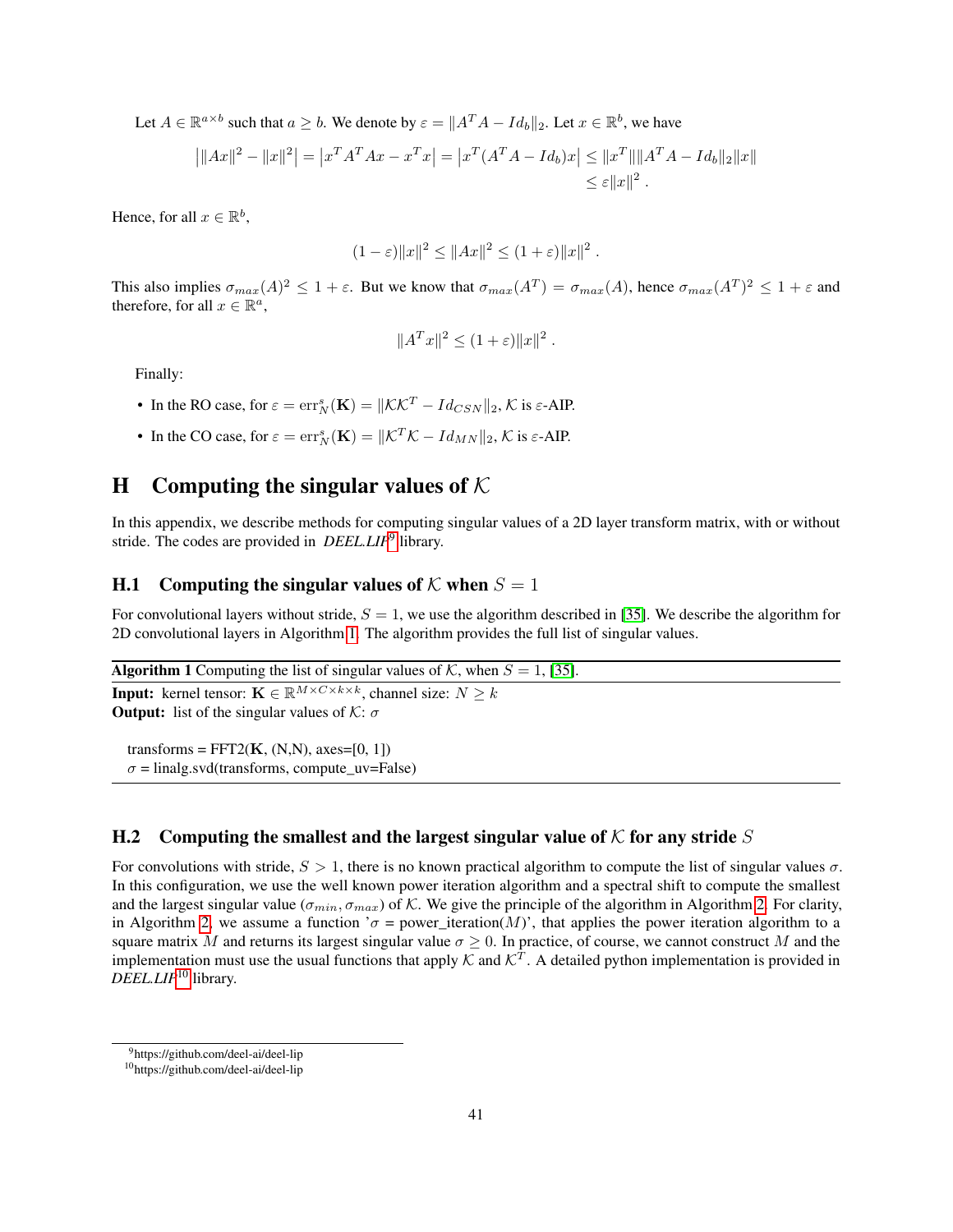Let $A \in \mathbb{R}^{a \times b}$ such that $a \geq b$. We denote by $\varepsilon = \|A^T A - Id_b\|_2$. Let $x \in \mathbb{R}^b$, we have

$$\left| \|Ax\|^2 - \|x\|^2 \right| = \left| x^T A^T A x - x^T x \right| = \left| x^T (A^T A - Id_b) x \right| \leq \|x^T\| \|A^T A - Id_b\|_2 \|x\| \\ \leq \varepsilon \|x\|^2 .$$

Hence, for all $x \in \mathbb{R}^b$,

$$(1 - \varepsilon)\|x\|^2 \leq \|Ax\|^2 \leq (1 + \varepsilon)\|x\|^2 .$$

This also implies $\sigma_{max}(A)^2 \leq 1 + \varepsilon$. But we know that $\sigma_{max}(A^T) = \sigma_{max}(A)$, hence $\sigma_{max}(A^T)^2 \leq 1 + \varepsilon$ and therefore, for all $x \in \mathbb{R}^a$,

$$\|A^T x\|^2 \leq (1 + \varepsilon)\|x\|^2 .$$

Finally:

- In the RO case, for $\varepsilon = \text{err}_N^s(\mathbf{K}) = \|\mathcal{K}\mathcal{K}^T - Id_{CSN}\|_2$, $\mathcal{K}$ is $\varepsilon$-AIP.
- In the CO case, for $\varepsilon = \text{err}_N^s(\mathbf{K}) = \|\mathcal{K}^T\mathcal{K} - Id_{MN}\|_2$, $\mathcal{K}$ is $\varepsilon$-AIP.

# H Computing the singular values of $\mathcal{K}$

In this appendix, we describe methods for computing singular values of a 2D layer transform matrix, with or without stride. The codes are provided in *DEEL.LIP*[9] library.

## H.1 Computing the singular values of $\mathcal{K}$ when $S = 1$

For convolutional layers without stride, $S = 1$, we use the algorithm described in [35]. We describe the algorithm for 2D convolutional layers in Algorithm 1. The algorithm provides the full list of singular values.

**Algorithm 1** Computing the list of singular values of $\mathcal{K}$, when $S = 1$, [35].

**Input:** kernel tensor: $\mathbf{K} \in \mathbb{R}^{M \times C \times k \times k}$, channel size: $N \geq k$
**Output:** list of the singular values of $\mathcal{K}$: $\sigma$

```
transforms = FFT2(K, (N,N), axes=[0, 1])
σ = linalg.svd(transforms, compute_uv=False)
```

## H.2 Computing the smallest and the largest singular value of $\mathcal{K}$ for any stride $S$

For convolutions with stride, $S > 1$, there is no known practical algorithm to compute the list of singular values $\sigma$. In this configuration, we use the well known power iteration algorithm and a spectral shift to compute the smallest and the largest singular value ($\sigma_{min}, \sigma_{max}$) of $\mathcal{K}$. We give the principle of the algorithm in Algorithm 2. For clarity, in Algorithm 2, we assume a function '$\sigma$ = power_iteration($M$)', that applies the power iteration algorithm to a square matrix $M$ and returns its largest singular value $\sigma \geq 0$. In practice, of course, we cannot construct $M$ and the implementation must use the usual functions that apply $\mathcal{K}$ and $\mathcal{K}^T$. A detailed python implementation is provided in *DEEL.LIP*[10] library.

[9] https://github.com/deel-ai/deel-lip
[10] https://github.com/deel-ai/deel-lip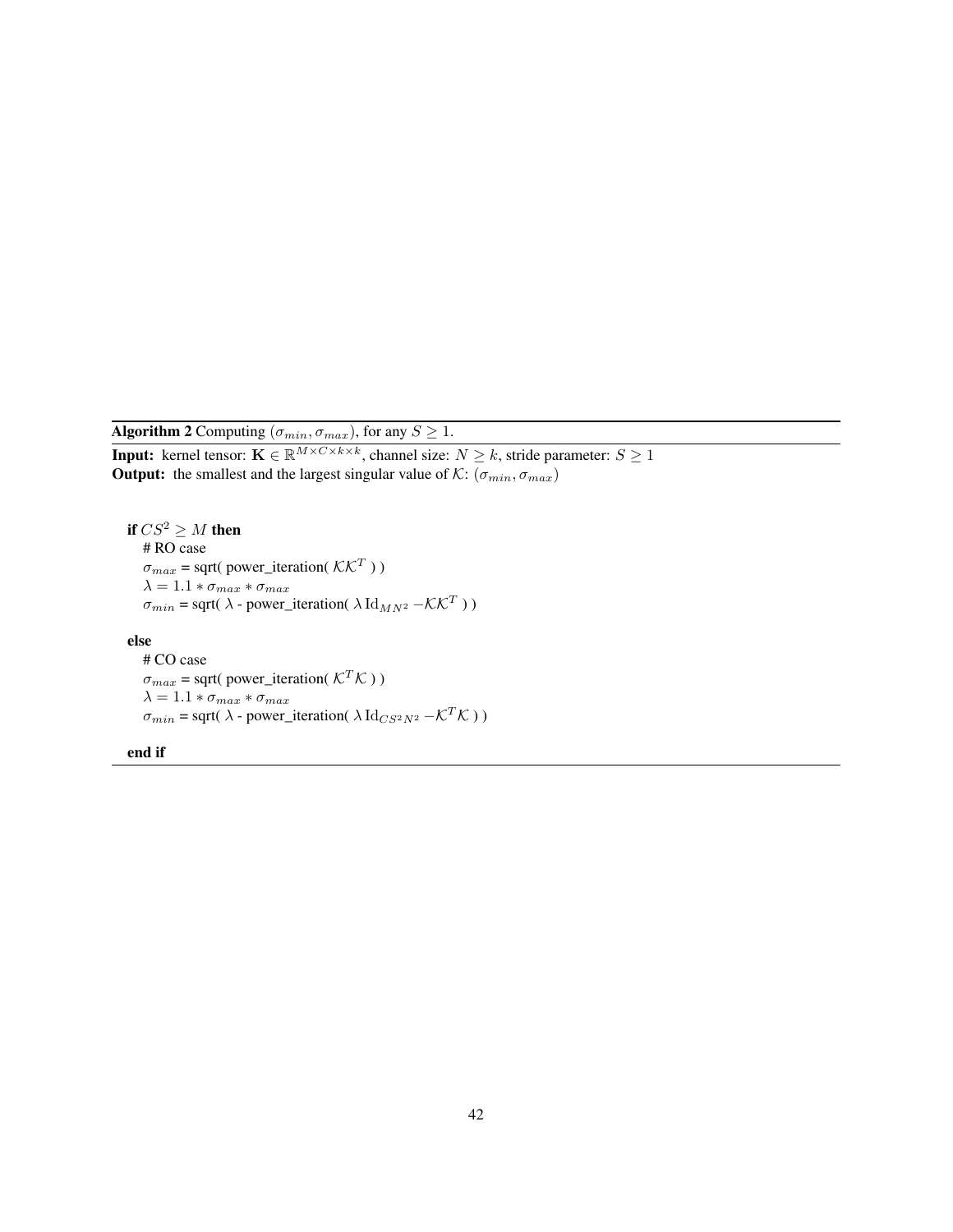**Algorithm 2** Computing $(\sigma_{min}, \sigma_{max})$, for any $S \geq 1$.

**Input:** kernel tensor: $\mathbf{K} \in \mathbb{R}^{M \times C \times k \times k}$, channel size: $N \geq k$, stride parameter: $S \geq 1$
**Output:** the smallest and the largest singular value of $\mathcal{K}$: $(\sigma_{min}, \sigma_{max})$

**if** $CS^2 \geq M$ **then**
  # RO case
  $\sigma_{max}$ = sqrt( power_iteration( $\mathcal{K}\mathcal{K}^T$ ) )
  $\lambda = 1.1 * \sigma_{max} * \sigma_{max}$
  $\sigma_{min}$ = sqrt( $\lambda$ - power_iteration( $\lambda \, \mathrm{Id}_{MN^2} - \mathcal{K}\mathcal{K}^T$ ) )

**else**
  # CO case
  $\sigma_{max}$ = sqrt( power_iteration( $\mathcal{K}^T\mathcal{K}$ ) )
  $\lambda = 1.1 * \sigma_{max} * \sigma_{max}$
  $\sigma_{min}$ = sqrt( $\lambda$ - power_iteration( $\lambda \, \mathrm{Id}_{CS^2N^2} - \mathcal{K}^T\mathcal{K}$ ) )

**end if**